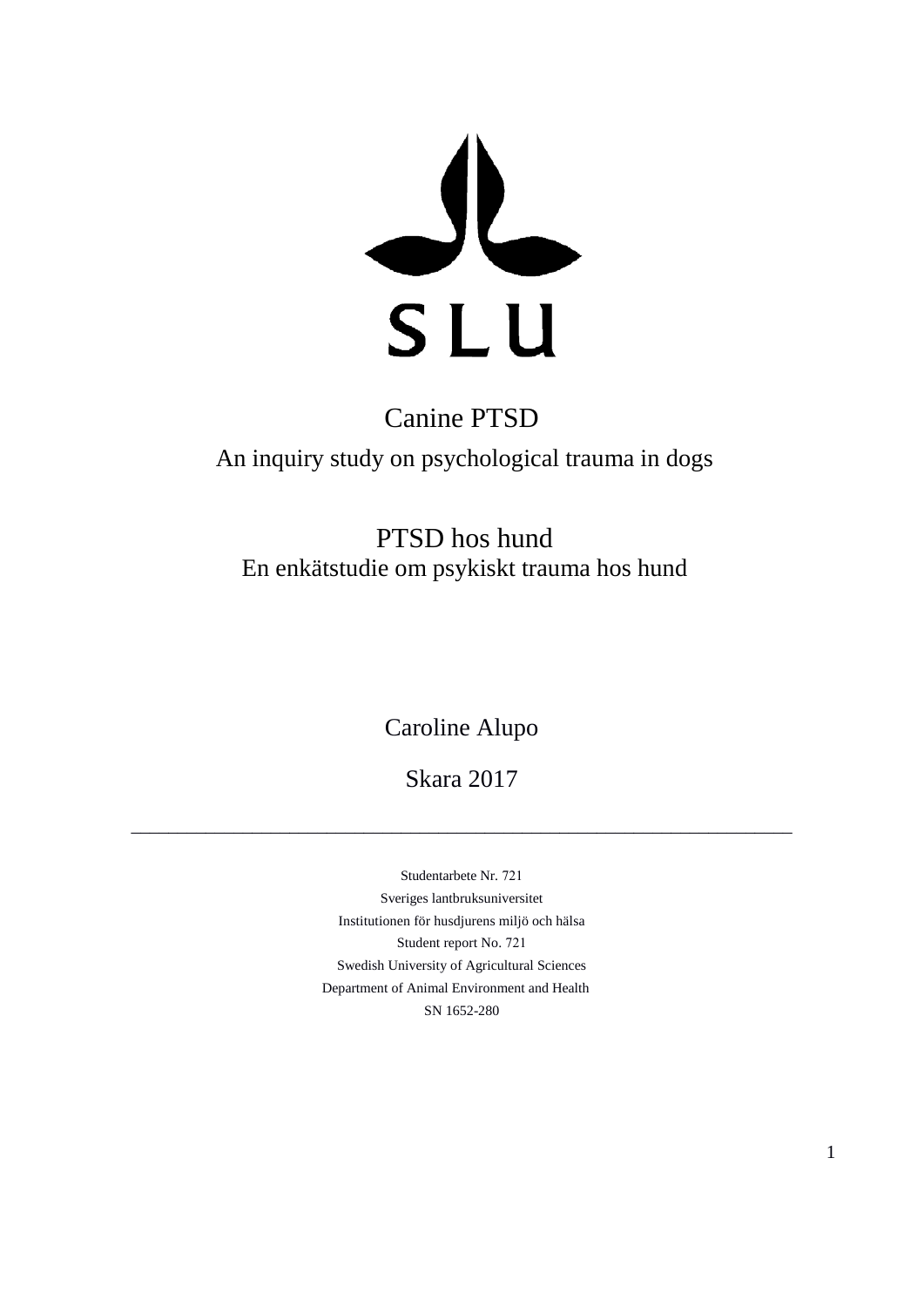SLU

# Canine PTSD

## An inquiry study on psychological trauma in dogs

# PTSD hos hund

## En enkätstudie om psykiskt trauma hos hund

Caroline Alupo

Skara 2017

---

Studentarbete Nr. 721

Sveriges lantbruksuniversitet

Institutionen för husdjurens miljö och hälsa

Student report No. 721

Swedish University of Agricultural Sciences

Department of Animal Environment and Health

SN 1652-280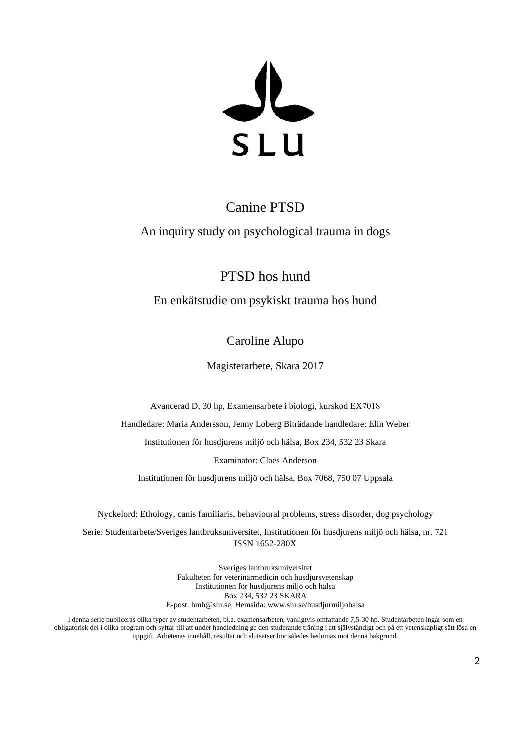SLU

# Canine PTSD

## An inquiry study on psychological trauma in dogs

# PTSD hos hund

## En enkätstudie om psykiskt trauma hos hund

Caroline Alupo

Magisterarbete, Skara 2017

Avancerad D, 30 hp, Examensarbete i biologi, kurskod EX7018

Handledare: Maria Andersson, Jenny Loberg Biträdande handledare: Elin Weber

Institutionen för husdjurens miljö och hälsa, Box 234, 532 23 Skara

Examinator: Claes Anderson

Institutionen för husdjurens miljö och hälsa, Box 7068, 750 07 Uppsala

Nyckelord: Ethology, canis familiaris, behavioural problems, stress disorder, dog psychology

Serie: Studentarbete/Sveriges lantbruksuniversitet, Institutionen för husdjurens miljö och hälsa, nr. 721
ISSN 1652-280X

Sveriges lantbruksuniversitet
Fakulteten för veterinärmedicin och husdjursvetenskap
Institutionen för husdjurens miljö och hälsa
Box 234, 532 23 SKARA
E-post: hmh@slu.se, Hemsida: www.slu.se/husdjurmiljohalsa

I denna serie publiceras olika typer av studentarbeten, bl.a. examensarbeten, vanligtvis omfattande 7,5-30 hp. Studentarbeten ingår som en obligatorisk del i olika program och syftar till att under handledning ge den studerande träning i att självständigt och på ett vetenskapligt sätt lösa en uppgift. Arbetenas innehåll, resultat och slutsatser bör således bedömas mot denna bakgrund.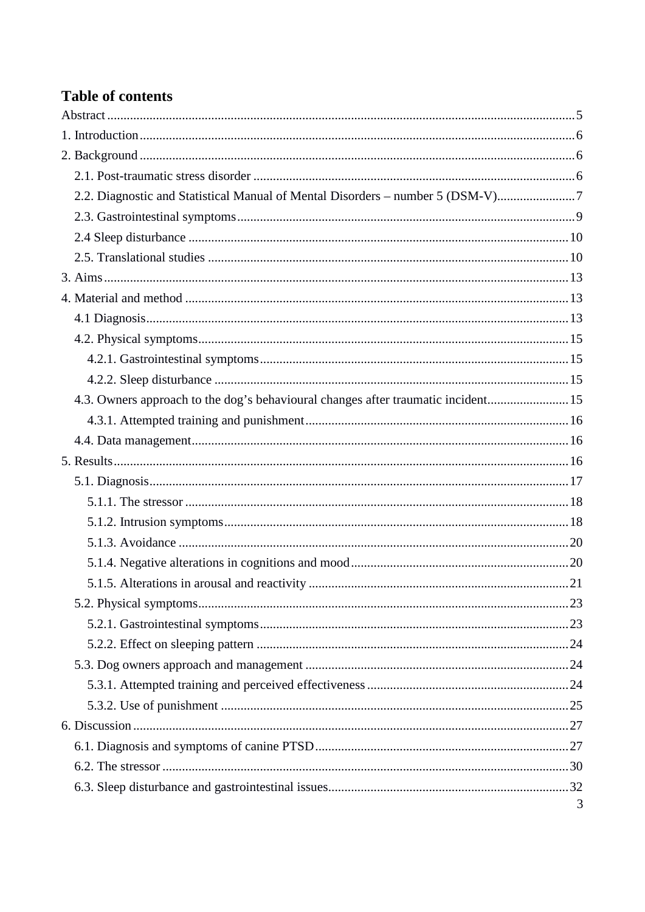## Table of contents

Abstract .......... 5
1. Introduction .......... 6
2. Background .......... 6
  2.1. Post-traumatic stress disorder .......... 6
  2.2. Diagnostic and Statistical Manual of Mental Disorders – number 5 (DSM-V) .......... 7
  2.3. Gastrointestinal symptoms .......... 9
  2.4 Sleep disturbance .......... 10
  2.5. Translational studies .......... 10
3. Aims .......... 13
4. Material and method .......... 13
  4.1 Diagnosis .......... 13
  4.2. Physical symptoms .......... 15
    4.2.1. Gastrointestinal symptoms .......... 15
    4.2.2. Sleep disturbance .......... 15
  4.3. Owners approach to the dog's behavioural changes after traumatic incident .......... 15
    4.3.1. Attempted training and punishment .......... 16
  4.4. Data management .......... 16
5. Results .......... 16
  5.1. Diagnosis .......... 17
    5.1.1. The stressor .......... 18
    5.1.2. Intrusion symptoms .......... 18
    5.1.3. Avoidance .......... 20
    5.1.4. Negative alterations in cognitions and mood .......... 20
    5.1.5. Alterations in arousal and reactivity .......... 21
  5.2. Physical symptoms .......... 23
    5.2.1. Gastrointestinal symptoms .......... 23
    5.2.2. Effect on sleeping pattern .......... 24
  5.3. Dog owners approach and management .......... 24
    5.3.1. Attempted training and perceived effectiveness .......... 24
    5.3.2. Use of punishment .......... 25
6. Discussion .......... 27
  6.1. Diagnosis and symptoms of canine PTSD .......... 27
  6.2. The stressor .......... 30
  6.3. Sleep disturbance and gastrointestinal issues .......... 32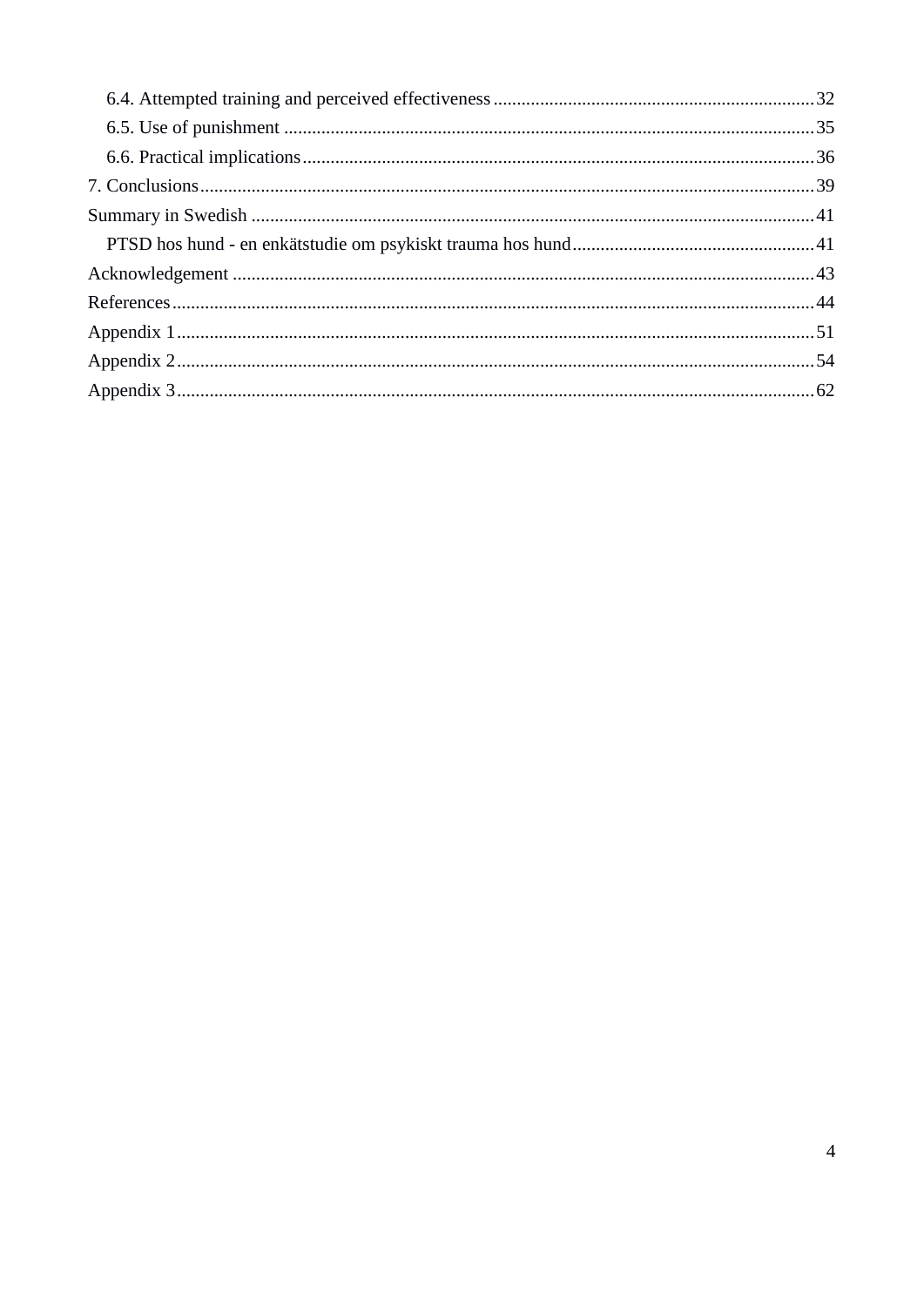- 6.4. Attempted training and perceived effectiveness ..... 32
- 6.5. Use of punishment ..... 35
- 6.6. Practical implications ..... 36

7. Conclusions ..... 39

Summary in Swedish ..... 41

- PTSD hos hund - en enkätstudie om psykiskt trauma hos hund ..... 41

Acknowledgement ..... 43

References ..... 44

Appendix 1 ..... 51

Appendix 2 ..... 54

Appendix 3 ..... 62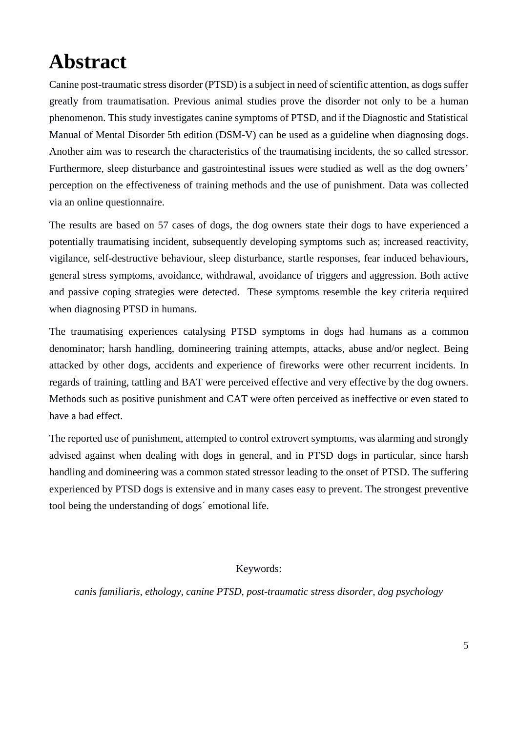# Abstract

Canine post-traumatic stress disorder (PTSD) is a subject in need of scientific attention, as dogs suffer greatly from traumatisation. Previous animal studies prove the disorder not only to be a human phenomenon. This study investigates canine symptoms of PTSD, and if the Diagnostic and Statistical Manual of Mental Disorder 5th edition (DSM-V) can be used as a guideline when diagnosing dogs. Another aim was to research the characteristics of the traumatising incidents, the so called stressor. Furthermore, sleep disturbance and gastrointestinal issues were studied as well as the dog owners' perception on the effectiveness of training methods and the use of punishment. Data was collected via an online questionnaire.

The results are based on 57 cases of dogs, the dog owners state their dogs to have experienced a potentially traumatising incident, subsequently developing symptoms such as; increased reactivity, vigilance, self-destructive behaviour, sleep disturbance, startle responses, fear induced behaviours, general stress symptoms, avoidance, withdrawal, avoidance of triggers and aggression. Both active and passive coping strategies were detected. These symptoms resemble the key criteria required when diagnosing PTSD in humans.

The traumatising experiences catalysing PTSD symptoms in dogs had humans as a common denominator; harsh handling, domineering training attempts, attacks, abuse and/or neglect. Being attacked by other dogs, accidents and experience of fireworks were other recurrent incidents. In regards of training, tattling and BAT were perceived effective and very effective by the dog owners. Methods such as positive punishment and CAT were often perceived as ineffective or even stated to have a bad effect.

The reported use of punishment, attempted to control extrovert symptoms, was alarming and strongly advised against when dealing with dogs in general, and in PTSD dogs in particular, since harsh handling and domineering was a common stated stressor leading to the onset of PTSD. The suffering experienced by PTSD dogs is extensive and in many cases easy to prevent. The strongest preventive tool being the understanding of dogs´ emotional life.

Keywords:

*canis familiaris, ethology, canine PTSD, post-traumatic stress disorder, dog psychology*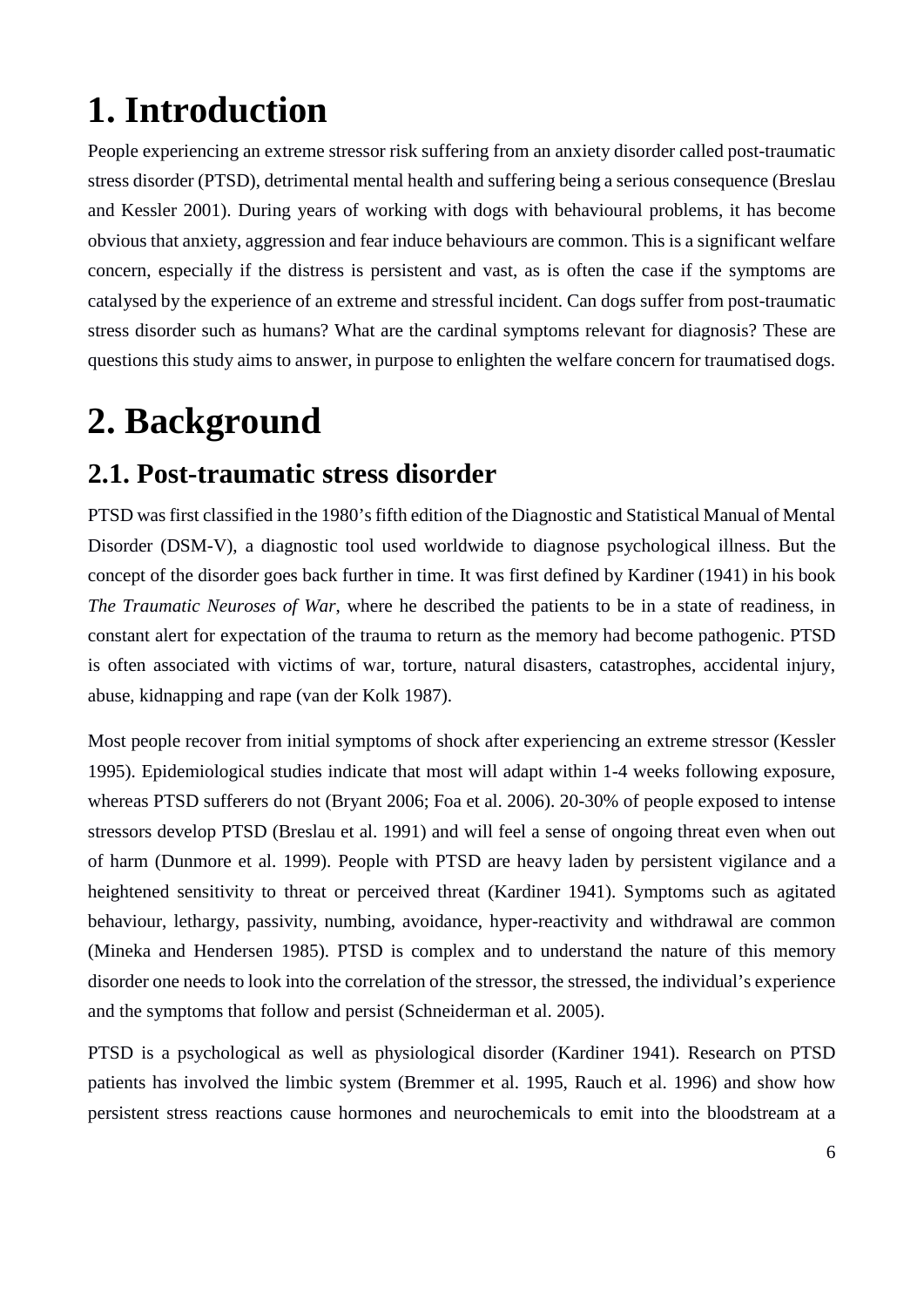# 1. Introduction

People experiencing an extreme stressor risk suffering from an anxiety disorder called post-traumatic stress disorder (PTSD), detrimental mental health and suffering being a serious consequence (Breslau and Kessler 2001). During years of working with dogs with behavioural problems, it has become obvious that anxiety, aggression and fear induce behaviours are common. This is a significant welfare concern, especially if the distress is persistent and vast, as is often the case if the symptoms are catalysed by the experience of an extreme and stressful incident. Can dogs suffer from post-traumatic stress disorder such as humans? What are the cardinal symptoms relevant for diagnosis? These are questions this study aims to answer, in purpose to enlighten the welfare concern for traumatised dogs.

# 2. Background

## 2.1. Post-traumatic stress disorder

PTSD was first classified in the 1980's fifth edition of the Diagnostic and Statistical Manual of Mental Disorder (DSM-V), a diagnostic tool used worldwide to diagnose psychological illness. But the concept of the disorder goes back further in time. It was first defined by Kardiner (1941) in his book *The Traumatic Neuroses of War*, where he described the patients to be in a state of readiness, in constant alert for expectation of the trauma to return as the memory had become pathogenic. PTSD is often associated with victims of war, torture, natural disasters, catastrophes, accidental injury, abuse, kidnapping and rape (van der Kolk 1987).

Most people recover from initial symptoms of shock after experiencing an extreme stressor (Kessler 1995). Epidemiological studies indicate that most will adapt within 1-4 weeks following exposure, whereas PTSD sufferers do not (Bryant 2006; Foa et al. 2006). 20-30% of people exposed to intense stressors develop PTSD (Breslau et al. 1991) and will feel a sense of ongoing threat even when out of harm (Dunmore et al. 1999). People with PTSD are heavy laden by persistent vigilance and a heightened sensitivity to threat or perceived threat (Kardiner 1941). Symptoms such as agitated behaviour, lethargy, passivity, numbing, avoidance, hyper-reactivity and withdrawal are common (Mineka and Hendersen 1985). PTSD is complex and to understand the nature of this memory disorder one needs to look into the correlation of the stressor, the stressed, the individual's experience and the symptoms that follow and persist (Schneiderman et al. 2005).

PTSD is a psychological as well as physiological disorder (Kardiner 1941). Research on PTSD patients has involved the limbic system (Bremmer et al. 1995, Rauch et al. 1996) and show how persistent stress reactions cause hormones and neurochemicals to emit into the bloodstream at a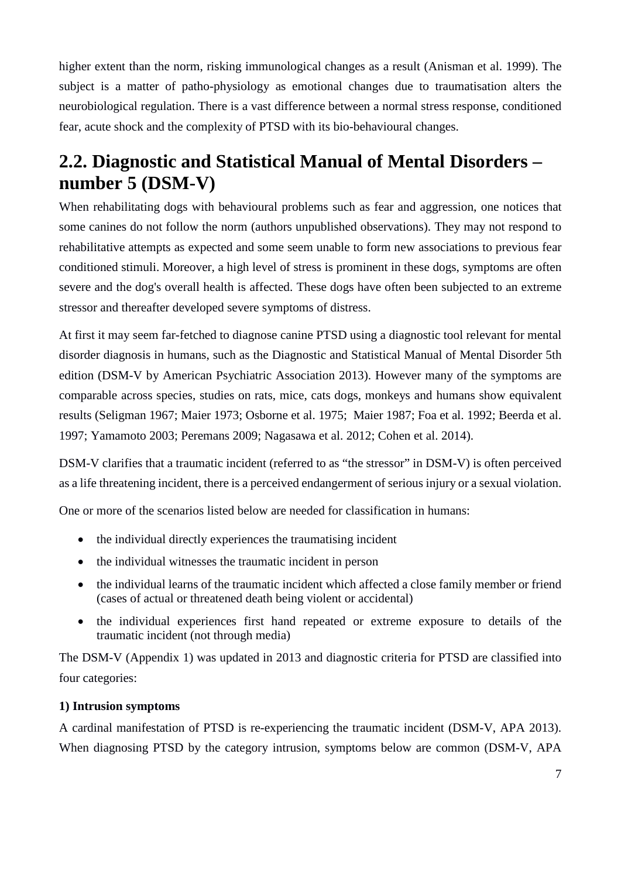higher extent than the norm, risking immunological changes as a result (Anisman et al. 1999). The subject is a matter of patho-physiology as emotional changes due to traumatisation alters the neurobiological regulation. There is a vast difference between a normal stress response, conditioned fear, acute shock and the complexity of PTSD with its bio-behavioural changes.

## 2.2. Diagnostic and Statistical Manual of Mental Disorders – number 5 (DSM-V)

When rehabilitating dogs with behavioural problems such as fear and aggression, one notices that some canines do not follow the norm (authors unpublished observations). They may not respond to rehabilitative attempts as expected and some seem unable to form new associations to previous fear conditioned stimuli. Moreover, a high level of stress is prominent in these dogs, symptoms are often severe and the dog's overall health is affected. These dogs have often been subjected to an extreme stressor and thereafter developed severe symptoms of distress.

At first it may seem far-fetched to diagnose canine PTSD using a diagnostic tool relevant for mental disorder diagnosis in humans, such as the Diagnostic and Statistical Manual of Mental Disorder 5th edition (DSM-V by American Psychiatric Association 2013). However many of the symptoms are comparable across species, studies on rats, mice, cats dogs, monkeys and humans show equivalent results (Seligman 1967; Maier 1973; Osborne et al. 1975; Maier 1987; Foa et al. 1992; Beerda et al. 1997; Yamamoto 2003; Peremans 2009; Nagasawa et al. 2012; Cohen et al. 2014).

DSM-V clarifies that a traumatic incident (referred to as "the stressor" in DSM-V) is often perceived as a life threatening incident, there is a perceived endangerment of serious injury or a sexual violation.

One or more of the scenarios listed below are needed for classification in humans:

- the individual directly experiences the traumatising incident
- the individual witnesses the traumatic incident in person
- the individual learns of the traumatic incident which affected a close family member or friend (cases of actual or threatened death being violent or accidental)
- the individual experiences first hand repeated or extreme exposure to details of the traumatic incident (not through media)

The DSM-V (Appendix 1) was updated in 2013 and diagnostic criteria for PTSD are classified into four categories:

**1) Intrusion symptoms**

A cardinal manifestation of PTSD is re-experiencing the traumatic incident (DSM-V, APA 2013). When diagnosing PTSD by the category intrusion, symptoms below are common (DSM-V, APA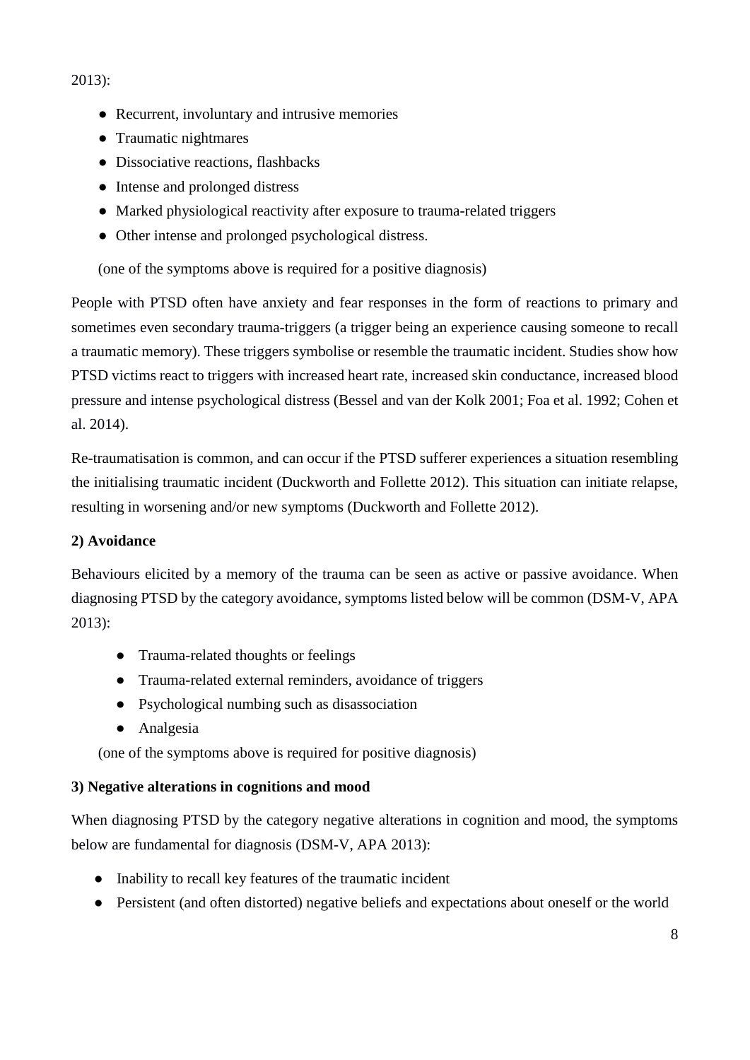2013):

- Recurrent, involuntary and intrusive memories
- Traumatic nightmares
- Dissociative reactions, flashbacks
- Intense and prolonged distress
- Marked physiological reactivity after exposure to trauma-related triggers
- Other intense and prolonged psychological distress.

(one of the symptoms above is required for a positive diagnosis)

People with PTSD often have anxiety and fear responses in the form of reactions to primary and sometimes even secondary trauma-triggers (a trigger being an experience causing someone to recall a traumatic memory). These triggers symbolise or resemble the traumatic incident. Studies show how PTSD victims react to triggers with increased heart rate, increased skin conductance, increased blood pressure and intense psychological distress (Bessel and van der Kolk 2001; Foa et al. 1992; Cohen et al. 2014).

Re-traumatisation is common, and can occur if the PTSD sufferer experiences a situation resembling the initialising traumatic incident (Duckworth and Follette 2012). This situation can initiate relapse, resulting in worsening and/or new symptoms (Duckworth and Follette 2012).

**2) Avoidance**

Behaviours elicited by a memory of the trauma can be seen as active or passive avoidance. When diagnosing PTSD by the category avoidance, symptoms listed below will be common (DSM-V, APA 2013):

- Trauma-related thoughts or feelings
- Trauma-related external reminders, avoidance of triggers
- Psychological numbing such as disassociation
- Analgesia

(one of the symptoms above is required for positive diagnosis)

**3) Negative alterations in cognitions and mood**

When diagnosing PTSD by the category negative alterations in cognition and mood, the symptoms below are fundamental for diagnosis (DSM-V, APA 2013):

- Inability to recall key features of the traumatic incident
- Persistent (and often distorted) negative beliefs and expectations about oneself or the world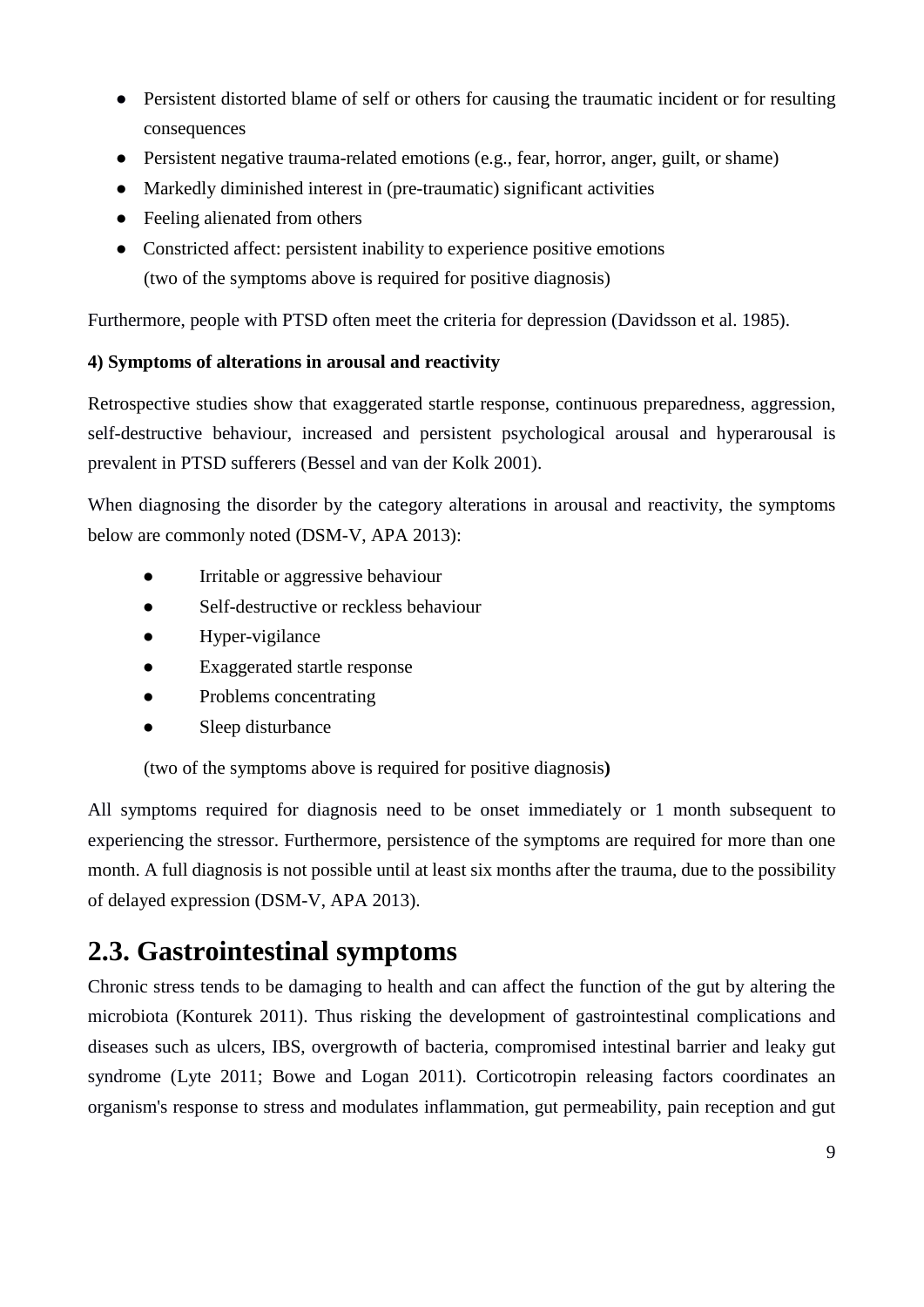- Persistent distorted blame of self or others for causing the traumatic incident or for resulting consequences
- Persistent negative trauma-related emotions (e.g., fear, horror, anger, guilt, or shame)
- Markedly diminished interest in (pre-traumatic) significant activities
- Feeling alienated from others
- Constricted affect: persistent inability to experience positive emotions
  (two of the symptoms above is required for positive diagnosis)

Furthermore, people with PTSD often meet the criteria for depression (Davidsson et al. 1985).

**4) Symptoms of alterations in arousal and reactivity**

Retrospective studies show that exaggerated startle response, continuous preparedness, aggression, self-destructive behaviour, increased and persistent psychological arousal and hyperarousal is prevalent in PTSD sufferers (Bessel and van der Kolk 2001).

When diagnosing the disorder by the category alterations in arousal and reactivity, the symptoms below are commonly noted (DSM-V, APA 2013):

- Irritable or aggressive behaviour
- Self-destructive or reckless behaviour
- Hyper-vigilance
- Exaggerated startle response
- Problems concentrating
- Sleep disturbance

(two of the symptoms above is required for positive diagnosis**)**

All symptoms required for diagnosis need to be onset immediately or 1 month subsequent to experiencing the stressor. Furthermore, persistence of the symptoms are required for more than one month. A full diagnosis is not possible until at least six months after the trauma, due to the possibility of delayed expression (DSM-V, APA 2013).

## 2.3. Gastrointestinal symptoms

Chronic stress tends to be damaging to health and can affect the function of the gut by altering the microbiota (Konturek 2011). Thus risking the development of gastrointestinal complications and diseases such as ulcers, IBS, overgrowth of bacteria, compromised intestinal barrier and leaky gut syndrome (Lyte 2011; Bowe and Logan 2011). Corticotropin releasing factors coordinates an organism's response to stress and modulates inflammation, gut permeability, pain reception and gut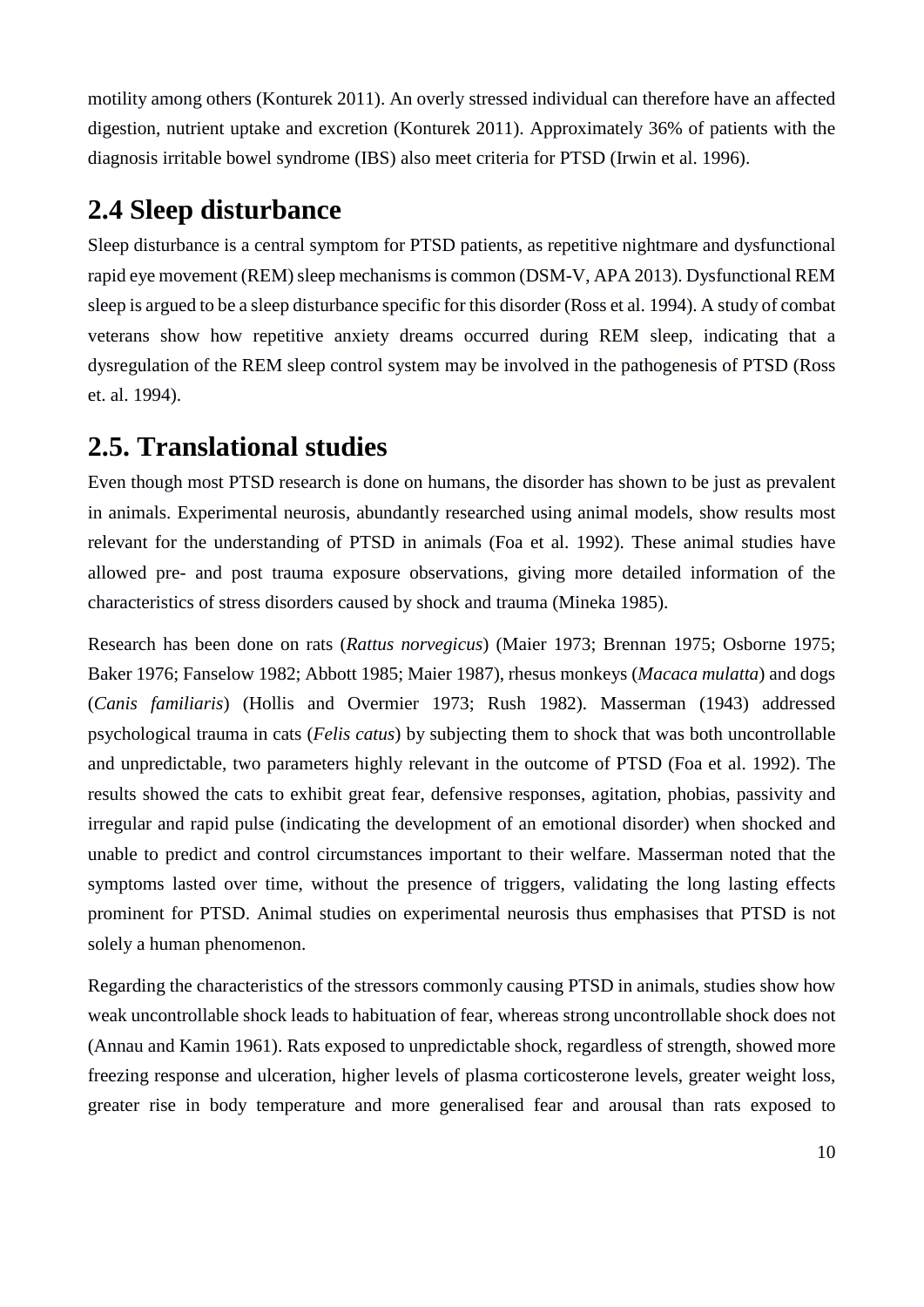motility among others (Konturek 2011). An overly stressed individual can therefore have an affected digestion, nutrient uptake and excretion (Konturek 2011). Approximately 36% of patients with the diagnosis irritable bowel syndrome (IBS) also meet criteria for PTSD (Irwin et al. 1996).

## 2.4 Sleep disturbance

Sleep disturbance is a central symptom for PTSD patients, as repetitive nightmare and dysfunctional rapid eye movement (REM) sleep mechanisms is common (DSM-V, APA 2013). Dysfunctional REM sleep is argued to be a sleep disturbance specific for this disorder (Ross et al. 1994). A study of combat veterans show how repetitive anxiety dreams occurred during REM sleep, indicating that a dysregulation of the REM sleep control system may be involved in the pathogenesis of PTSD (Ross et. al. 1994).

## 2.5. Translational studies

Even though most PTSD research is done on humans, the disorder has shown to be just as prevalent in animals. Experimental neurosis, abundantly researched using animal models, show results most relevant for the understanding of PTSD in animals (Foa et al. 1992). These animal studies have allowed pre- and post trauma exposure observations, giving more detailed information of the characteristics of stress disorders caused by shock and trauma (Mineka 1985).

Research has been done on rats (*Rattus norvegicus*) (Maier 1973; Brennan 1975; Osborne 1975; Baker 1976; Fanselow 1982; Abbott 1985; Maier 1987), rhesus monkeys (*Macaca mulatta*) and dogs (*Canis familiaris*) (Hollis and Overmier 1973; Rush 1982). Masserman (1943) addressed psychological trauma in cats (*Felis catus*) by subjecting them to shock that was both uncontrollable and unpredictable, two parameters highly relevant in the outcome of PTSD (Foa et al. 1992). The results showed the cats to exhibit great fear, defensive responses, agitation, phobias, passivity and irregular and rapid pulse (indicating the development of an emotional disorder) when shocked and unable to predict and control circumstances important to their welfare. Masserman noted that the symptoms lasted over time, without the presence of triggers, validating the long lasting effects prominent for PTSD. Animal studies on experimental neurosis thus emphasises that PTSD is not solely a human phenomenon.

Regarding the characteristics of the stressors commonly causing PTSD in animals, studies show how weak uncontrollable shock leads to habituation of fear, whereas strong uncontrollable shock does not (Annau and Kamin 1961). Rats exposed to unpredictable shock, regardless of strength, showed more freezing response and ulceration, higher levels of plasma corticosterone levels, greater weight loss, greater rise in body temperature and more generalised fear and arousal than rats exposed to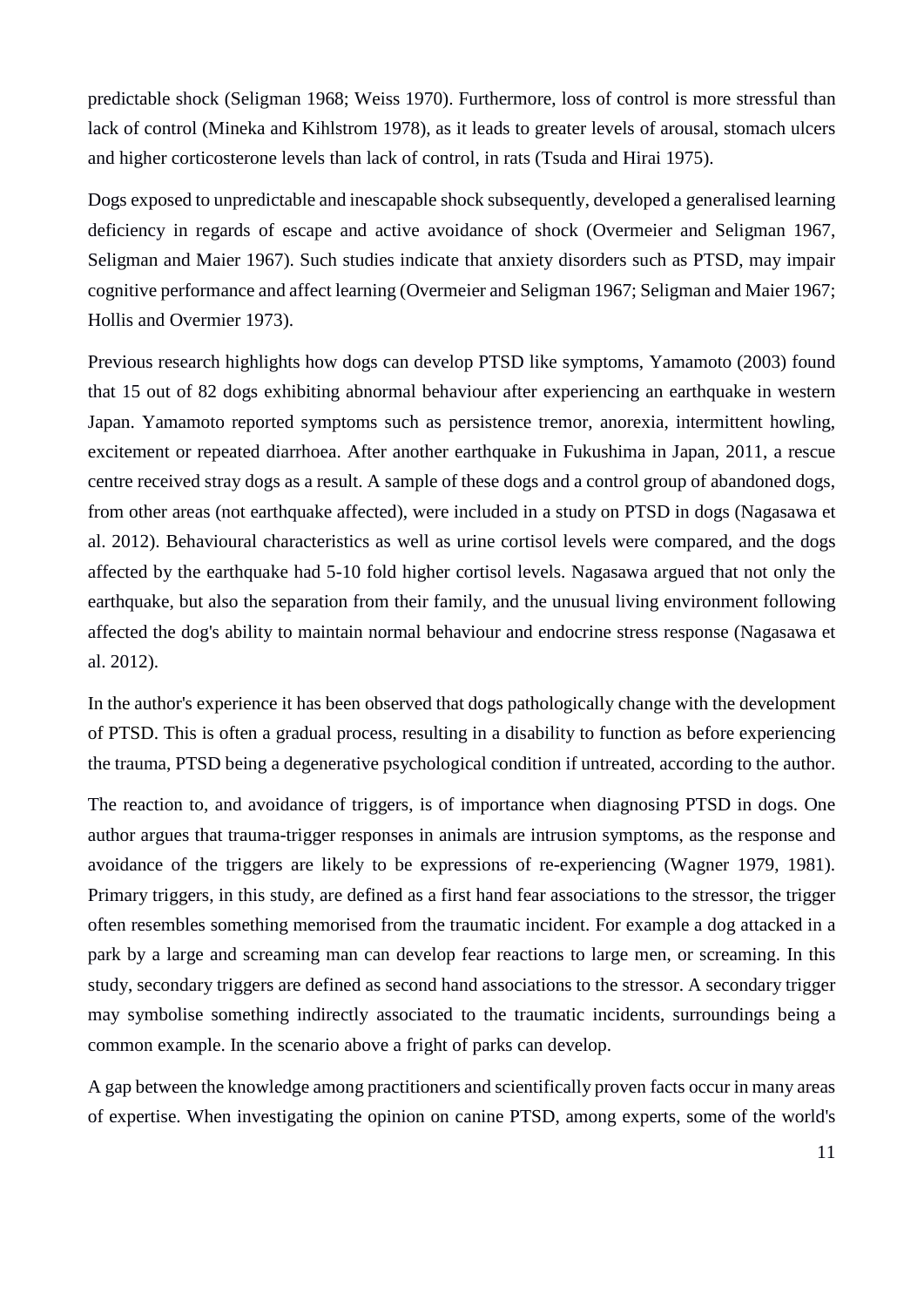predictable shock (Seligman 1968; Weiss 1970). Furthermore, loss of control is more stressful than lack of control (Mineka and Kihlstrom 1978), as it leads to greater levels of arousal, stomach ulcers and higher corticosterone levels than lack of control, in rats (Tsuda and Hirai 1975).

Dogs exposed to unpredictable and inescapable shock subsequently, developed a generalised learning deficiency in regards of escape and active avoidance of shock (Overmeier and Seligman 1967, Seligman and Maier 1967). Such studies indicate that anxiety disorders such as PTSD, may impair cognitive performance and affect learning (Overmeier and Seligman 1967; Seligman and Maier 1967; Hollis and Overmier 1973).

Previous research highlights how dogs can develop PTSD like symptoms, Yamamoto (2003) found that 15 out of 82 dogs exhibiting abnormal behaviour after experiencing an earthquake in western Japan. Yamamoto reported symptoms such as persistence tremor, anorexia, intermittent howling, excitement or repeated diarrhoea. After another earthquake in Fukushima in Japan, 2011, a rescue centre received stray dogs as a result. A sample of these dogs and a control group of abandoned dogs, from other areas (not earthquake affected), were included in a study on PTSD in dogs (Nagasawa et al. 2012). Behavioural characteristics as well as urine cortisol levels were compared, and the dogs affected by the earthquake had 5-10 fold higher cortisol levels. Nagasawa argued that not only the earthquake, but also the separation from their family, and the unusual living environment following affected the dog's ability to maintain normal behaviour and endocrine stress response (Nagasawa et al. 2012).

In the author's experience it has been observed that dogs pathologically change with the development of PTSD. This is often a gradual process, resulting in a disability to function as before experiencing the trauma, PTSD being a degenerative psychological condition if untreated, according to the author.

The reaction to, and avoidance of triggers, is of importance when diagnosing PTSD in dogs. One author argues that trauma-trigger responses in animals are intrusion symptoms, as the response and avoidance of the triggers are likely to be expressions of re-experiencing (Wagner 1979, 1981). Primary triggers, in this study, are defined as a first hand fear associations to the stressor, the trigger often resembles something memorised from the traumatic incident. For example a dog attacked in a park by a large and screaming man can develop fear reactions to large men, or screaming. In this study, secondary triggers are defined as second hand associations to the stressor. A secondary trigger may symbolise something indirectly associated to the traumatic incidents, surroundings being a common example. In the scenario above a fright of parks can develop.

A gap between the knowledge among practitioners and scientifically proven facts occur in many areas of expertise. When investigating the opinion on canine PTSD, among experts, some of the world's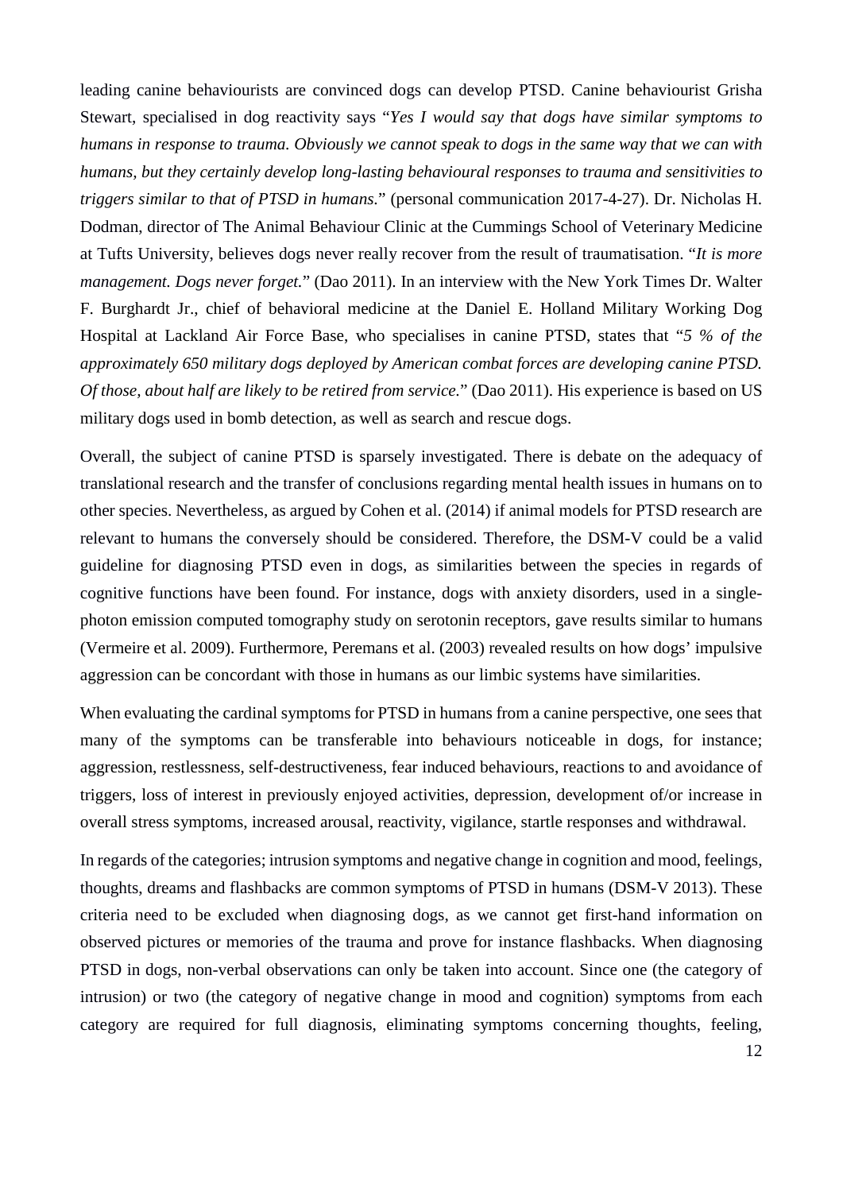leading canine behaviourists are convinced dogs can develop PTSD. Canine behaviourist Grisha Stewart, specialised in dog reactivity says "*Yes I would say that dogs have similar symptoms to humans in response to trauma. Obviously we cannot speak to dogs in the same way that we can with humans, but they certainly develop long-lasting behavioural responses to trauma and sensitivities to triggers similar to that of PTSD in humans.*" (personal communication 2017-4-27). Dr. Nicholas H. Dodman, director of The Animal Behaviour Clinic at the Cummings School of Veterinary Medicine at Tufts University, believes dogs never really recover from the result of traumatisation. "*It is more management. Dogs never forget.*" (Dao 2011). In an interview with the New York Times Dr. Walter F. Burghardt Jr., chief of behavioral medicine at the Daniel E. Holland Military Working Dog Hospital at Lackland Air Force Base, who specialises in canine PTSD, states that "*5 % of the approximately 650 military dogs deployed by American combat forces are developing canine PTSD. Of those, about half are likely to be retired from service.*" (Dao 2011). His experience is based on US military dogs used in bomb detection, as well as search and rescue dogs.

Overall, the subject of canine PTSD is sparsely investigated. There is debate on the adequacy of translational research and the transfer of conclusions regarding mental health issues in humans on to other species. Nevertheless, as argued by Cohen et al. (2014) if animal models for PTSD research are relevant to humans the conversely should be considered. Therefore, the DSM-V could be a valid guideline for diagnosing PTSD even in dogs, as similarities between the species in regards of cognitive functions have been found. For instance, dogs with anxiety disorders, used in a single-photon emission computed tomography study on serotonin receptors, gave results similar to humans (Vermeire et al. 2009). Furthermore, Peremans et al. (2003) revealed results on how dogs' impulsive aggression can be concordant with those in humans as our limbic systems have similarities.

When evaluating the cardinal symptoms for PTSD in humans from a canine perspective, one sees that many of the symptoms can be transferable into behaviours noticeable in dogs, for instance; aggression, restlessness, self-destructiveness, fear induced behaviours, reactions to and avoidance of triggers, loss of interest in previously enjoyed activities, depression, development of/or increase in overall stress symptoms, increased arousal, reactivity, vigilance, startle responses and withdrawal.

In regards of the categories; intrusion symptoms and negative change in cognition and mood, feelings, thoughts, dreams and flashbacks are common symptoms of PTSD in humans (DSM-V 2013). These criteria need to be excluded when diagnosing dogs, as we cannot get first-hand information on observed pictures or memories of the trauma and prove for instance flashbacks. When diagnosing PTSD in dogs, non-verbal observations can only be taken into account. Since one (the category of intrusion) or two (the category of negative change in mood and cognition) symptoms from each category are required for full diagnosis, eliminating symptoms concerning thoughts, feeling,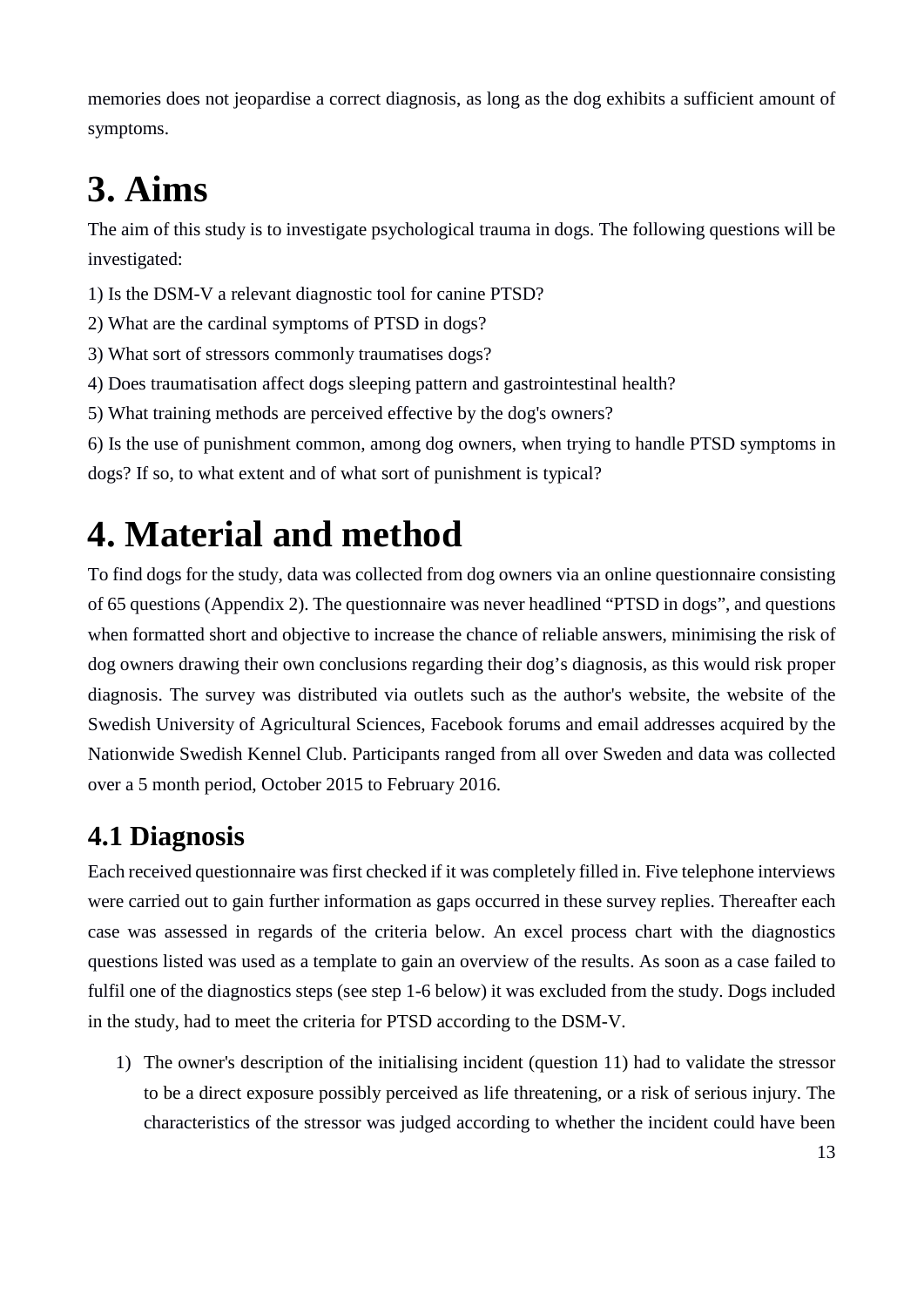memories does not jeopardise a correct diagnosis, as long as the dog exhibits a sufficient amount of symptoms.

# 3. Aims

The aim of this study is to investigate psychological trauma in dogs. The following questions will be investigated:

1) Is the DSM-V a relevant diagnostic tool for canine PTSD?

2) What are the cardinal symptoms of PTSD in dogs?

3) What sort of stressors commonly traumatises dogs?

4) Does traumatisation affect dogs sleeping pattern and gastrointestinal health?

5) What training methods are perceived effective by the dog's owners?

6) Is the use of punishment common, among dog owners, when trying to handle PTSD symptoms in dogs? If so, to what extent and of what sort of punishment is typical?

# 4. Material and method

To find dogs for the study, data was collected from dog owners via an online questionnaire consisting of 65 questions (Appendix 2). The questionnaire was never headlined "PTSD in dogs", and questions when formatted short and objective to increase the chance of reliable answers, minimising the risk of dog owners drawing their own conclusions regarding their dog's diagnosis, as this would risk proper diagnosis. The survey was distributed via outlets such as the author's website, the website of the Swedish University of Agricultural Sciences, Facebook forums and email addresses acquired by the Nationwide Swedish Kennel Club. Participants ranged from all over Sweden and data was collected over a 5 month period, October 2015 to February 2016.

## 4.1 Diagnosis

Each received questionnaire was first checked if it was completely filled in. Five telephone interviews were carried out to gain further information as gaps occurred in these survey replies. Thereafter each case was assessed in regards of the criteria below. An excel process chart with the diagnostics questions listed was used as a template to gain an overview of the results. As soon as a case failed to fulfil one of the diagnostics steps (see step 1-6 below) it was excluded from the study. Dogs included in the study, had to meet the criteria for PTSD according to the DSM-V.

1) The owner's description of the initialising incident (question 11) had to validate the stressor to be a direct exposure possibly perceived as life threatening, or a risk of serious injury. The characteristics of the stressor was judged according to whether the incident could have been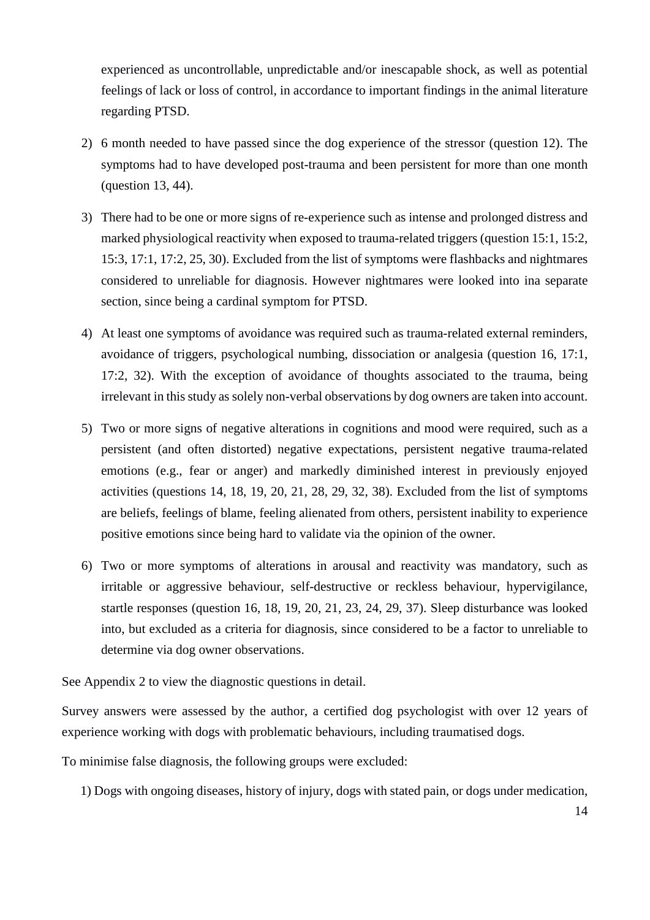experienced as uncontrollable, unpredictable and/or inescapable shock, as well as potential feelings of lack or loss of control, in accordance to important findings in the animal literature regarding PTSD.

2) 6 month needed to have passed since the dog experience of the stressor (question 12). The symptoms had to have developed post-trauma and been persistent for more than one month (question 13, 44).

3) There had to be one or more signs of re-experience such as intense and prolonged distress and marked physiological reactivity when exposed to trauma-related triggers (question 15:1, 15:2, 15:3, 17:1, 17:2, 25, 30). Excluded from the list of symptoms were flashbacks and nightmares considered to unreliable for diagnosis. However nightmares were looked into ina separate section, since being a cardinal symptom for PTSD.

4) At least one symptoms of avoidance was required such as trauma-related external reminders, avoidance of triggers, psychological numbing, dissociation or analgesia (question 16, 17:1, 17:2, 32). With the exception of avoidance of thoughts associated to the trauma, being irrelevant in this study as solely non-verbal observations by dog owners are taken into account.

5) Two or more signs of negative alterations in cognitions and mood were required, such as a persistent (and often distorted) negative expectations, persistent negative trauma-related emotions (e.g., fear or anger) and markedly diminished interest in previously enjoyed activities (questions 14, 18, 19, 20, 21, 28, 29, 32, 38). Excluded from the list of symptoms are beliefs, feelings of blame, feeling alienated from others, persistent inability to experience positive emotions since being hard to validate via the opinion of the owner.

6) Two or more symptoms of alterations in arousal and reactivity was mandatory, such as irritable or aggressive behaviour, self-destructive or reckless behaviour, hypervigilance, startle responses (question 16, 18, 19, 20, 21, 23, 24, 29, 37). Sleep disturbance was looked into, but excluded as a criteria for diagnosis, since considered to be a factor to unreliable to determine via dog owner observations.

See Appendix 2 to view the diagnostic questions in detail.

Survey answers were assessed by the author, a certified dog psychologist with over 12 years of experience working with dogs with problematic behaviours, including traumatised dogs.

To minimise false diagnosis, the following groups were excluded:

1) Dogs with ongoing diseases, history of injury, dogs with stated pain, or dogs under medication,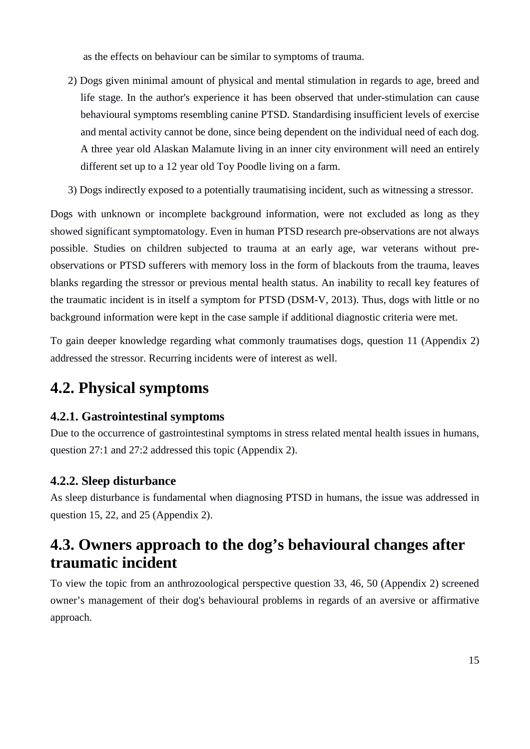as the effects on behaviour can be similar to symptoms of trauma.

2) Dogs given minimal amount of physical and mental stimulation in regards to age, breed and life stage. In the author's experience it has been observed that under-stimulation can cause behavioural symptoms resembling canine PTSD. Standardising insufficient levels of exercise and mental activity cannot be done, since being dependent on the individual need of each dog. A three year old Alaskan Malamute living in an inner city environment will need an entirely different set up to a 12 year old Toy Poodle living on a farm.

3) Dogs indirectly exposed to a potentially traumatising incident, such as witnessing a stressor.

Dogs with unknown or incomplete background information, were not excluded as long as they showed significant symptomatology. Even in human PTSD research pre-observations are not always possible. Studies on children subjected to trauma at an early age, war veterans without pre-observations or PTSD sufferers with memory loss in the form of blackouts from the trauma, leaves blanks regarding the stressor or previous mental health status. An inability to recall key features of the traumatic incident is in itself a symptom for PTSD (DSM-V, 2013). Thus, dogs with little or no background information were kept in the case sample if additional diagnostic criteria were met.

To gain deeper knowledge regarding what commonly traumatises dogs, question 11 (Appendix 2) addressed the stressor. Recurring incidents were of interest as well.

## 4.2. Physical symptoms

### 4.2.1. Gastrointestinal symptoms

Due to the occurrence of gastrointestinal symptoms in stress related mental health issues in humans, question 27:1 and 27:2 addressed this topic (Appendix 2).

### 4.2.2. Sleep disturbance

As sleep disturbance is fundamental when diagnosing PTSD in humans, the issue was addressed in question 15, 22, and 25 (Appendix 2).

## 4.3. Owners approach to the dog's behavioural changes after traumatic incident

To view the topic from an anthrozoological perspective question 33, 46, 50 (Appendix 2) screened owner's management of their dog's behavioural problems in regards of an aversive or affirmative approach.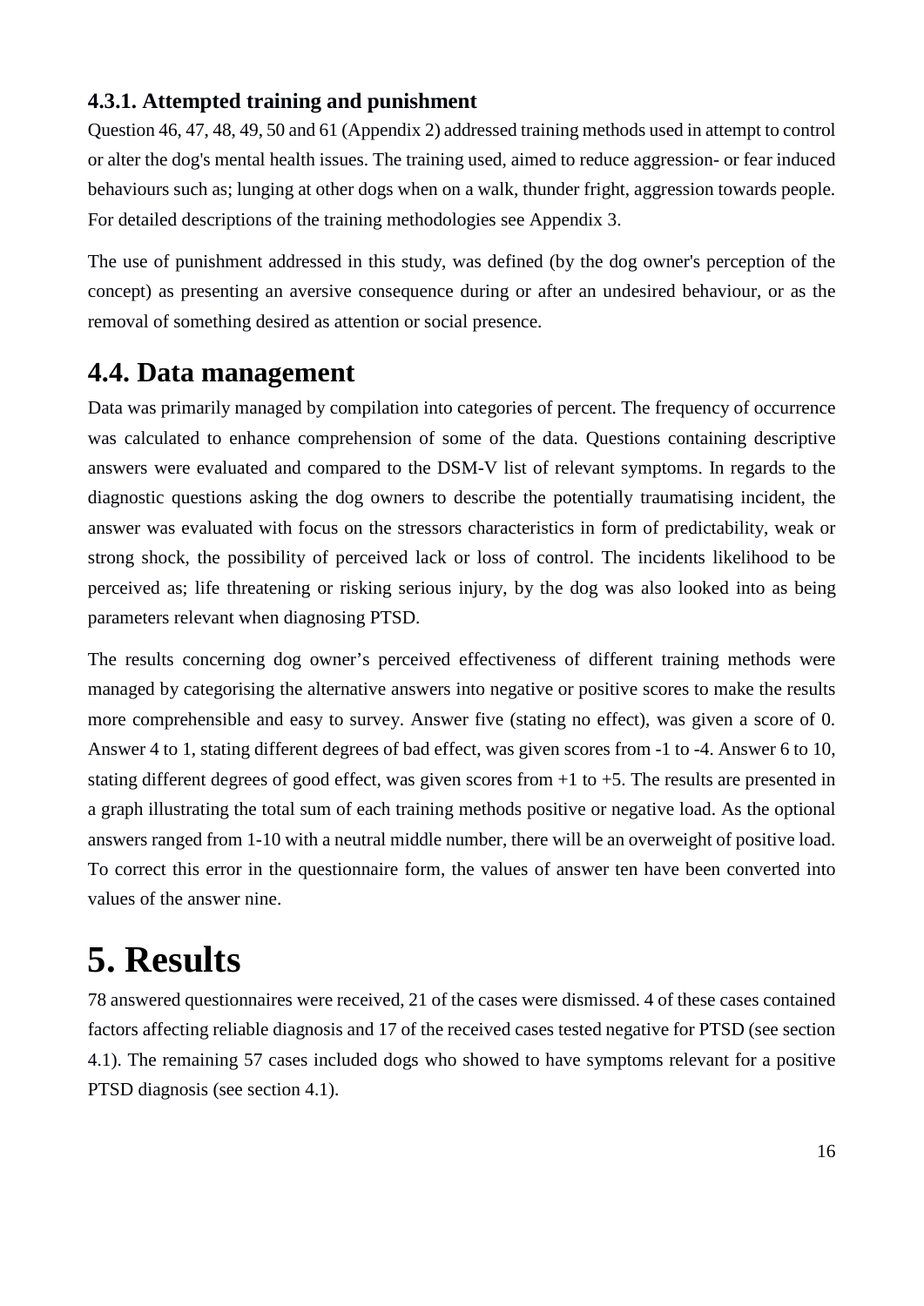### 4.3.1. Attempted training and punishment

Question 46, 47, 48, 49, 50 and 61 (Appendix 2) addressed training methods used in attempt to control or alter the dog's mental health issues. The training used, aimed to reduce aggression- or fear induced behaviours such as; lunging at other dogs when on a walk, thunder fright, aggression towards people. For detailed descriptions of the training methodologies see Appendix 3.

The use of punishment addressed in this study, was defined (by the dog owner's perception of the concept) as presenting an aversive consequence during or after an undesired behaviour, or as the removal of something desired as attention or social presence.

## 4.4. Data management

Data was primarily managed by compilation into categories of percent. The frequency of occurrence was calculated to enhance comprehension of some of the data. Questions containing descriptive answers were evaluated and compared to the DSM-V list of relevant symptoms. In regards to the diagnostic questions asking the dog owners to describe the potentially traumatising incident, the answer was evaluated with focus on the stressors characteristics in form of predictability, weak or strong shock, the possibility of perceived lack or loss of control. The incidents likelihood to be perceived as; life threatening or risking serious injury, by the dog was also looked into as being parameters relevant when diagnosing PTSD.

The results concerning dog owner's perceived effectiveness of different training methods were managed by categorising the alternative answers into negative or positive scores to make the results more comprehensible and easy to survey. Answer five (stating no effect), was given a score of 0. Answer 4 to 1, stating different degrees of bad effect, was given scores from -1 to -4. Answer 6 to 10, stating different degrees of good effect, was given scores from +1 to +5. The results are presented in a graph illustrating the total sum of each training methods positive or negative load. As the optional answers ranged from 1-10 with a neutral middle number, there will be an overweight of positive load. To correct this error in the questionnaire form, the values of answer ten have been converted into values of the answer nine.

# 5. Results

78 answered questionnaires were received, 21 of the cases were dismissed. 4 of these cases contained factors affecting reliable diagnosis and 17 of the received cases tested negative for PTSD (see section 4.1). The remaining 57 cases included dogs who showed to have symptoms relevant for a positive PTSD diagnosis (see section 4.1).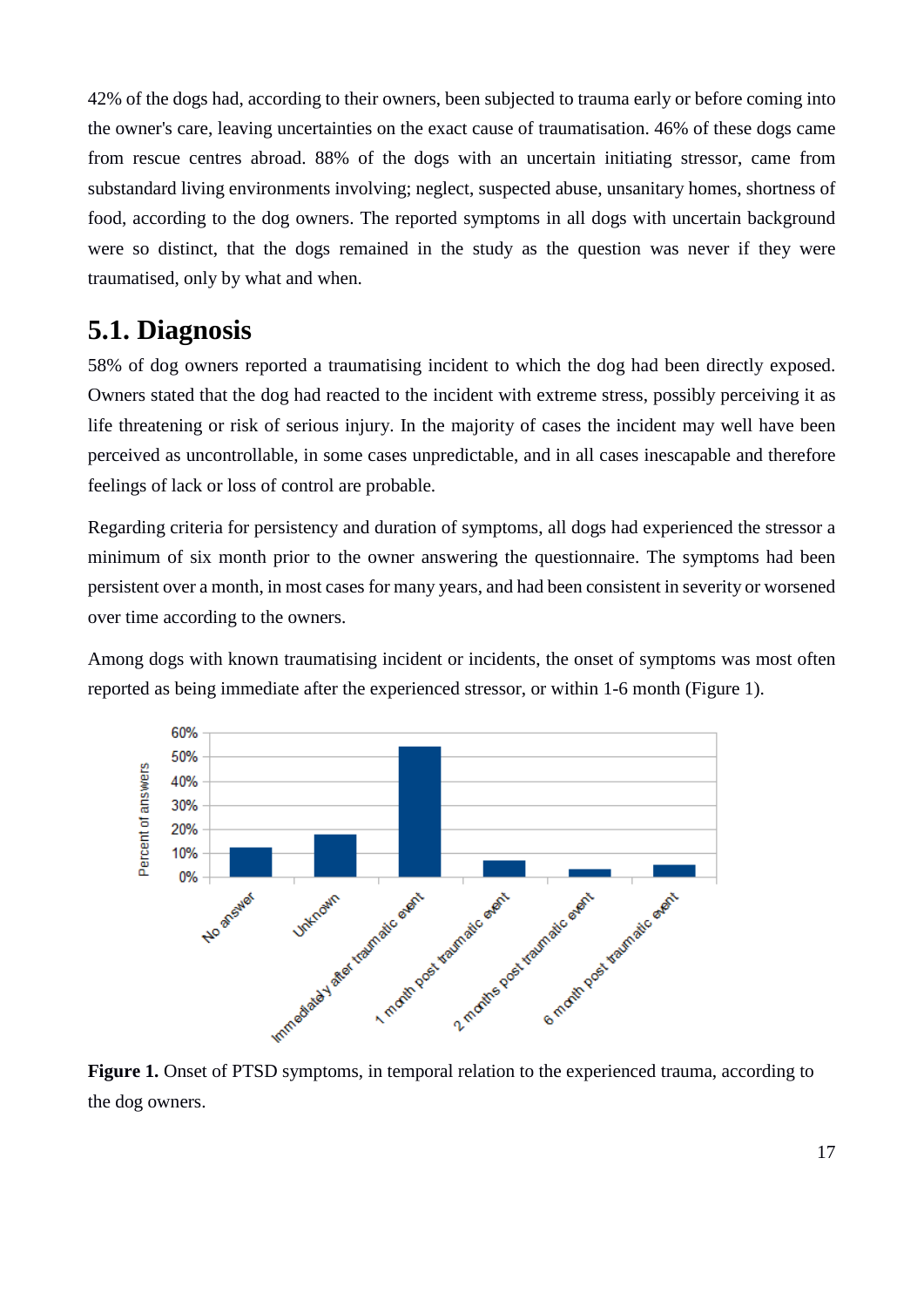42% of the dogs had, according to their owners, been subjected to trauma early or before coming into the owner's care, leaving uncertainties on the exact cause of traumatisation. 46% of these dogs came from rescue centres abroad. 88% of the dogs with an uncertain initiating stressor, came from substandard living environments involving; neglect, suspected abuse, unsanitary homes, shortness of food, according to the dog owners. The reported symptoms in all dogs with uncertain background were so distinct, that the dogs remained in the study as the question was never if they were traumatised, only by what and when.

## 5.1. Diagnosis

58% of dog owners reported a traumatising incident to which the dog had been directly exposed. Owners stated that the dog had reacted to the incident with extreme stress, possibly perceiving it as life threatening or risk of serious injury. In the majority of cases the incident may well have been perceived as uncontrollable, in some cases unpredictable, and in all cases inescapable and therefore feelings of lack or loss of control are probable.

Regarding criteria for persistency and duration of symptoms, all dogs had experienced the stressor a minimum of six month prior to the owner answering the questionnaire. The symptoms had been persistent over a month, in most cases for many years, and had been consistent in severity or worsened over time according to the owners.

Among dogs with known traumatising incident or incidents, the onset of symptoms was most often reported as being immediate after the experienced stressor, or within 1-6 month (Figure 1).

**Figure 1.** Onset of PTSD symptoms, in temporal relation to the experienced trauma, according to the dog owners.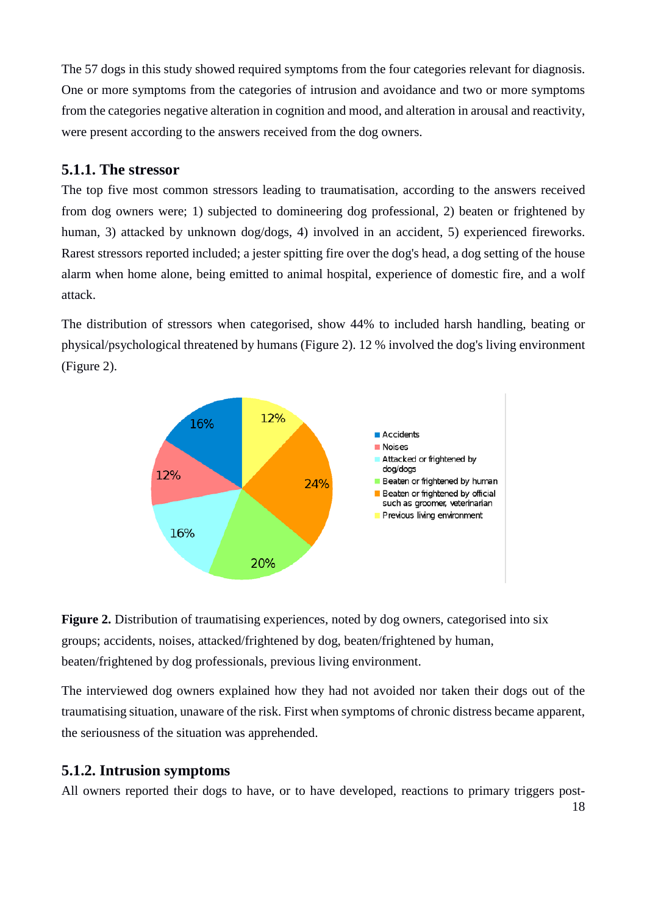The 57 dogs in this study showed required symptoms from the four categories relevant for diagnosis. One or more symptoms from the categories of intrusion and avoidance and two or more symptoms from the categories negative alteration in cognition and mood, and alteration in arousal and reactivity, were present according to the answers received from the dog owners.

### 5.1.1. The stressor

The top five most common stressors leading to traumatisation, according to the answers received from dog owners were; 1) subjected to domineering dog professional, 2) beaten or frightened by human, 3) attacked by unknown dog/dogs, 4) involved in an accident, 5) experienced fireworks. Rarest stressors reported included; a jester spitting fire over the dog's head, a dog setting of the house alarm when home alone, being emitted to animal hospital, experience of domestic fire, and a wolf attack.

The distribution of stressors when categorised, show 44% to included harsh handling, beating or physical/psychological threatened by humans (Figure 2). 12 % involved the dog's living environment (Figure 2).

**Figure 2.** Distribution of traumatising experiences, noted by dog owners, categorised into six groups; accidents, noises, attacked/frightened by dog, beaten/frightened by human, beaten/frightened by dog professionals, previous living environment.

The interviewed dog owners explained how they had not avoided nor taken their dogs out of the traumatising situation, unaware of the risk. First when symptoms of chronic distress became apparent, the seriousness of the situation was apprehended.

### 5.1.2. Intrusion symptoms

All owners reported their dogs to have, or to have developed, reactions to primary triggers post-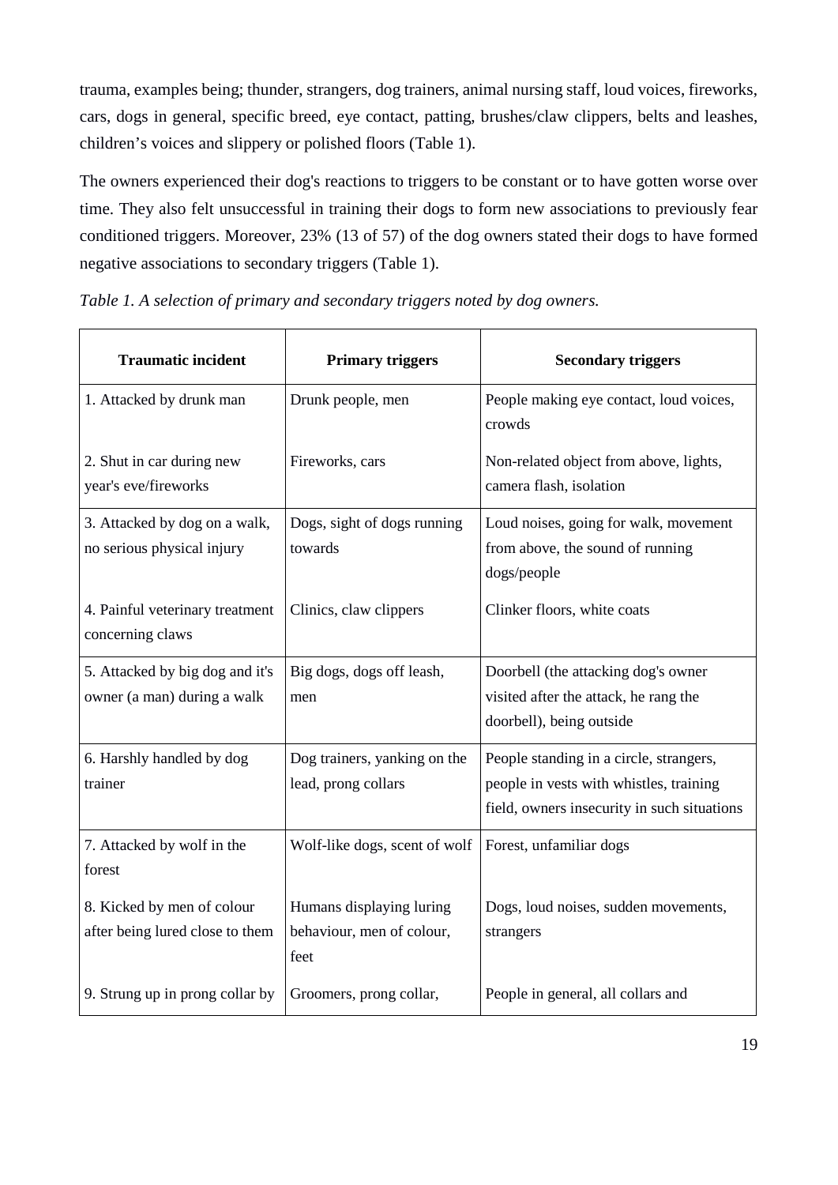trauma, examples being; thunder, strangers, dog trainers, animal nursing staff, loud voices, fireworks, cars, dogs in general, specific breed, eye contact, patting, brushes/claw clippers, belts and leashes, children's voices and slippery or polished floors (Table 1).

The owners experienced their dog's reactions to triggers to be constant or to have gotten worse over time. They also felt unsuccessful in training their dogs to form new associations to previously fear conditioned triggers. Moreover, 23% (13 of 57) of the dog owners stated their dogs to have formed negative associations to secondary triggers (Table 1).

*Table 1. A selection of primary and secondary triggers noted by dog owners.*

| Traumatic incident | Primary triggers | Secondary triggers |
|---|---|---|
| 1. Attacked by drunk man | Drunk people, men | People making eye contact, loud voices, crowds |
| 2. Shut in car during new year's eve/fireworks | Fireworks, cars | Non-related object from above, lights, camera flash, isolation |
| 3. Attacked by dog on a walk, no serious physical injury | Dogs, sight of dogs running towards | Loud noises, going for walk, movement from above, the sound of running dogs/people |
| 4. Painful veterinary treatment concerning claws | Clinics, claw clippers | Clinker floors, white coats |
| 5. Attacked by big dog and it's owner (a man) during a walk | Big dogs, dogs off leash, men | Doorbell (the attacking dog's owner visited after the attack, he rang the doorbell), being outside |
| 6. Harshly handled by dog trainer | Dog trainers, yanking on the lead, prong collars | People standing in a circle, strangers, people in vests with whistles, training field, owners insecurity in such situations |
| 7. Attacked by wolf in the forest | Wolf-like dogs, scent of wolf | Forest, unfamiliar dogs |
| 8. Kicked by men of colour after being lured close to them | Humans displaying luring behaviour, men of colour, feet | Dogs, loud noises, sudden movements, strangers |
| 9. Strung up in prong collar by | Groomers, prong collar, | People in general, all collars and |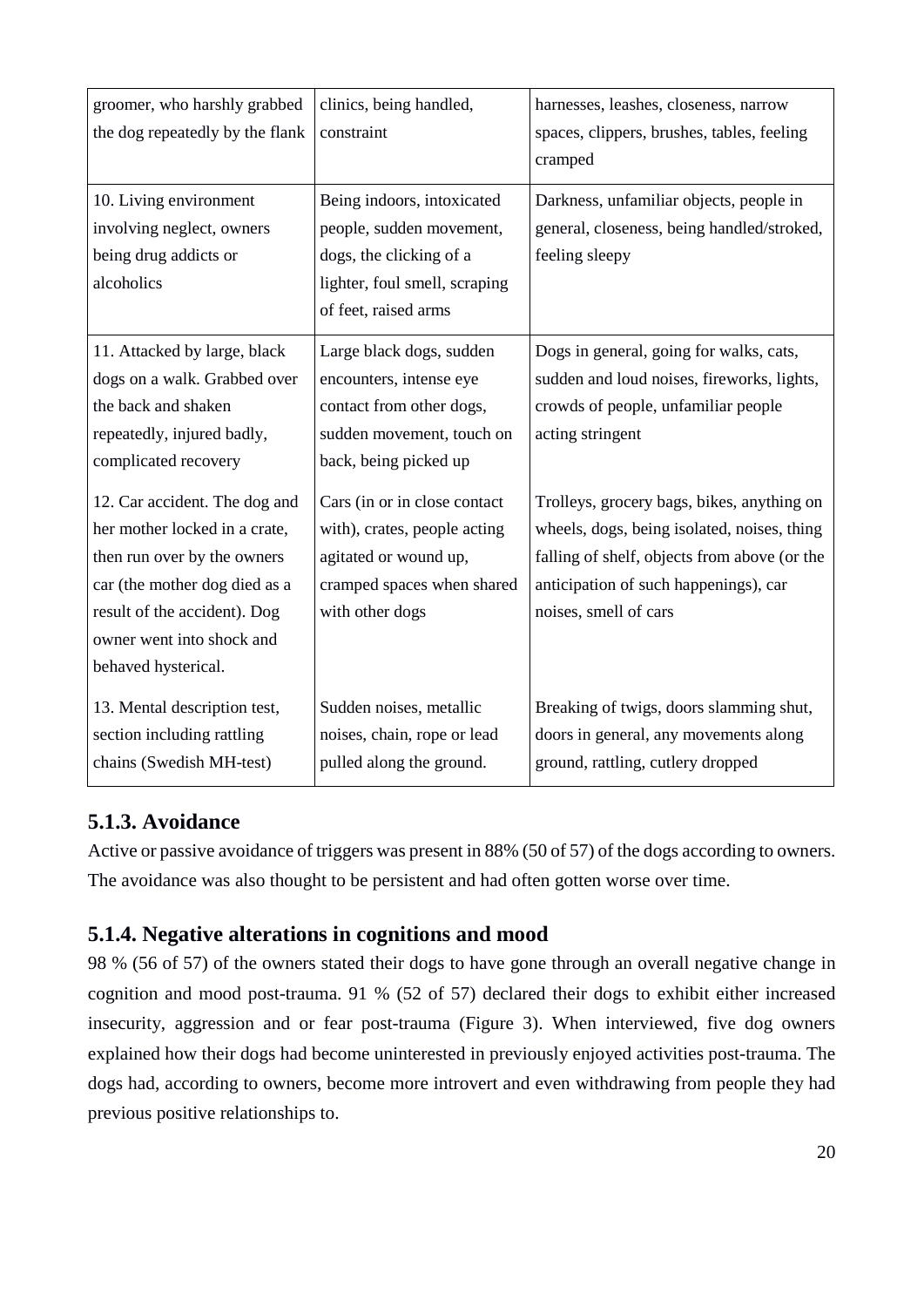| | | |
|---|---|---|
| groomer, who harshly grabbed the dog repeatedly by the flank | clinics, being handled, constraint | harnesses, leashes, closeness, narrow spaces, clippers, brushes, tables, feeling cramped |
| 10. Living environment involving neglect, owners being drug addicts or alcoholics | Being indoors, intoxicated people, sudden movement, dogs, the clicking of a lighter, foul smell, scraping of feet, raised arms | Darkness, unfamiliar objects, people in general, closeness, being handled/stroked, feeling sleepy |
| 11. Attacked by large, black dogs on a walk. Grabbed over the back and shaken repeatedly, injured badly, complicated recovery | Large black dogs, sudden encounters, intense eye contact from other dogs, sudden movement, touch on back, being picked up | Dogs in general, going for walks, cats, sudden and loud noises, fireworks, lights, crowds of people, unfamiliar people acting stringent |
| 12. Car accident. The dog and her mother locked in a crate, then run over by the owners car (the mother dog died as a result of the accident). Dog owner went into shock and behaved hysterical. | Cars (in or in close contact with), crates, people acting agitated or wound up, cramped spaces when shared with other dogs | Trolleys, grocery bags, bikes, anything on wheels, dogs, being isolated, noises, thing falling of shelf, objects from above (or the anticipation of such happenings), car noises, smell of cars |
| 13. Mental description test, section including rattling chains (Swedish MH-test) | Sudden noises, metallic noises, chain, rope or lead pulled along the ground. | Breaking of twigs, doors slamming shut, doors in general, any movements along ground, rattling, cutlery dropped |

### 5.1.3. Avoidance

Active or passive avoidance of triggers was present in 88% (50 of 57) of the dogs according to owners. The avoidance was also thought to be persistent and had often gotten worse over time.

### 5.1.4. Negative alterations in cognitions and mood

98 % (56 of 57) of the owners stated their dogs to have gone through an overall negative change in cognition and mood post-trauma. 91 % (52 of 57) declared their dogs to exhibit either increased insecurity, aggression and or fear post-trauma (Figure 3). When interviewed, five dog owners explained how their dogs had become uninterested in previously enjoyed activities post-trauma. The dogs had, according to owners, become more introvert and even withdrawing from people they had previous positive relationships to.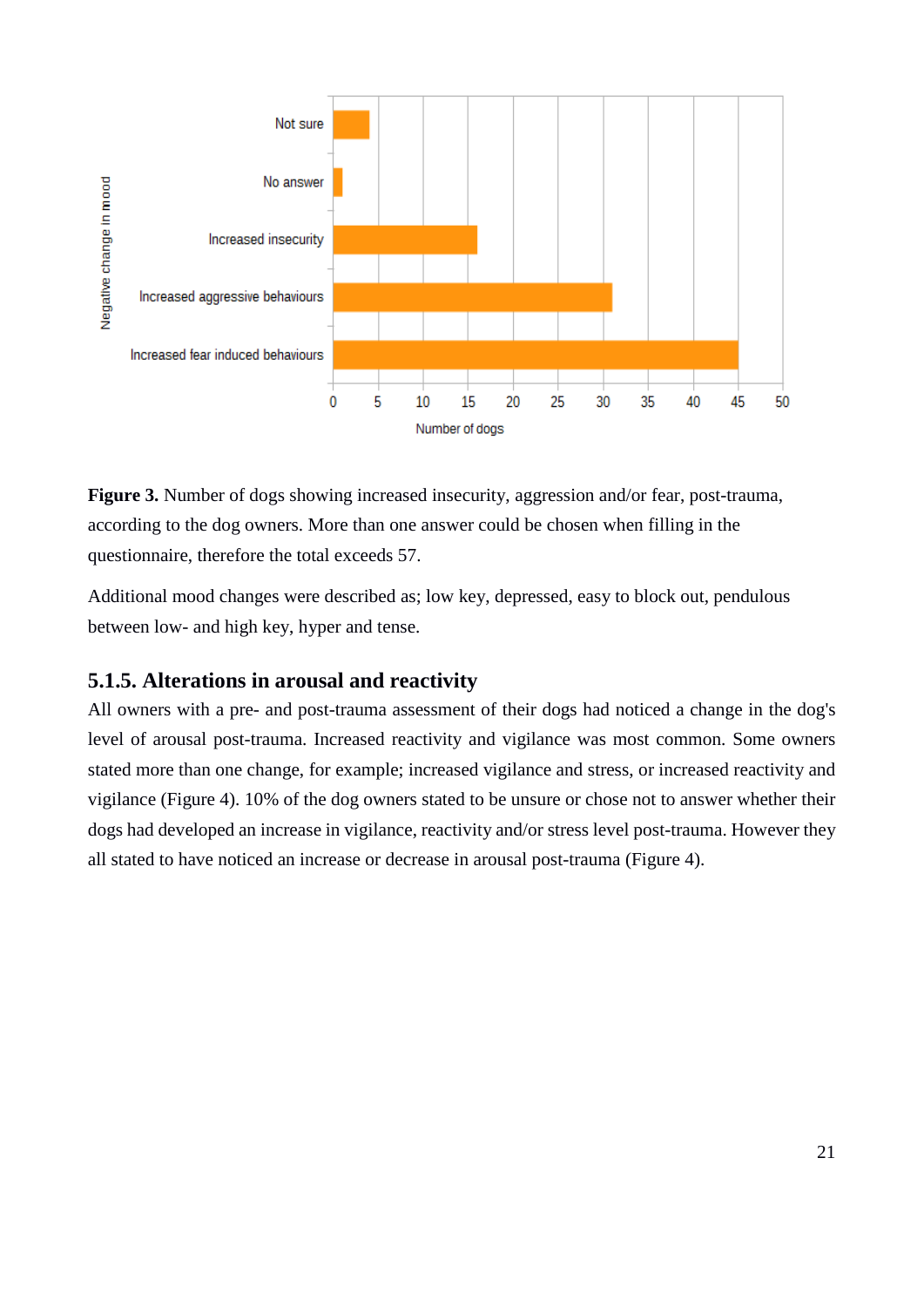**Figure 3.** Number of dogs showing increased insecurity, aggression and/or fear, post-trauma, according to the dog owners. More than one answer could be chosen when filling in the questionnaire, therefore the total exceeds 57.

Additional mood changes were described as; low key, depressed, easy to block out, pendulous between low- and high key, hyper and tense.

### 5.1.5. Alterations in arousal and reactivity

All owners with a pre- and post-trauma assessment of their dogs had noticed a change in the dog's level of arousal post-trauma. Increased reactivity and vigilance was most common. Some owners stated more than one change, for example; increased vigilance and stress, or increased reactivity and vigilance (Figure 4). 10% of the dog owners stated to be unsure or chose not to answer whether their dogs had developed an increase in vigilance, reactivity and/or stress level post-trauma. However they all stated to have noticed an increase or decrease in arousal post-trauma (Figure 4).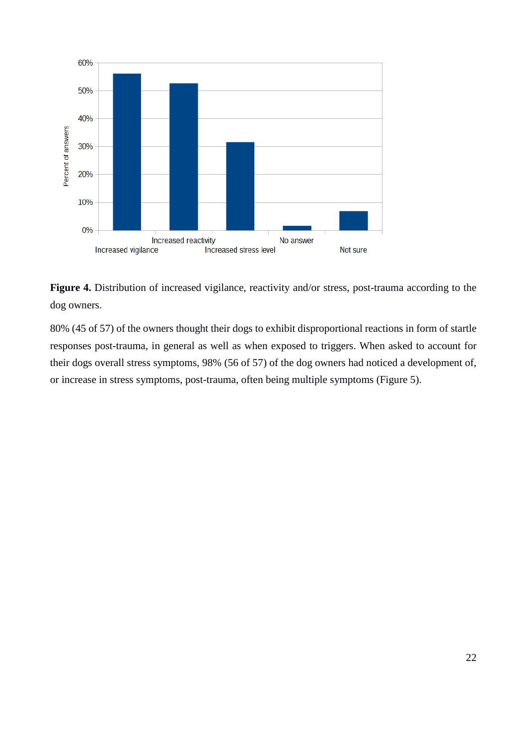**Figure 4.** Distribution of increased vigilance, reactivity and/or stress, post-trauma according to the dog owners.

80% (45 of 57) of the owners thought their dogs to exhibit disproportional reactions in form of startle responses post-trauma, in general as well as when exposed to triggers. When asked to account for their dogs overall stress symptoms, 98% (56 of 57) of the dog owners had noticed a development of, or increase in stress symptoms, post-trauma, often being multiple symptoms (Figure 5).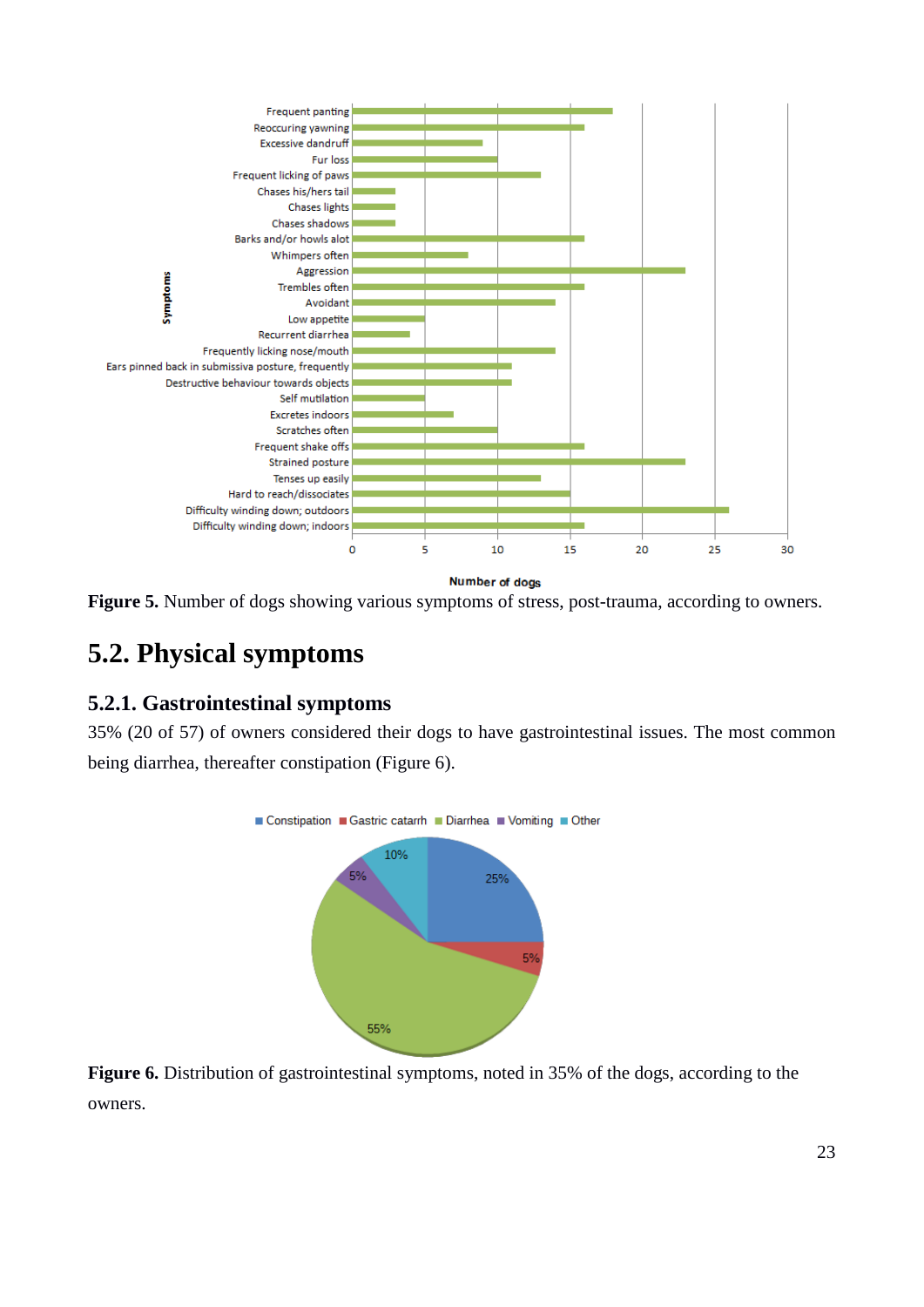**Figure 5.** Number of dogs showing various symptoms of stress, post-trauma, according to owners.

## 5.2. Physical symptoms

### 5.2.1. Gastrointestinal symptoms

35% (20 of 57) of owners considered their dogs to have gastrointestinal issues. The most common being diarrhea, thereafter constipation (Figure 6).

**Figure 6.** Distribution of gastrointestinal symptoms, noted in 35% of the dogs, according to the owners.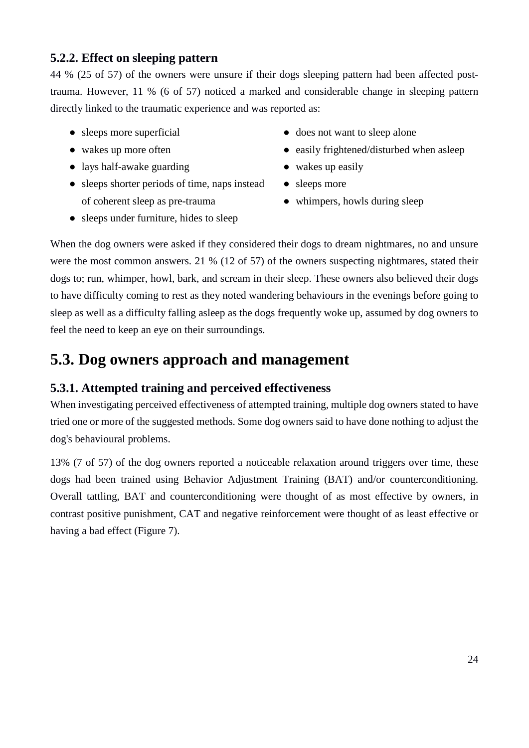### 5.2.2. Effect on sleeping pattern

44 % (25 of 57) of the owners were unsure if their dogs sleeping pattern had been affected post-trauma. However, 11 % (6 of 57) noticed a marked and considerable change in sleeping pattern directly linked to the traumatic experience and was reported as:

- sleeps more superficial
- wakes up more often
- lays half-awake guarding
- sleeps shorter periods of time, naps instead of coherent sleep as pre-trauma
- sleeps under furniture, hides to sleep
- does not want to sleep alone
- easily frightened/disturbed when asleep
- wakes up easily
- sleeps more
- whimpers, howls during sleep

When the dog owners were asked if they considered their dogs to dream nightmares, no and unsure were the most common answers. 21 % (12 of 57) of the owners suspecting nightmares, stated their dogs to; run, whimper, howl, bark, and scream in their sleep. These owners also believed their dogs to have difficulty coming to rest as they noted wandering behaviours in the evenings before going to sleep as well as a difficulty falling asleep as the dogs frequently woke up, assumed by dog owners to feel the need to keep an eye on their surroundings.

## 5.3. Dog owners approach and management

### 5.3.1. Attempted training and perceived effectiveness

When investigating perceived effectiveness of attempted training, multiple dog owners stated to have tried one or more of the suggested methods. Some dog owners said to have done nothing to adjust the dog's behavioural problems.

13% (7 of 57) of the dog owners reported a noticeable relaxation around triggers over time, these dogs had been trained using Behavior Adjustment Training (BAT) and/or counterconditioning. Overall tattling, BAT and counterconditioning were thought of as most effective by owners, in contrast positive punishment, CAT and negative reinforcement were thought of as least effective or having a bad effect (Figure 7).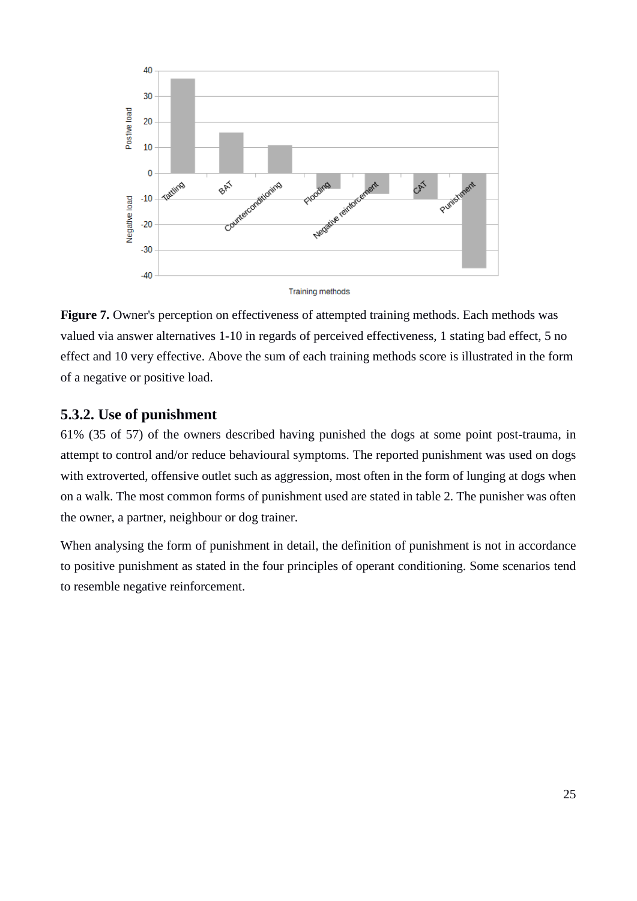**Figure 7.** Owner's perception on effectiveness of attempted training methods. Each methods was valued via answer alternatives 1-10 in regards of perceived effectiveness, 1 stating bad effect, 5 no effect and 10 very effective. Above the sum of each training methods score is illustrated in the form of a negative or positive load.

### 5.3.2. Use of punishment

61% (35 of 57) of the owners described having punished the dogs at some point post-trauma, in attempt to control and/or reduce behavioural symptoms. The reported punishment was used on dogs with extroverted, offensive outlet such as aggression, most often in the form of lunging at dogs when on a walk. The most common forms of punishment used are stated in table 2. The punisher was often the owner, a partner, neighbour or dog trainer.

When analysing the form of punishment in detail, the definition of punishment is not in accordance to positive punishment as stated in the four principles of operant conditioning. Some scenarios tend to resemble negative reinforcement.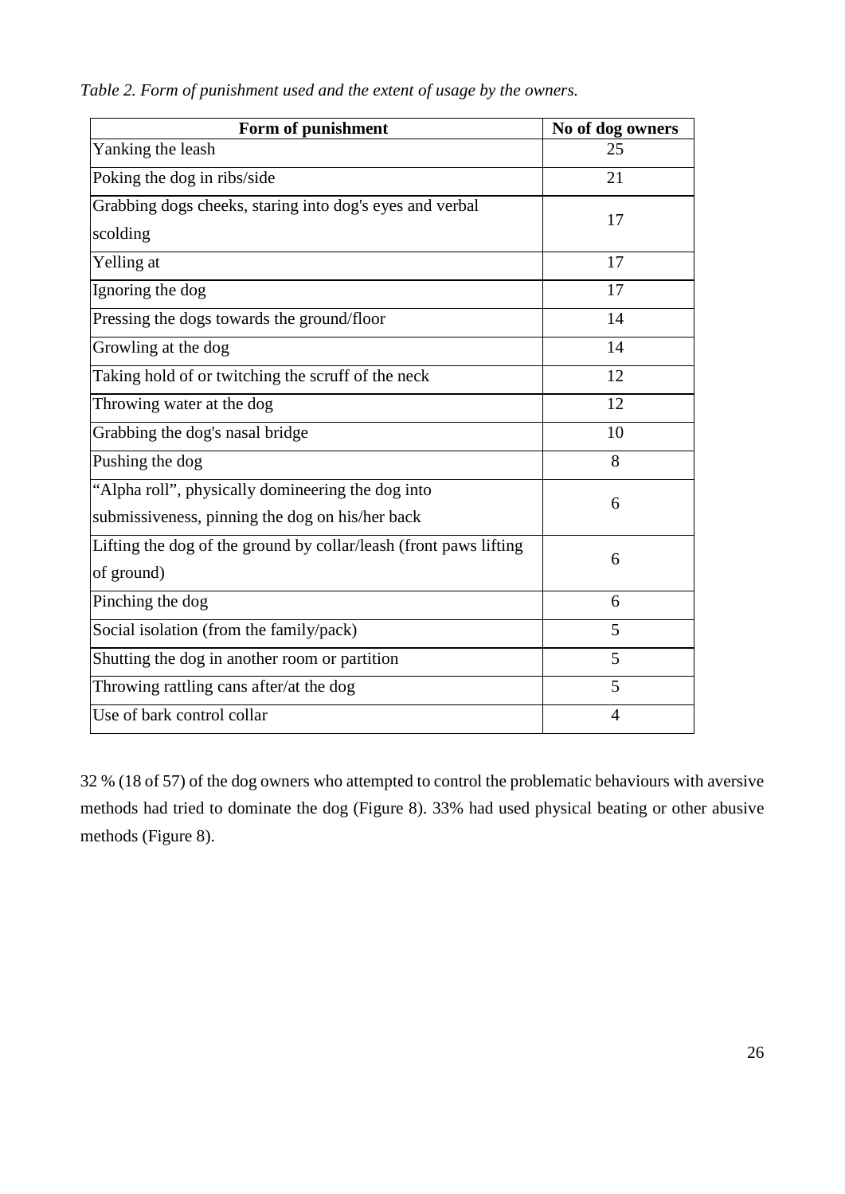*Table 2. Form of punishment used and the extent of usage by the owners.*

| Form of punishment | No of dog owners |
|---|---|
| Yanking the leash | 25 |
| Poking the dog in ribs/side | 21 |
| Grabbing dogs cheeks, staring into dog's eyes and verbal scolding | 17 |
| Yelling at | 17 |
| Ignoring the dog | 17 |
| Pressing the dogs towards the ground/floor | 14 |
| Growling at the dog | 14 |
| Taking hold of or twitching the scruff of the neck | 12 |
| Throwing water at the dog | 12 |
| Grabbing the dog's nasal bridge | 10 |
| Pushing the dog | 8 |
| "Alpha roll", physically domineering the dog into submissiveness, pinning the dog on his/her back | 6 |
| Lifting the dog of the ground by collar/leash (front paws lifting of ground) | 6 |
| Pinching the dog | 6 |
| Social isolation (from the family/pack) | 5 |
| Shutting the dog in another room or partition | 5 |
| Throwing rattling cans after/at the dog | 5 |
| Use of bark control collar | 4 |

32 % (18 of 57) of the dog owners who attempted to control the problematic behaviours with aversive methods had tried to dominate the dog (Figure 8). 33% had used physical beating or other abusive methods (Figure 8).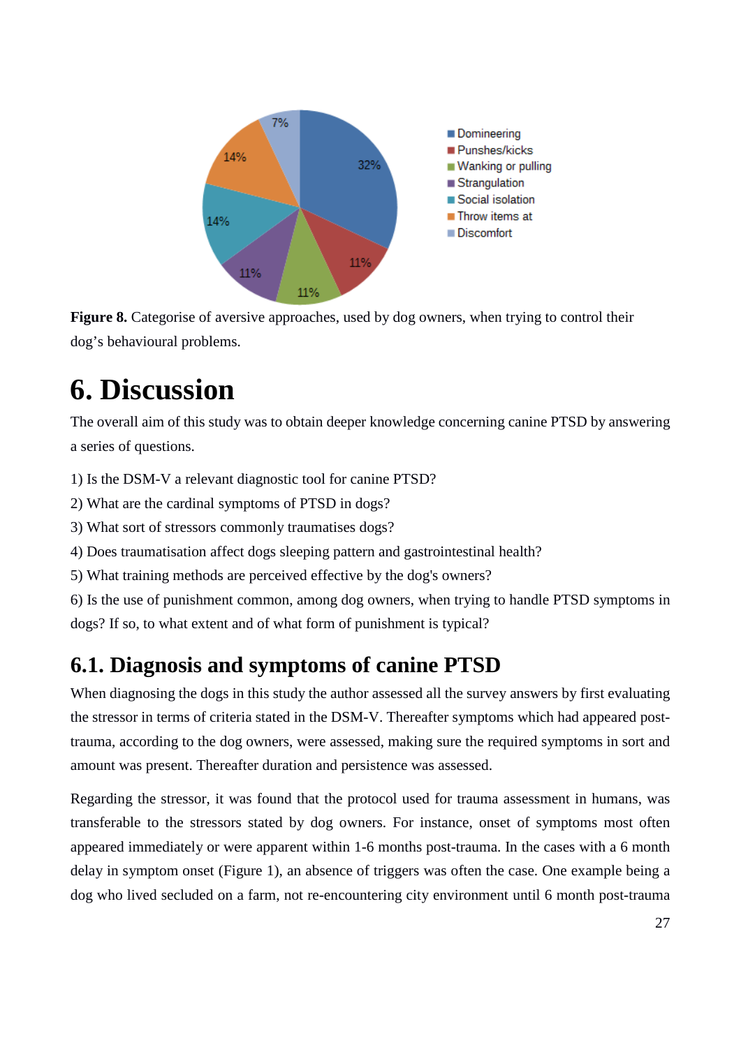**Figure 8.** Categorise of aversive approaches, used by dog owners, when trying to control their dog's behavioural problems.

# 6. Discussion

The overall aim of this study was to obtain deeper knowledge concerning canine PTSD by answering a series of questions.

1) Is the DSM-V a relevant diagnostic tool for canine PTSD?
2) What are the cardinal symptoms of PTSD in dogs?
3) What sort of stressors commonly traumatises dogs?
4) Does traumatisation affect dogs sleeping pattern and gastrointestinal health?
5) What training methods are perceived effective by the dog's owners?
6) Is the use of punishment common, among dog owners, when trying to handle PTSD symptoms in dogs? If so, to what extent and of what form of punishment is typical?

## 6.1. Diagnosis and symptoms of canine PTSD

When diagnosing the dogs in this study the author assessed all the survey answers by first evaluating the stressor in terms of criteria stated in the DSM-V. Thereafter symptoms which had appeared post-trauma, according to the dog owners, were assessed, making sure the required symptoms in sort and amount was present. Thereafter duration and persistence was assessed.

Regarding the stressor, it was found that the protocol used for trauma assessment in humans, was transferable to the stressors stated by dog owners. For instance, onset of symptoms most often appeared immediately or were apparent within 1-6 months post-trauma. In the cases with a 6 month delay in symptom onset (Figure 1), an absence of triggers was often the case. One example being a dog who lived secluded on a farm, not re-encountering city environment until 6 month post-trauma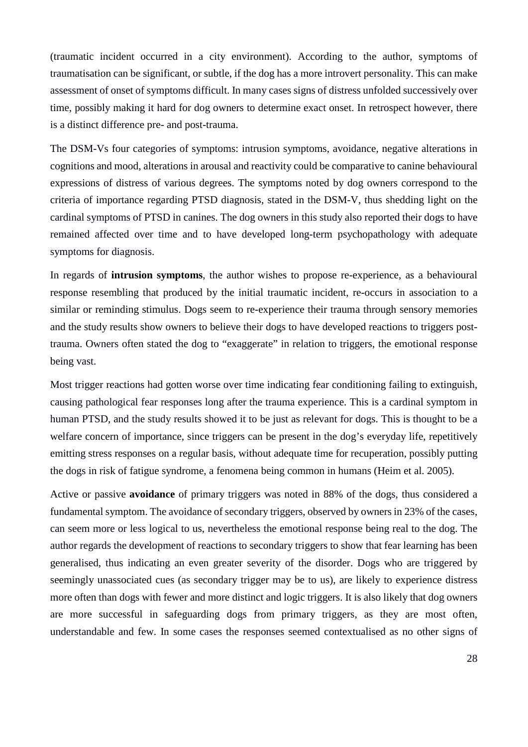(traumatic incident occurred in a city environment). According to the author, symptoms of traumatisation can be significant, or subtle, if the dog has a more introvert personality. This can make assessment of onset of symptoms difficult. In many cases signs of distress unfolded successively over time, possibly making it hard for dog owners to determine exact onset. In retrospect however, there is a distinct difference pre- and post-trauma.

The DSM-Vs four categories of symptoms: intrusion symptoms, avoidance, negative alterations in cognitions and mood, alterations in arousal and reactivity could be comparative to canine behavioural expressions of distress of various degrees. The symptoms noted by dog owners correspond to the criteria of importance regarding PTSD diagnosis, stated in the DSM-V, thus shedding light on the cardinal symptoms of PTSD in canines. The dog owners in this study also reported their dogs to have remained affected over time and to have developed long-term psychopathology with adequate symptoms for diagnosis.

In regards of **intrusion symptoms**, the author wishes to propose re-experience, as a behavioural response resembling that produced by the initial traumatic incident, re-occurs in association to a similar or reminding stimulus. Dogs seem to re-experience their trauma through sensory memories and the study results show owners to believe their dogs to have developed reactions to triggers post-trauma. Owners often stated the dog to "exaggerate" in relation to triggers, the emotional response being vast.

Most trigger reactions had gotten worse over time indicating fear conditioning failing to extinguish, causing pathological fear responses long after the trauma experience. This is a cardinal symptom in human PTSD, and the study results showed it to be just as relevant for dogs. This is thought to be a welfare concern of importance, since triggers can be present in the dog's everyday life, repetitively emitting stress responses on a regular basis, without adequate time for recuperation, possibly putting the dogs in risk of fatigue syndrome, a fenomena being common in humans (Heim et al. 2005).

Active or passive **avoidance** of primary triggers was noted in 88% of the dogs, thus considered a fundamental symptom. The avoidance of secondary triggers, observed by owners in 23% of the cases, can seem more or less logical to us, nevertheless the emotional response being real to the dog. The author regards the development of reactions to secondary triggers to show that fear learning has been generalised, thus indicating an even greater severity of the disorder. Dogs who are triggered by seemingly unassociated cues (as secondary trigger may be to us), are likely to experience distress more often than dogs with fewer and more distinct and logic triggers. It is also likely that dog owners are more successful in safeguarding dogs from primary triggers, as they are most often, understandable and few. In some cases the responses seemed contextualised as no other signs of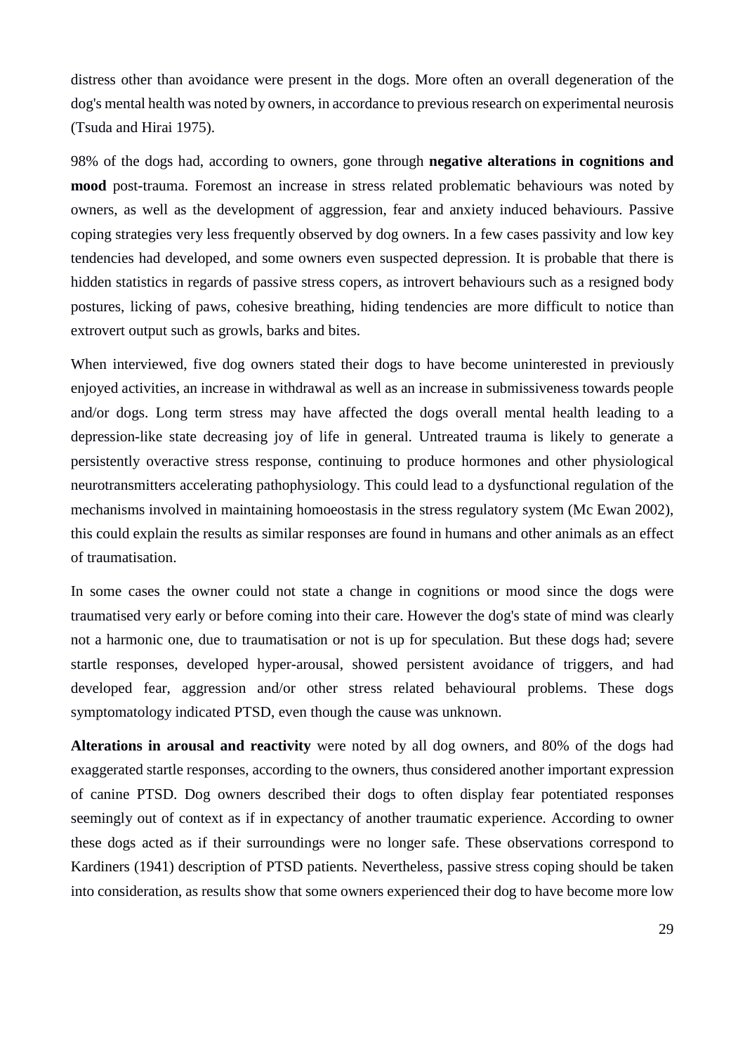distress other than avoidance were present in the dogs. More often an overall degeneration of the dog's mental health was noted by owners, in accordance to previous research on experimental neurosis (Tsuda and Hirai 1975).

98% of the dogs had, according to owners, gone through **negative alterations in cognitions and mood** post-trauma. Foremost an increase in stress related problematic behaviours was noted by owners, as well as the development of aggression, fear and anxiety induced behaviours. Passive coping strategies very less frequently observed by dog owners. In a few cases passivity and low key tendencies had developed, and some owners even suspected depression. It is probable that there is hidden statistics in regards of passive stress copers, as introvert behaviours such as a resigned body postures, licking of paws, cohesive breathing, hiding tendencies are more difficult to notice than extrovert output such as growls, barks and bites.

When interviewed, five dog owners stated their dogs to have become uninterested in previously enjoyed activities, an increase in withdrawal as well as an increase in submissiveness towards people and/or dogs. Long term stress may have affected the dogs overall mental health leading to a depression-like state decreasing joy of life in general. Untreated trauma is likely to generate a persistently overactive stress response, continuing to produce hormones and other physiological neurotransmitters accelerating pathophysiology. This could lead to a dysfunctional regulation of the mechanisms involved in maintaining homoeostasis in the stress regulatory system (Mc Ewan 2002), this could explain the results as similar responses are found in humans and other animals as an effect of traumatisation.

In some cases the owner could not state a change in cognitions or mood since the dogs were traumatised very early or before coming into their care. However the dog's state of mind was clearly not a harmonic one, due to traumatisation or not is up for speculation. But these dogs had; severe startle responses, developed hyper-arousal, showed persistent avoidance of triggers, and had developed fear, aggression and/or other stress related behavioural problems. These dogs symptomatology indicated PTSD, even though the cause was unknown.

**Alterations in arousal and reactivity** were noted by all dog owners, and 80% of the dogs had exaggerated startle responses, according to the owners, thus considered another important expression of canine PTSD. Dog owners described their dogs to often display fear potentiated responses seemingly out of context as if in expectancy of another traumatic experience. According to owner these dogs acted as if their surroundings were no longer safe. These observations correspond to Kardiners (1941) description of PTSD patients. Nevertheless, passive stress coping should be taken into consideration, as results show that some owners experienced their dog to have become more low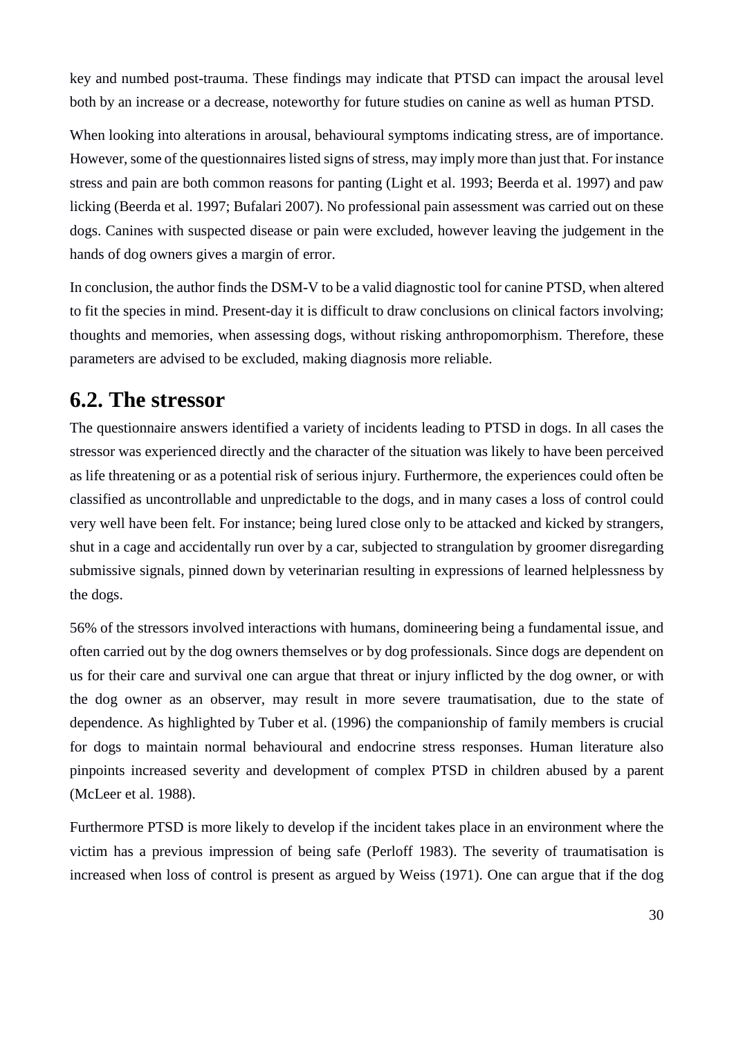key and numbed post-trauma. These findings may indicate that PTSD can impact the arousal level both by an increase or a decrease, noteworthy for future studies on canine as well as human PTSD.

When looking into alterations in arousal, behavioural symptoms indicating stress, are of importance. However, some of the questionnaires listed signs of stress, may imply more than just that. For instance stress and pain are both common reasons for panting (Light et al. 1993; Beerda et al. 1997) and paw licking (Beerda et al. 1997; Bufalari 2007). No professional pain assessment was carried out on these dogs. Canines with suspected disease or pain were excluded, however leaving the judgement in the hands of dog owners gives a margin of error.

In conclusion, the author finds the DSM-V to be a valid diagnostic tool for canine PTSD, when altered to fit the species in mind. Present-day it is difficult to draw conclusions on clinical factors involving; thoughts and memories, when assessing dogs, without risking anthropomorphism. Therefore, these parameters are advised to be excluded, making diagnosis more reliable.

## 6.2. The stressor

The questionnaire answers identified a variety of incidents leading to PTSD in dogs. In all cases the stressor was experienced directly and the character of the situation was likely to have been perceived as life threatening or as a potential risk of serious injury. Furthermore, the experiences could often be classified as uncontrollable and unpredictable to the dogs, and in many cases a loss of control could very well have been felt. For instance; being lured close only to be attacked and kicked by strangers, shut in a cage and accidentally run over by a car, subjected to strangulation by groomer disregarding submissive signals, pinned down by veterinarian resulting in expressions of learned helplessness by the dogs.

56% of the stressors involved interactions with humans, domineering being a fundamental issue, and often carried out by the dog owners themselves or by dog professionals. Since dogs are dependent on us for their care and survival one can argue that threat or injury inflicted by the dog owner, or with the dog owner as an observer, may result in more severe traumatisation, due to the state of dependence. As highlighted by Tuber et al. (1996) the companionship of family members is crucial for dogs to maintain normal behavioural and endocrine stress responses. Human literature also pinpoints increased severity and development of complex PTSD in children abused by a parent (McLeer et al. 1988).

Furthermore PTSD is more likely to develop if the incident takes place in an environment where the victim has a previous impression of being safe (Perloff 1983). The severity of traumatisation is increased when loss of control is present as argued by Weiss (1971). One can argue that if the dog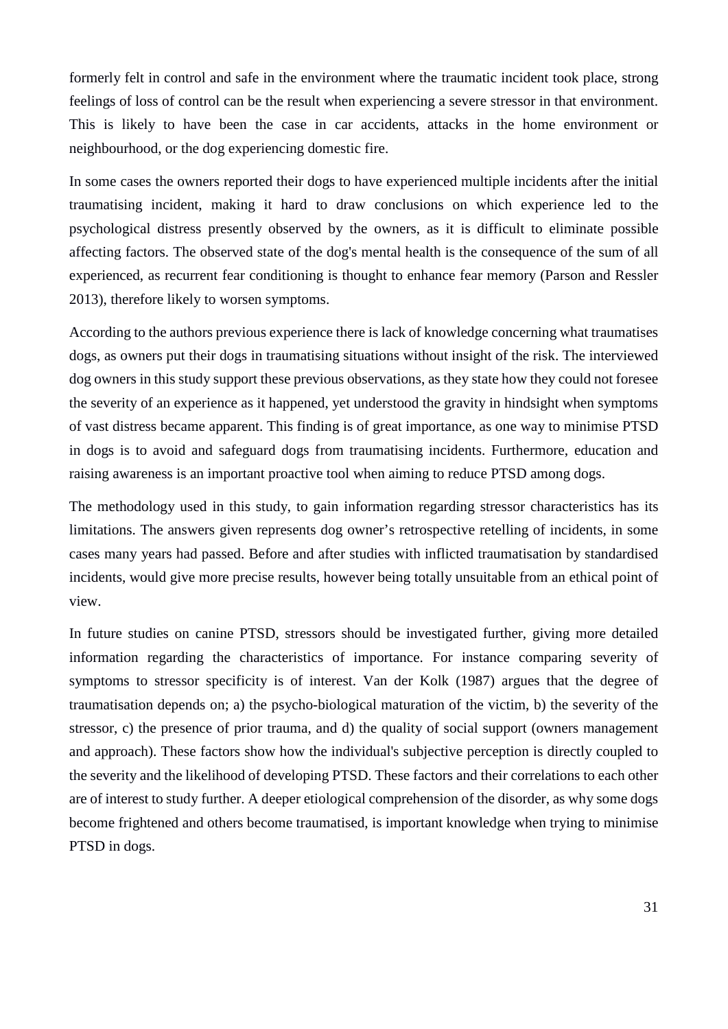formerly felt in control and safe in the environment where the traumatic incident took place, strong feelings of loss of control can be the result when experiencing a severe stressor in that environment. This is likely to have been the case in car accidents, attacks in the home environment or neighbourhood, or the dog experiencing domestic fire.

In some cases the owners reported their dogs to have experienced multiple incidents after the initial traumatising incident, making it hard to draw conclusions on which experience led to the psychological distress presently observed by the owners, as it is difficult to eliminate possible affecting factors. The observed state of the dog's mental health is the consequence of the sum of all experienced, as recurrent fear conditioning is thought to enhance fear memory (Parson and Ressler 2013), therefore likely to worsen symptoms.

According to the authors previous experience there is lack of knowledge concerning what traumatises dogs, as owners put their dogs in traumatising situations without insight of the risk. The interviewed dog owners in this study support these previous observations, as they state how they could not foresee the severity of an experience as it happened, yet understood the gravity in hindsight when symptoms of vast distress became apparent. This finding is of great importance, as one way to minimise PTSD in dogs is to avoid and safeguard dogs from traumatising incidents. Furthermore, education and raising awareness is an important proactive tool when aiming to reduce PTSD among dogs.

The methodology used in this study, to gain information regarding stressor characteristics has its limitations. The answers given represents dog owner's retrospective retelling of incidents, in some cases many years had passed. Before and after studies with inflicted traumatisation by standardised incidents, would give more precise results, however being totally unsuitable from an ethical point of view.

In future studies on canine PTSD, stressors should be investigated further, giving more detailed information regarding the characteristics of importance. For instance comparing severity of symptoms to stressor specificity is of interest. Van der Kolk (1987) argues that the degree of traumatisation depends on; a) the psycho-biological maturation of the victim, b) the severity of the stressor, c) the presence of prior trauma, and d) the quality of social support (owners management and approach). These factors show how the individual's subjective perception is directly coupled to the severity and the likelihood of developing PTSD. These factors and their correlations to each other are of interest to study further. A deeper etiological comprehension of the disorder, as why some dogs become frightened and others become traumatised, is important knowledge when trying to minimise PTSD in dogs.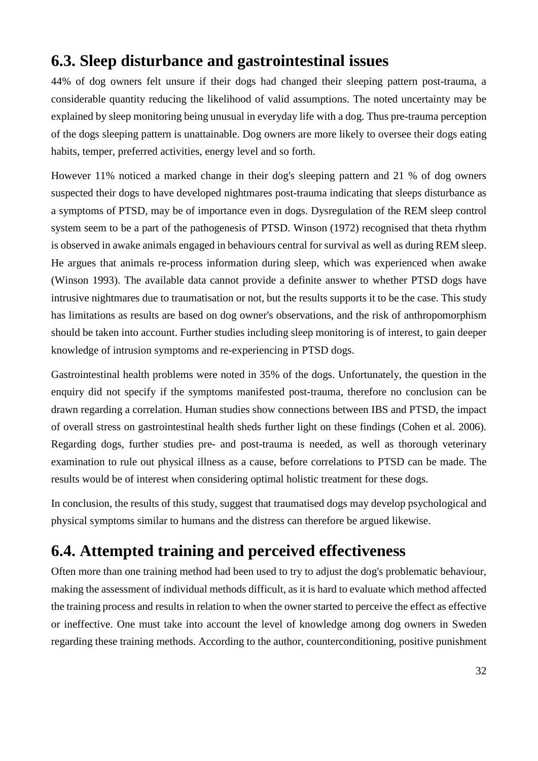## 6.3. Sleep disturbance and gastrointestinal issues

44% of dog owners felt unsure if their dogs had changed their sleeping pattern post-trauma, a considerable quantity reducing the likelihood of valid assumptions. The noted uncertainty may be explained by sleep monitoring being unusual in everyday life with a dog. Thus pre-trauma perception of the dogs sleeping pattern is unattainable. Dog owners are more likely to oversee their dogs eating habits, temper, preferred activities, energy level and so forth.

However 11% noticed a marked change in their dog's sleeping pattern and 21 % of dog owners suspected their dogs to have developed nightmares post-trauma indicating that sleeps disturbance as a symptoms of PTSD, may be of importance even in dogs. Dysregulation of the REM sleep control system seem to be a part of the pathogenesis of PTSD. Winson (1972) recognised that theta rhythm is observed in awake animals engaged in behaviours central for survival as well as during REM sleep. He argues that animals re-process information during sleep, which was experienced when awake (Winson 1993). The available data cannot provide a definite answer to whether PTSD dogs have intrusive nightmares due to traumatisation or not, but the results supports it to be the case. This study has limitations as results are based on dog owner's observations, and the risk of anthropomorphism should be taken into account. Further studies including sleep monitoring is of interest, to gain deeper knowledge of intrusion symptoms and re-experiencing in PTSD dogs.

Gastrointestinal health problems were noted in 35% of the dogs. Unfortunately, the question in the enquiry did not specify if the symptoms manifested post-trauma, therefore no conclusion can be drawn regarding a correlation. Human studies show connections between IBS and PTSD, the impact of overall stress on gastrointestinal health sheds further light on these findings (Cohen et al. 2006). Regarding dogs, further studies pre- and post-trauma is needed, as well as thorough veterinary examination to rule out physical illness as a cause, before correlations to PTSD can be made. The results would be of interest when considering optimal holistic treatment for these dogs.

In conclusion, the results of this study, suggest that traumatised dogs may develop psychological and physical symptoms similar to humans and the distress can therefore be argued likewise.

## 6.4. Attempted training and perceived effectiveness

Often more than one training method had been used to try to adjust the dog's problematic behaviour, making the assessment of individual methods difficult, as it is hard to evaluate which method affected the training process and results in relation to when the owner started to perceive the effect as effective or ineffective. One must take into account the level of knowledge among dog owners in Sweden regarding these training methods. According to the author, counterconditioning, positive punishment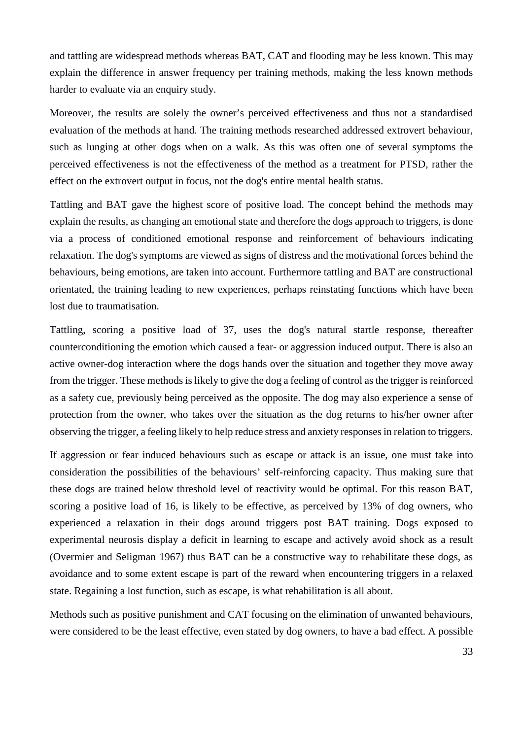and tattling are widespread methods whereas BAT, CAT and flooding may be less known. This may explain the difference in answer frequency per training methods, making the less known methods harder to evaluate via an enquiry study.

Moreover, the results are solely the owner's perceived effectiveness and thus not a standardised evaluation of the methods at hand. The training methods researched addressed extrovert behaviour, such as lunging at other dogs when on a walk. As this was often one of several symptoms the perceived effectiveness is not the effectiveness of the method as a treatment for PTSD, rather the effect on the extrovert output in focus, not the dog's entire mental health status.

Tattling and BAT gave the highest score of positive load. The concept behind the methods may explain the results, as changing an emotional state and therefore the dogs approach to triggers, is done via a process of conditioned emotional response and reinforcement of behaviours indicating relaxation. The dog's symptoms are viewed as signs of distress and the motivational forces behind the behaviours, being emotions, are taken into account. Furthermore tattling and BAT are constructional orientated, the training leading to new experiences, perhaps reinstating functions which have been lost due to traumatisation.

Tattling, scoring a positive load of 37, uses the dog's natural startle response, thereafter counterconditioning the emotion which caused a fear- or aggression induced output. There is also an active owner-dog interaction where the dogs hands over the situation and together they move away from the trigger. These methods is likely to give the dog a feeling of control as the trigger is reinforced as a safety cue, previously being perceived as the opposite. The dog may also experience a sense of protection from the owner, who takes over the situation as the dog returns to his/her owner after observing the trigger, a feeling likely to help reduce stress and anxiety responses in relation to triggers.

If aggression or fear induced behaviours such as escape or attack is an issue, one must take into consideration the possibilities of the behaviours' self-reinforcing capacity. Thus making sure that these dogs are trained below threshold level of reactivity would be optimal. For this reason BAT, scoring a positive load of 16, is likely to be effective, as perceived by 13% of dog owners, who experienced a relaxation in their dogs around triggers post BAT training. Dogs exposed to experimental neurosis display a deficit in learning to escape and actively avoid shock as a result (Overmier and Seligman 1967) thus BAT can be a constructive way to rehabilitate these dogs, as avoidance and to some extent escape is part of the reward when encountering triggers in a relaxed state. Regaining a lost function, such as escape, is what rehabilitation is all about.

Methods such as positive punishment and CAT focusing on the elimination of unwanted behaviours, were considered to be the least effective, even stated by dog owners, to have a bad effect. A possible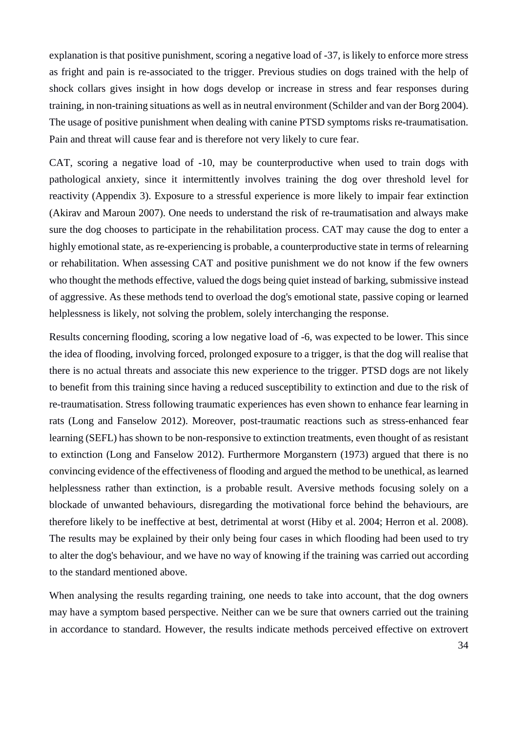explanation is that positive punishment, scoring a negative load of -37, is likely to enforce more stress as fright and pain is re-associated to the trigger. Previous studies on dogs trained with the help of shock collars gives insight in how dogs develop or increase in stress and fear responses during training, in non-training situations as well as in neutral environment (Schilder and van der Borg 2004). The usage of positive punishment when dealing with canine PTSD symptoms risks re-traumatisation. Pain and threat will cause fear and is therefore not very likely to cure fear.

CAT, scoring a negative load of -10, may be counterproductive when used to train dogs with pathological anxiety, since it intermittently involves training the dog over threshold level for reactivity (Appendix 3). Exposure to a stressful experience is more likely to impair fear extinction (Akirav and Maroun 2007). One needs to understand the risk of re-traumatisation and always make sure the dog chooses to participate in the rehabilitation process. CAT may cause the dog to enter a highly emotional state, as re-experiencing is probable, a counterproductive state in terms of relearning or rehabilitation. When assessing CAT and positive punishment we do not know if the few owners who thought the methods effective, valued the dogs being quiet instead of barking, submissive instead of aggressive. As these methods tend to overload the dog's emotional state, passive coping or learned helplessness is likely, not solving the problem, solely interchanging the response.

Results concerning flooding, scoring a low negative load of -6, was expected to be lower. This since the idea of flooding, involving forced, prolonged exposure to a trigger, is that the dog will realise that there is no actual threats and associate this new experience to the trigger. PTSD dogs are not likely to benefit from this training since having a reduced susceptibility to extinction and due to the risk of re-traumatisation. Stress following traumatic experiences has even shown to enhance fear learning in rats (Long and Fanselow 2012). Moreover, post-traumatic reactions such as stress-enhanced fear learning (SEFL) has shown to be non-responsive to extinction treatments, even thought of as resistant to extinction (Long and Fanselow 2012). Furthermore Morganstern (1973) argued that there is no convincing evidence of the effectiveness of flooding and argued the method to be unethical, as learned helplessness rather than extinction, is a probable result. Aversive methods focusing solely on a blockade of unwanted behaviours, disregarding the motivational force behind the behaviours, are therefore likely to be ineffective at best, detrimental at worst (Hiby et al. 2004; Herron et al. 2008). The results may be explained by their only being four cases in which flooding had been used to try to alter the dog's behaviour, and we have no way of knowing if the training was carried out according to the standard mentioned above.

When analysing the results regarding training, one needs to take into account, that the dog owners may have a symptom based perspective. Neither can we be sure that owners carried out the training in accordance to standard. However, the results indicate methods perceived effective on extrovert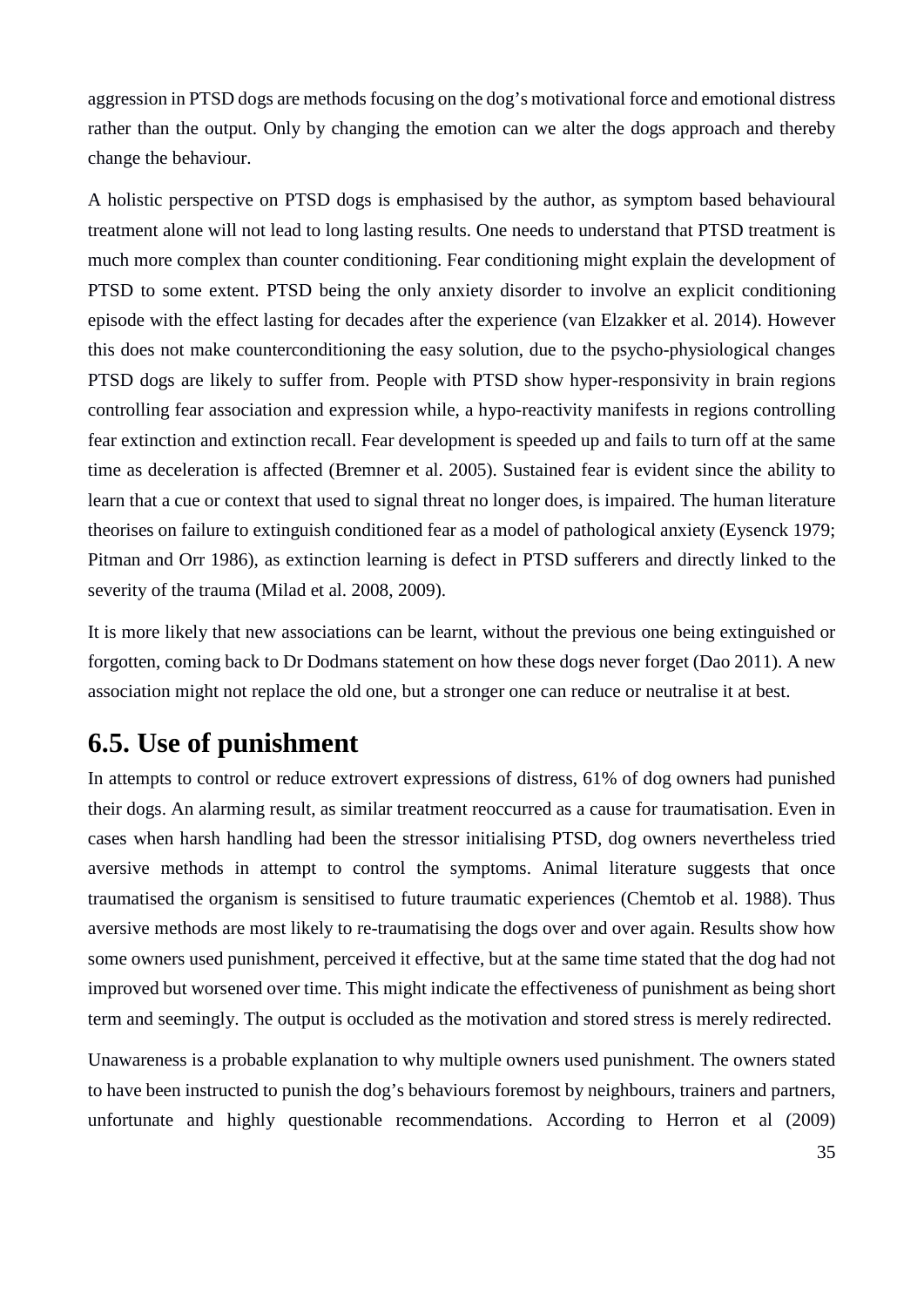aggression in PTSD dogs are methods focusing on the dog's motivational force and emotional distress rather than the output. Only by changing the emotion can we alter the dogs approach and thereby change the behaviour.

A holistic perspective on PTSD dogs is emphasised by the author, as symptom based behavioural treatment alone will not lead to long lasting results. One needs to understand that PTSD treatment is much more complex than counter conditioning. Fear conditioning might explain the development of PTSD to some extent. PTSD being the only anxiety disorder to involve an explicit conditioning episode with the effect lasting for decades after the experience (van Elzakker et al. 2014). However this does not make counterconditioning the easy solution, due to the psycho-physiological changes PTSD dogs are likely to suffer from. People with PTSD show hyper-responsivity in brain regions controlling fear association and expression while, a hypo-reactivity manifests in regions controlling fear extinction and extinction recall. Fear development is speeded up and fails to turn off at the same time as deceleration is affected (Bremner et al. 2005). Sustained fear is evident since the ability to learn that a cue or context that used to signal threat no longer does, is impaired. The human literature theorises on failure to extinguish conditioned fear as a model of pathological anxiety (Eysenck 1979; Pitman and Orr 1986), as extinction learning is defect in PTSD sufferers and directly linked to the severity of the trauma (Milad et al. 2008, 2009).

It is more likely that new associations can be learnt, without the previous one being extinguished or forgotten, coming back to Dr Dodmans statement on how these dogs never forget (Dao 2011). A new association might not replace the old one, but a stronger one can reduce or neutralise it at best.

## 6.5. Use of punishment

In attempts to control or reduce extrovert expressions of distress, 61% of dog owners had punished their dogs. An alarming result, as similar treatment reoccurred as a cause for traumatisation. Even in cases when harsh handling had been the stressor initialising PTSD, dog owners nevertheless tried aversive methods in attempt to control the symptoms. Animal literature suggests that once traumatised the organism is sensitised to future traumatic experiences (Chemtob et al. 1988). Thus aversive methods are most likely to re-traumatising the dogs over and over again. Results show how some owners used punishment, perceived it effective, but at the same time stated that the dog had not improved but worsened over time. This might indicate the effectiveness of punishment as being short term and seemingly. The output is occluded as the motivation and stored stress is merely redirected.

Unawareness is a probable explanation to why multiple owners used punishment. The owners stated to have been instructed to punish the dog's behaviours foremost by neighbours, trainers and partners, unfortunate and highly questionable recommendations. According to Herron et al (2009)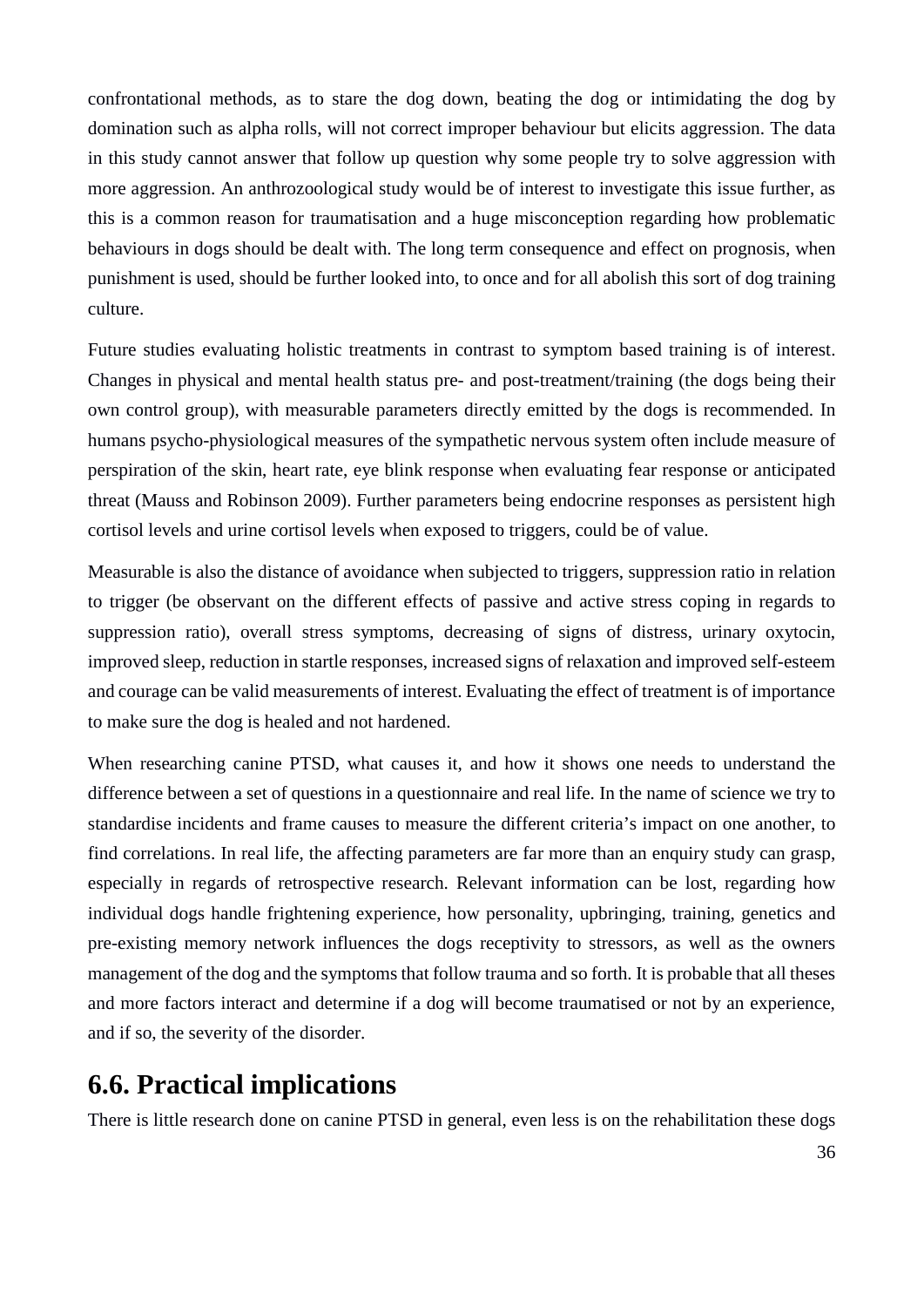confrontational methods, as to stare the dog down, beating the dog or intimidating the dog by domination such as alpha rolls, will not correct improper behaviour but elicits aggression. The data in this study cannot answer that follow up question why some people try to solve aggression with more aggression. An anthrozoological study would be of interest to investigate this issue further, as this is a common reason for traumatisation and a huge misconception regarding how problematic behaviours in dogs should be dealt with. The long term consequence and effect on prognosis, when punishment is used, should be further looked into, to once and for all abolish this sort of dog training culture.

Future studies evaluating holistic treatments in contrast to symptom based training is of interest. Changes in physical and mental health status pre- and post-treatment/training (the dogs being their own control group), with measurable parameters directly emitted by the dogs is recommended. In humans psycho-physiological measures of the sympathetic nervous system often include measure of perspiration of the skin, heart rate, eye blink response when evaluating fear response or anticipated threat (Mauss and Robinson 2009). Further parameters being endocrine responses as persistent high cortisol levels and urine cortisol levels when exposed to triggers, could be of value.

Measurable is also the distance of avoidance when subjected to triggers, suppression ratio in relation to trigger (be observant on the different effects of passive and active stress coping in regards to suppression ratio), overall stress symptoms, decreasing of signs of distress, urinary oxytocin, improved sleep, reduction in startle responses, increased signs of relaxation and improved self-esteem and courage can be valid measurements of interest. Evaluating the effect of treatment is of importance to make sure the dog is healed and not hardened.

When researching canine PTSD, what causes it, and how it shows one needs to understand the difference between a set of questions in a questionnaire and real life. In the name of science we try to standardise incidents and frame causes to measure the different criteria's impact on one another, to find correlations. In real life, the affecting parameters are far more than an enquiry study can grasp, especially in regards of retrospective research. Relevant information can be lost, regarding how individual dogs handle frightening experience, how personality, upbringing, training, genetics and pre-existing memory network influences the dogs receptivity to stressors, as well as the owners management of the dog and the symptoms that follow trauma and so forth. It is probable that all theses and more factors interact and determine if a dog will become traumatised or not by an experience, and if so, the severity of the disorder.

## 6.6. Practical implications

There is little research done on canine PTSD in general, even less is on the rehabilitation these dogs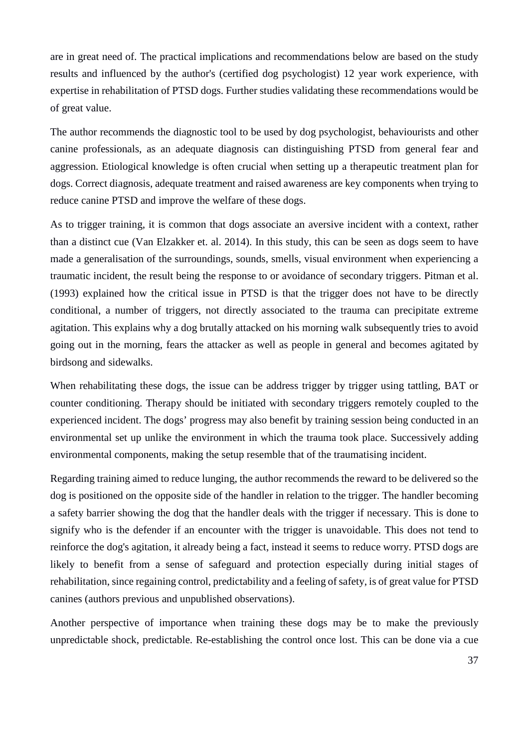are in great need of. The practical implications and recommendations below are based on the study results and influenced by the author's (certified dog psychologist) 12 year work experience, with expertise in rehabilitation of PTSD dogs. Further studies validating these recommendations would be of great value.

The author recommends the diagnostic tool to be used by dog psychologist, behaviourists and other canine professionals, as an adequate diagnosis can distinguishing PTSD from general fear and aggression. Etiological knowledge is often crucial when setting up a therapeutic treatment plan for dogs. Correct diagnosis, adequate treatment and raised awareness are key components when trying to reduce canine PTSD and improve the welfare of these dogs.

As to trigger training, it is common that dogs associate an aversive incident with a context, rather than a distinct cue (Van Elzakker et. al. 2014). In this study, this can be seen as dogs seem to have made a generalisation of the surroundings, sounds, smells, visual environment when experiencing a traumatic incident, the result being the response to or avoidance of secondary triggers. Pitman et al. (1993) explained how the critical issue in PTSD is that the trigger does not have to be directly conditional, a number of triggers, not directly associated to the trauma can precipitate extreme agitation. This explains why a dog brutally attacked on his morning walk subsequently tries to avoid going out in the morning, fears the attacker as well as people in general and becomes agitated by birdsong and sidewalks.

When rehabilitating these dogs, the issue can be address trigger by trigger using tattling, BAT or counter conditioning. Therapy should be initiated with secondary triggers remotely coupled to the experienced incident. The dogs' progress may also benefit by training session being conducted in an environmental set up unlike the environment in which the trauma took place. Successively adding environmental components, making the setup resemble that of the traumatising incident.

Regarding training aimed to reduce lunging, the author recommends the reward to be delivered so the dog is positioned on the opposite side of the handler in relation to the trigger. The handler becoming a safety barrier showing the dog that the handler deals with the trigger if necessary. This is done to signify who is the defender if an encounter with the trigger is unavoidable. This does not tend to reinforce the dog's agitation, it already being a fact, instead it seems to reduce worry. PTSD dogs are likely to benefit from a sense of safeguard and protection especially during initial stages of rehabilitation, since regaining control, predictability and a feeling of safety, is of great value for PTSD canines (authors previous and unpublished observations).

Another perspective of importance when training these dogs may be to make the previously unpredictable shock, predictable. Re-establishing the control once lost. This can be done via a cue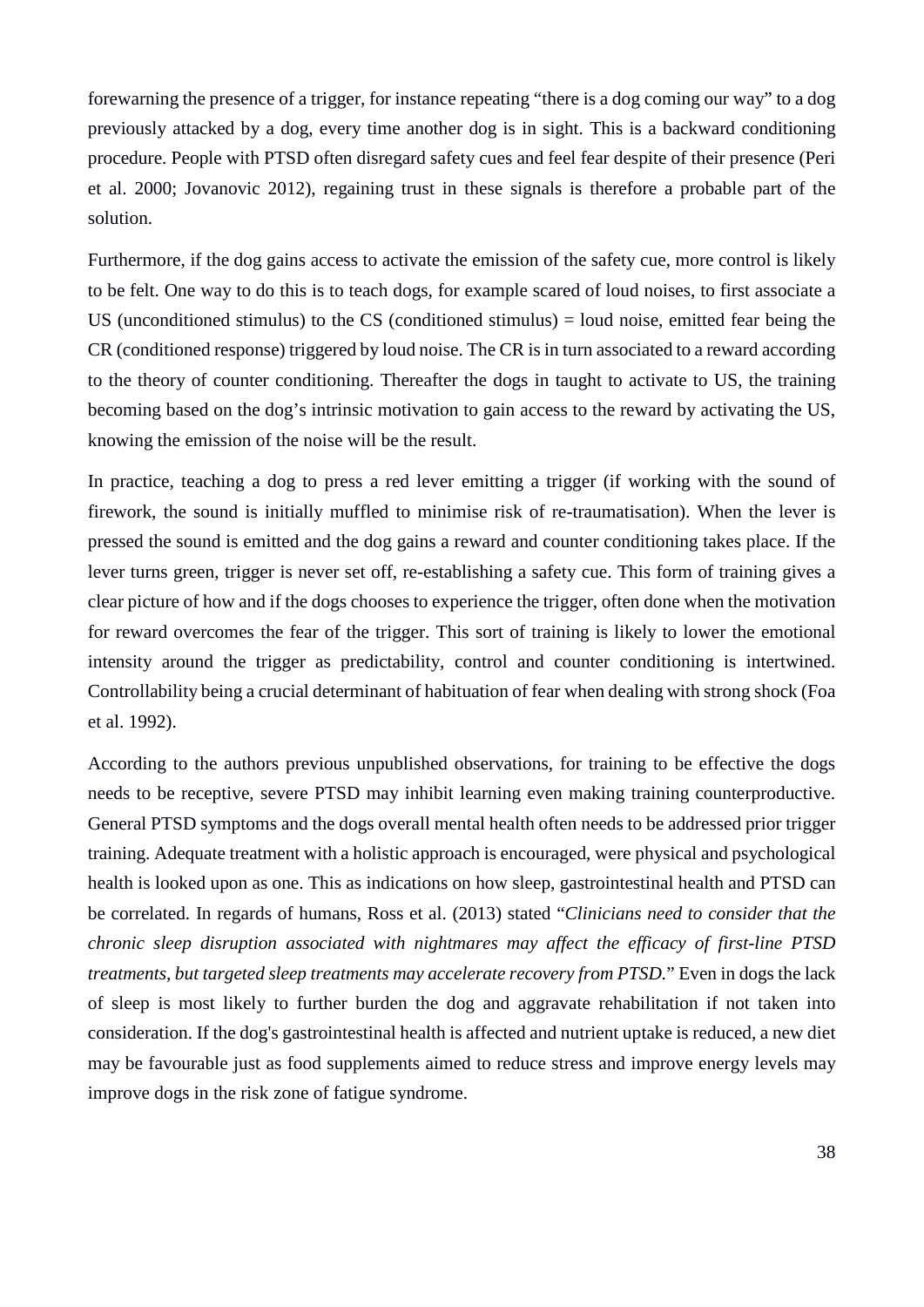forewarning the presence of a trigger, for instance repeating "there is a dog coming our way" to a dog previously attacked by a dog, every time another dog is in sight. This is a backward conditioning procedure. People with PTSD often disregard safety cues and feel fear despite of their presence (Peri et al. 2000; Jovanovic 2012), regaining trust in these signals is therefore a probable part of the solution.

Furthermore, if the dog gains access to activate the emission of the safety cue, more control is likely to be felt. One way to do this is to teach dogs, for example scared of loud noises, to first associate a US (unconditioned stimulus) to the CS (conditioned stimulus) = loud noise, emitted fear being the CR (conditioned response) triggered by loud noise. The CR is in turn associated to a reward according to the theory of counter conditioning. Thereafter the dogs in taught to activate to US, the training becoming based on the dog's intrinsic motivation to gain access to the reward by activating the US, knowing the emission of the noise will be the result.

In practice, teaching a dog to press a red lever emitting a trigger (if working with the sound of firework, the sound is initially muffled to minimise risk of re-traumatisation). When the lever is pressed the sound is emitted and the dog gains a reward and counter conditioning takes place. If the lever turns green, trigger is never set off, re-establishing a safety cue. This form of training gives a clear picture of how and if the dogs chooses to experience the trigger, often done when the motivation for reward overcomes the fear of the trigger. This sort of training is likely to lower the emotional intensity around the trigger as predictability, control and counter conditioning is intertwined. Controllability being a crucial determinant of habituation of fear when dealing with strong shock (Foa et al. 1992).

According to the authors previous unpublished observations, for training to be effective the dogs needs to be receptive, severe PTSD may inhibit learning even making training counterproductive. General PTSD symptoms and the dogs overall mental health often needs to be addressed prior trigger training. Adequate treatment with a holistic approach is encouraged, were physical and psychological health is looked upon as one. This as indications on how sleep, gastrointestinal health and PTSD can be correlated. In regards of humans, Ross et al. (2013) stated "*Clinicians need to consider that the chronic sleep disruption associated with nightmares may affect the efficacy of first-line PTSD treatments, but targeted sleep treatments may accelerate recovery from PTSD.*" Even in dogs the lack of sleep is most likely to further burden the dog and aggravate rehabilitation if not taken into consideration. If the dog's gastrointestinal health is affected and nutrient uptake is reduced, a new diet may be favourable just as food supplements aimed to reduce stress and improve energy levels may improve dogs in the risk zone of fatigue syndrome.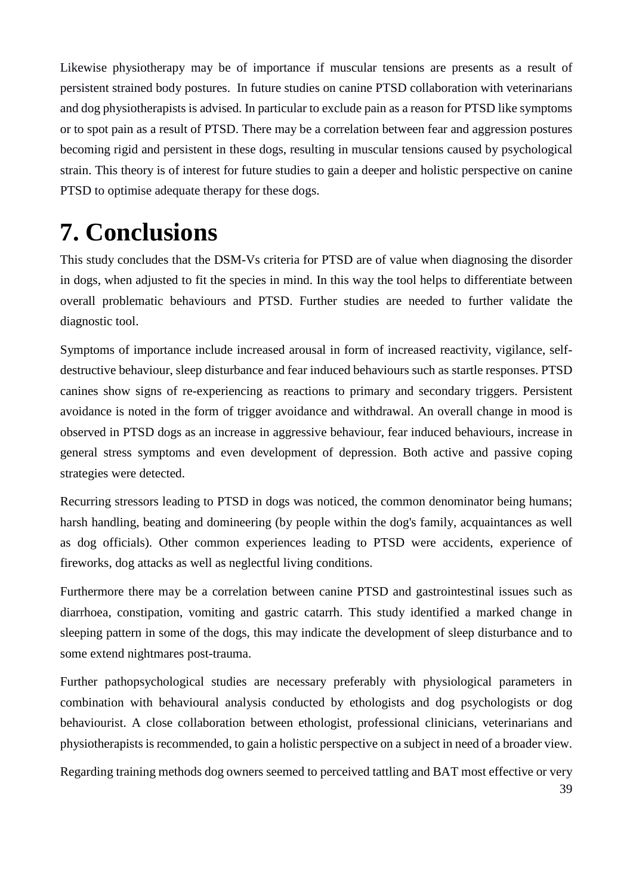Likewise physiotherapy may be of importance if muscular tensions are presents as a result of persistent strained body postures. In future studies on canine PTSD collaboration with veterinarians and dog physiotherapists is advised. In particular to exclude pain as a reason for PTSD like symptoms or to spot pain as a result of PTSD. There may be a correlation between fear and aggression postures becoming rigid and persistent in these dogs, resulting in muscular tensions caused by psychological strain. This theory is of interest for future studies to gain a deeper and holistic perspective on canine PTSD to optimise adequate therapy for these dogs.

# 7. Conclusions

This study concludes that the DSM-Vs criteria for PTSD are of value when diagnosing the disorder in dogs, when adjusted to fit the species in mind. In this way the tool helps to differentiate between overall problematic behaviours and PTSD. Further studies are needed to further validate the diagnostic tool.

Symptoms of importance include increased arousal in form of increased reactivity, vigilance, self-destructive behaviour, sleep disturbance and fear induced behaviours such as startle responses. PTSD canines show signs of re-experiencing as reactions to primary and secondary triggers. Persistent avoidance is noted in the form of trigger avoidance and withdrawal. An overall change in mood is observed in PTSD dogs as an increase in aggressive behaviour, fear induced behaviours, increase in general stress symptoms and even development of depression. Both active and passive coping strategies were detected.

Recurring stressors leading to PTSD in dogs was noticed, the common denominator being humans; harsh handling, beating and domineering (by people within the dog's family, acquaintances as well as dog officials). Other common experiences leading to PTSD were accidents, experience of fireworks, dog attacks as well as neglectful living conditions.

Furthermore there may be a correlation between canine PTSD and gastrointestinal issues such as diarrhoea, constipation, vomiting and gastric catarrh. This study identified a marked change in sleeping pattern in some of the dogs, this may indicate the development of sleep disturbance and to some extend nightmares post-trauma.

Further pathopsychological studies are necessary preferably with physiological parameters in combination with behavioural analysis conducted by ethologists and dog psychologists or dog behaviourist. A close collaboration between ethologist, professional clinicians, veterinarians and physiotherapists is recommended, to gain a holistic perspective on a subject in need of a broader view.

Regarding training methods dog owners seemed to perceived tattling and BAT most effective or very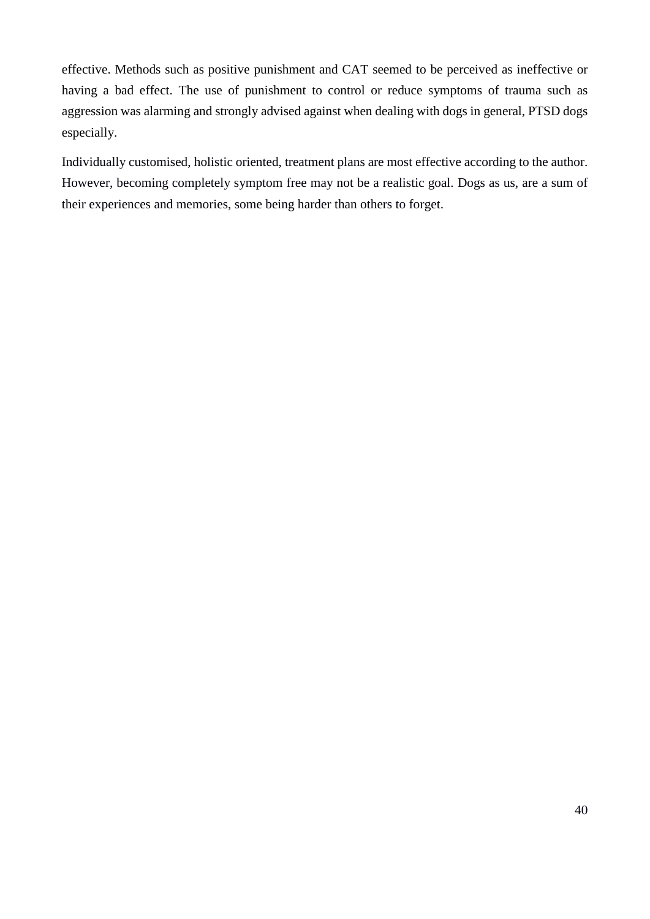effective. Methods such as positive punishment and CAT seemed to be perceived as ineffective or having a bad effect. The use of punishment to control or reduce symptoms of trauma such as aggression was alarming and strongly advised against when dealing with dogs in general, PTSD dogs especially.

Individually customised, holistic oriented, treatment plans are most effective according to the author. However, becoming completely symptom free may not be a realistic goal. Dogs as us, are a sum of their experiences and memories, some being harder than others to forget.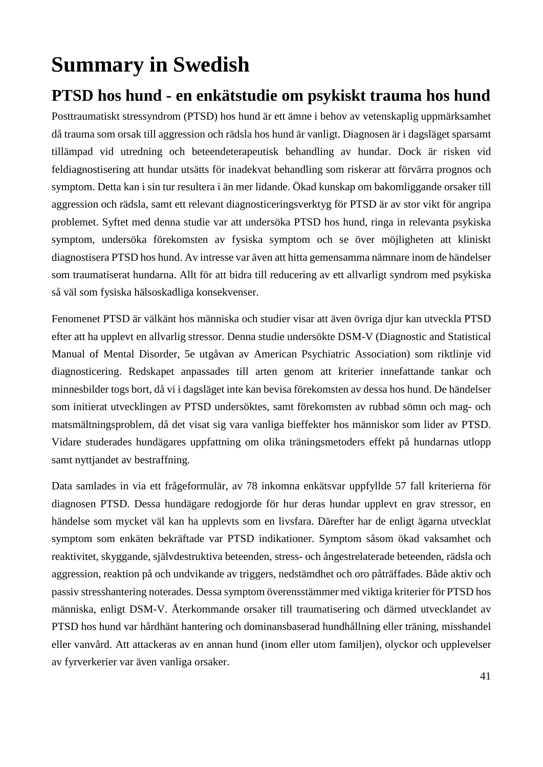# Summary in Swedish

## PTSD hos hund - en enkätstudie om psykiskt trauma hos hund

Posttraumatiskt stressyndrom (PTSD) hos hund är ett ämne i behov av vetenskaplig uppmärksamhet då trauma som orsak till aggression och rädsla hos hund är vanligt. Diagnosen är i dagsläget sparsamt tillämpad vid utredning och beteendeterapeutisk behandling av hundar. Dock är risken vid feldiagnostisering att hundar utsätts för inadekvat behandling som riskerar att förvärra prognos och symptom. Detta kan i sin tur resultera i än mer lidande. Ökad kunskap om bakomliggande orsaker till aggression och rädsla, samt ett relevant diagnosticeringsverktyg för PTSD är av stor vikt för angripa problemet. Syftet med denna studie var att undersöka PTSD hos hund, ringa in relevanta psykiska symptom, undersöka förekomsten av fysiska symptom och se över möjligheten att kliniskt diagnostisera PTSD hos hund. Av intresse var även att hitta gemensamma nämnare inom de händelser som traumatiserat hundarna. Allt för att bidra till reducering av ett allvarligt syndrom med psykiska så väl som fysiska hälsoskadliga konsekvenser.

Fenomenet PTSD är välkänt hos människa och studier visar att även övriga djur kan utveckla PTSD efter att ha upplevt en allvarlig stressor. Denna studie undersökte DSM-V (Diagnostic and Statistical Manual of Mental Disorder, 5e utgåvan av American Psychiatric Association) som riktlinje vid diagnosticering. Redskapet anpassades till arten genom att kriterier innefattande tankar och minnesbilder togs bort, då vi i dagsläget inte kan bevisa förekomsten av dessa hos hund. De händelser som initierat utvecklingen av PTSD undersöktes, samt förekomsten av rubbad sömn och mag- och matsmältningsproblem, då det visat sig vara vanliga bieffekter hos människor som lider av PTSD. Vidare studerades hundägares uppfattning om olika träningsmetoders effekt på hundarnas utlopp samt nyttjandet av bestraffning.

Data samlades in via ett frågeformulär, av 78 inkomna enkätsvar uppfyllde 57 fall kriterierna för diagnosen PTSD. Dessa hundägare redogjorde för hur deras hundar upplevt en grav stressor, en händelse som mycket väl kan ha upplevts som en livsfara. Därefter har de enligt ägarna utvecklat symptom som enkäten bekräftade var PTSD indikationer. Symptom såsom ökad vaksamhet och reaktivitet, skyggande, självdestruktiva beteenden, stress- och ångestrelaterade beteenden, rädsla och aggression, reaktion på och undvikande av triggers, nedstämdhet och oro påträffades. Både aktiv och passiv stresshantering noterades. Dessa symptom överensstämmer med viktiga kriterier för PTSD hos människa, enligt DSM-V. Återkommande orsaker till traumatisering och därmed utvecklandet av PTSD hos hund var hårdhänt hantering och dominansbaserad hundhållning eller träning, misshandel eller vanvård. Att attackeras av en annan hund (inom eller utom familjen), olyckor och upplevelser av fyrverkerier var även vanliga orsaker.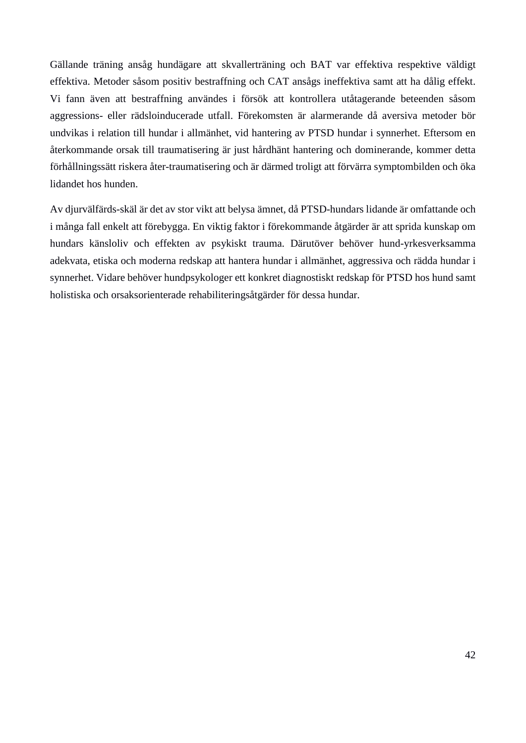Gällande träning ansåg hundägare att skvallerträning och BAT var effektiva respektive väldigt effektiva. Metoder såsom positiv bestraffning och CAT ansågs ineffektiva samt att ha dålig effekt. Vi fann även att bestraffning användes i försök att kontrollera utåtagerande beteenden såsom aggressions- eller rädsloinducerade utfall. Förekomsten är alarmerande då aversiva metoder bör undvikas i relation till hundar i allmänhet, vid hantering av PTSD hundar i synnerhet. Eftersom en återkommande orsak till traumatisering är just hårdhänt hantering och dominerande, kommer detta förhållningssätt riskera åter-traumatisering och är därmed troligt att förvärra symptombilden och öka lidandet hos hunden.

Av djurvälfärds-skäl är det av stor vikt att belysa ämnet, då PTSD-hundars lidande är omfattande och i många fall enkelt att förebygga. En viktig faktor i förekommande åtgärder är att sprida kunskap om hundars känsloliv och effekten av psykiskt trauma. Därutöver behöver hund-yrkesverksamma adekvata, etiska och moderna redskap att hantera hundar i allmänhet, aggressiva och rädda hundar i synnerhet. Vidare behöver hundpsykologer ett konkret diagnostiskt redskap för PTSD hos hund samt holistiska och orsaksorienterade rehabiliteringsåtgärder för dessa hundar.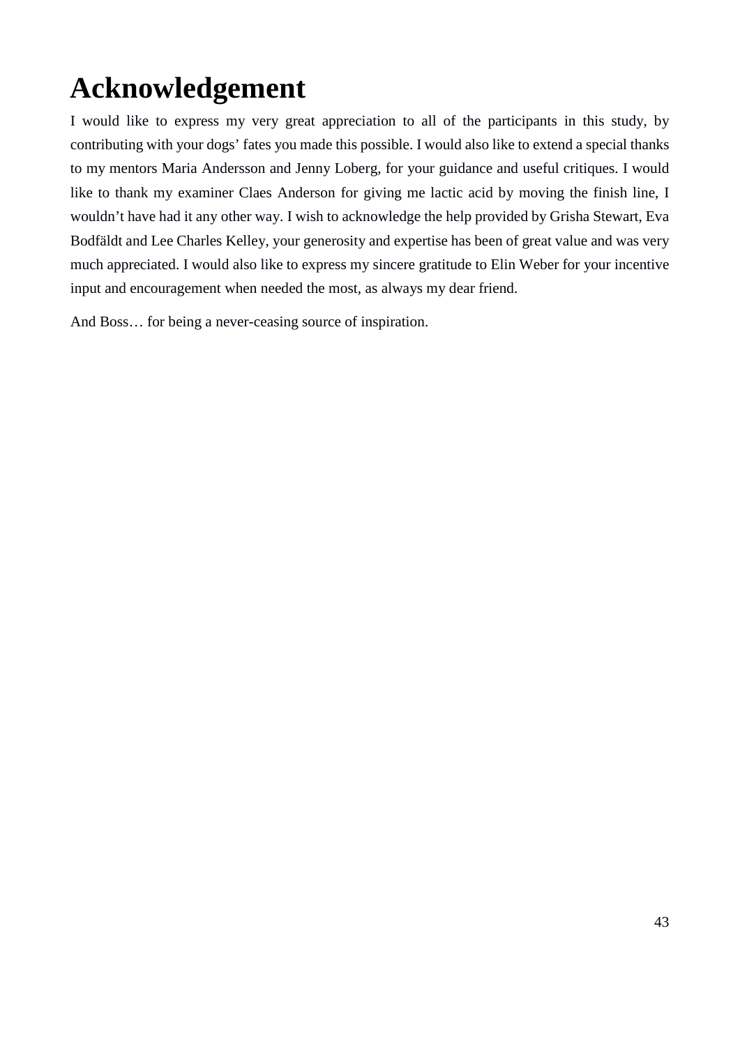# Acknowledgement

I would like to express my very great appreciation to all of the participants in this study, by contributing with your dogs' fates you made this possible. I would also like to extend a special thanks to my mentors Maria Andersson and Jenny Loberg, for your guidance and useful critiques. I would like to thank my examiner Claes Anderson for giving me lactic acid by moving the finish line, I wouldn't have had it any other way. I wish to acknowledge the help provided by Grisha Stewart, Eva Bodfäldt and Lee Charles Kelley, your generosity and expertise has been of great value and was very much appreciated. I would also like to express my sincere gratitude to Elin Weber for your incentive input and encouragement when needed the most, as always my dear friend.

And Boss… for being a never-ceasing source of inspiration.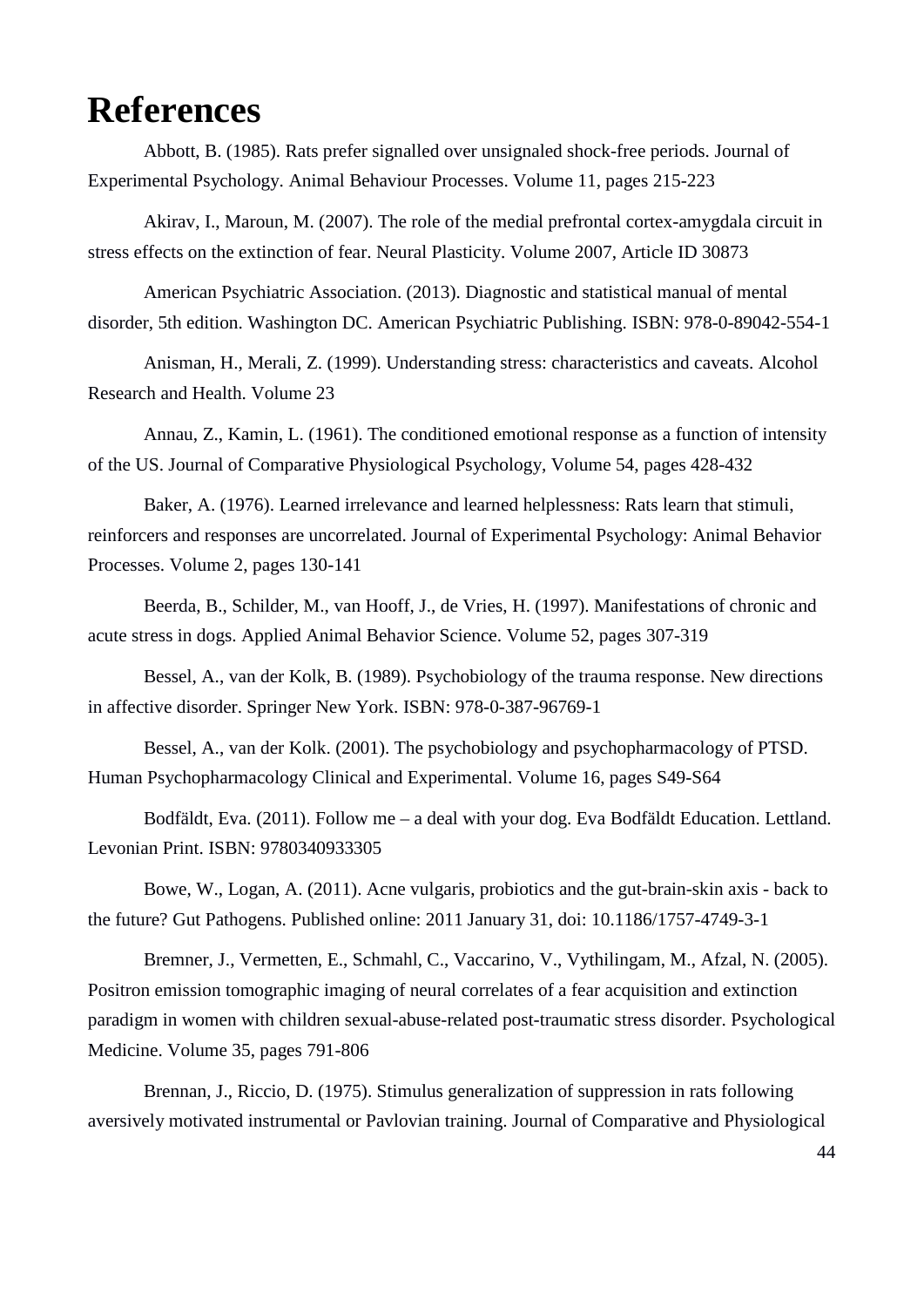# References

Abbott, B. (1985). Rats prefer signalled over unsignaled shock-free periods. Journal of Experimental Psychology. Animal Behaviour Processes. Volume 11, pages 215-223

Akirav, I., Maroun, M. (2007). The role of the medial prefrontal cortex-amygdala circuit in stress effects on the extinction of fear. Neural Plasticity. Volume 2007, Article ID 30873

American Psychiatric Association. (2013). Diagnostic and statistical manual of mental disorder, 5th edition. Washington DC. American Psychiatric Publishing. ISBN: 978-0-89042-554-1

Anisman, H., Merali, Z. (1999). Understanding stress: characteristics and caveats. Alcohol Research and Health. Volume 23

Annau, Z., Kamin, L. (1961). The conditioned emotional response as a function of intensity of the US. Journal of Comparative Physiological Psychology, Volume 54, pages 428-432

Baker, A. (1976). Learned irrelevance and learned helplessness: Rats learn that stimuli, reinforcers and responses are uncorrelated. Journal of Experimental Psychology: Animal Behavior Processes. Volume 2, pages 130-141

Beerda, B., Schilder, M., van Hooff, J., de Vries, H. (1997). Manifestations of chronic and acute stress in dogs. Applied Animal Behavior Science. Volume 52, pages 307-319

Bessel, A., van der Kolk, B. (1989). Psychobiology of the trauma response. New directions in affective disorder. Springer New York. ISBN: 978-0-387-96769-1

Bessel, A., van der Kolk. (2001). The psychobiology and psychopharmacology of PTSD. Human Psychopharmacology Clinical and Experimental. Volume 16, pages S49-S64

Bodfäldt, Eva. (2011). Follow me – a deal with your dog. Eva Bodfäldt Education. Lettland. Levonian Print. ISBN: 9780340933305

Bowe, W., Logan, A. (2011). Acne vulgaris, probiotics and the gut-brain-skin axis - back to the future? Gut Pathogens. Published online: 2011 January 31, doi: 10.1186/1757-4749-3-1

Bremner, J., Vermetten, E., Schmahl, C., Vaccarino, V., Vythilingam, M., Afzal, N. (2005). Positron emission tomographic imaging of neural correlates of a fear acquisition and extinction paradigm in women with children sexual-abuse-related post-traumatic stress disorder. Psychological Medicine. Volume 35, pages 791-806

Brennan, J., Riccio, D. (1975). Stimulus generalization of suppression in rats following aversively motivated instrumental or Pavlovian training. Journal of Comparative and Physiological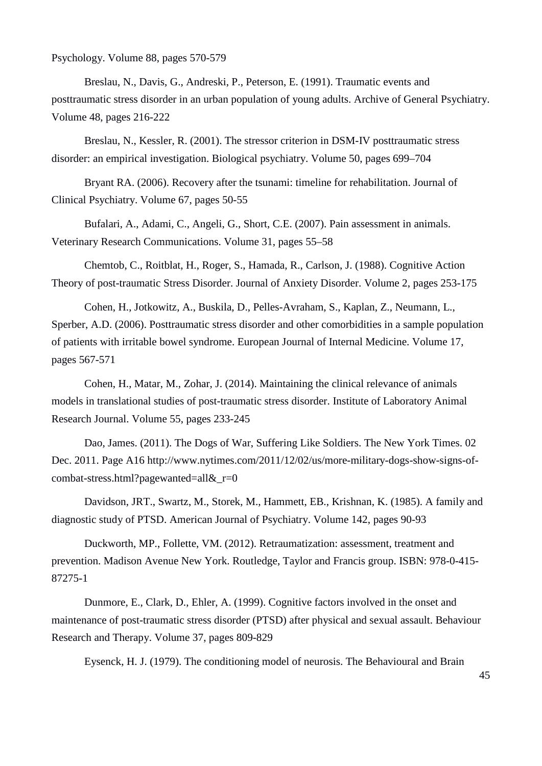Psychology. Volume 88, pages 570-579

Breslau, N., Davis, G., Andreski, P., Peterson, E. (1991). Traumatic events and posttraumatic stress disorder in an urban population of young adults. Archive of General Psychiatry. Volume 48, pages 216-222

Breslau, N., Kessler, R. (2001). The stressor criterion in DSM-IV posttraumatic stress disorder: an empirical investigation. Biological psychiatry. Volume 50, pages 699–704

Bryant RA. (2006). Recovery after the tsunami: timeline for rehabilitation. Journal of Clinical Psychiatry. Volume 67, pages 50-55

Bufalari, A., Adami, C., Angeli, G., Short, C.E. (2007). Pain assessment in animals. Veterinary Research Communications. Volume 31, pages 55–58

Chemtob, C., Roitblat, H., Roger, S., Hamada, R., Carlson, J. (1988). Cognitive Action Theory of post-traumatic Stress Disorder. Journal of Anxiety Disorder. Volume 2, pages 253-175

Cohen, H., Jotkowitz, A., Buskila, D., Pelles-Avraham, S., Kaplan, Z., Neumann, L., Sperber, A.D. (2006). Posttraumatic stress disorder and other comorbidities in a sample population of patients with irritable bowel syndrome. European Journal of Internal Medicine. Volume 17, pages 567-571

Cohen, H., Matar, M., Zohar, J. (2014). Maintaining the clinical relevance of animals models in translational studies of post-traumatic stress disorder. Institute of Laboratory Animal Research Journal. Volume 55, pages 233-245

Dao, James. (2011). The Dogs of War, Suffering Like Soldiers. The New York Times. 02 Dec. 2011. Page A16 http://www.nytimes.com/2011/12/02/us/more-military-dogs-show-signs-of-combat-stress.html?pagewanted=all&_r=0

Davidson, JRT., Swartz, M., Storek, M., Hammett, EB., Krishnan, K. (1985). A family and diagnostic study of PTSD. American Journal of Psychiatry. Volume 142, pages 90-93

Duckworth, MP., Follette, VM. (2012). Retraumatization: assessment, treatment and prevention. Madison Avenue New York. Routledge, Taylor and Francis group. ISBN: 978-0-415-87275-1

Dunmore, E., Clark, D., Ehler, A. (1999). Cognitive factors involved in the onset and maintenance of post-traumatic stress disorder (PTSD) after physical and sexual assault. Behaviour Research and Therapy. Volume 37, pages 809-829

Eysenck, H. J. (1979). The conditioning model of neurosis. The Behavioural and Brain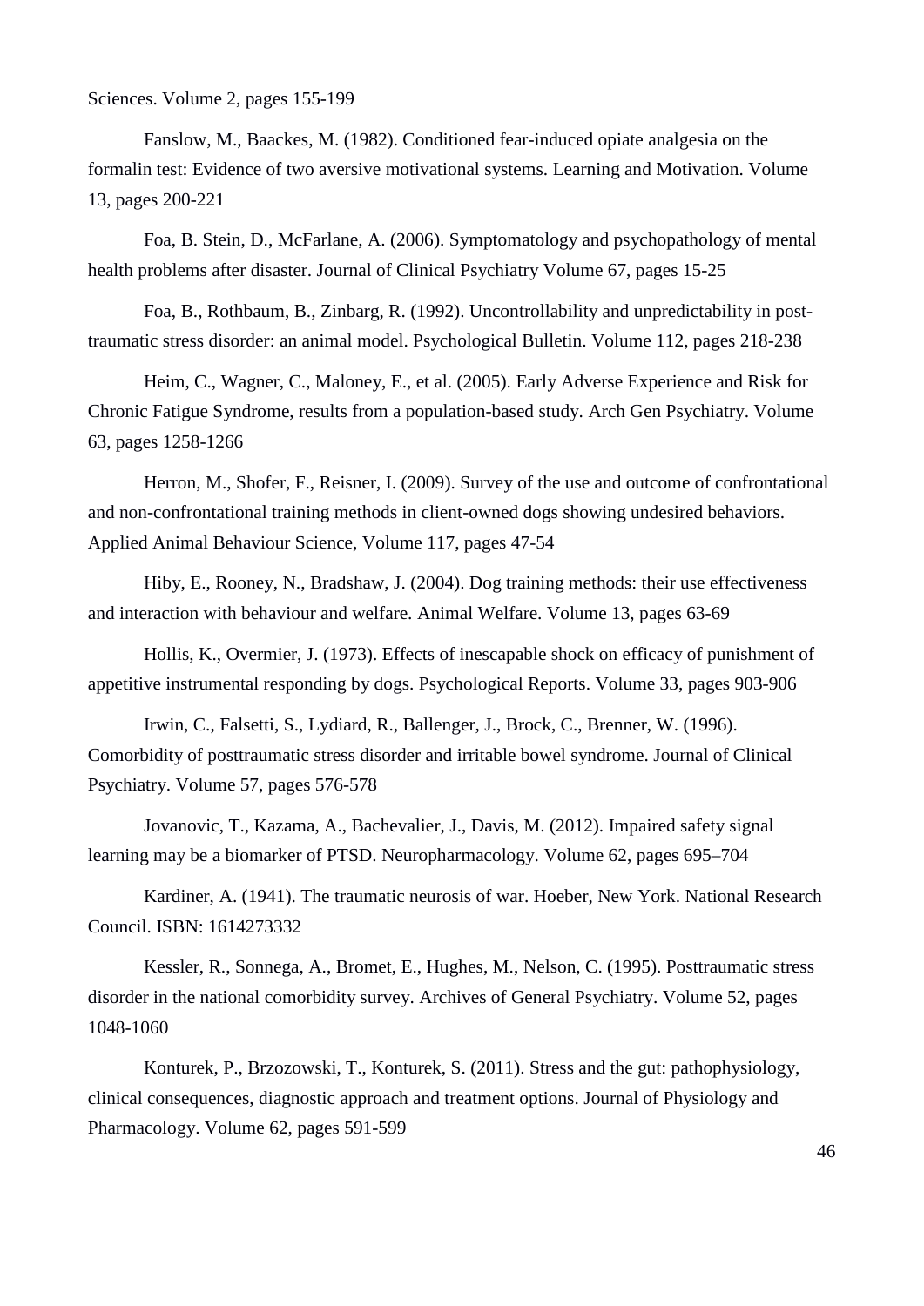Sciences. Volume 2, pages 155-199

Fanslow, M., Baackes, M. (1982). Conditioned fear-induced opiate analgesia on the formalin test: Evidence of two aversive motivational systems. Learning and Motivation. Volume 13, pages 200-221

Foa, B. Stein, D., McFarlane, A. (2006). Symptomatology and psychopathology of mental health problems after disaster. Journal of Clinical Psychiatry Volume 67, pages 15-25

Foa, B., Rothbaum, B., Zinbarg, R. (1992). Uncontrollability and unpredictability in post-traumatic stress disorder: an animal model. Psychological Bulletin. Volume 112, pages 218-238

Heim, C., Wagner, C., Maloney, E., et al. (2005). Early Adverse Experience and Risk for Chronic Fatigue Syndrome, results from a population-based study. Arch Gen Psychiatry. Volume 63, pages 1258-1266

Herron, M., Shofer, F., Reisner, I. (2009). Survey of the use and outcome of confrontational and non-confrontational training methods in client-owned dogs showing undesired behaviors. Applied Animal Behaviour Science, Volume 117, pages 47-54

Hiby, E., Rooney, N., Bradshaw, J. (2004). Dog training methods: their use effectiveness and interaction with behaviour and welfare. Animal Welfare. Volume 13, pages 63-69

Hollis, K., Overmier, J. (1973). Effects of inescapable shock on efficacy of punishment of appetitive instrumental responding by dogs. Psychological Reports. Volume 33, pages 903-906

Irwin, C., Falsetti, S., Lydiard, R., Ballenger, J., Brock, C., Brenner, W. (1996). Comorbidity of posttraumatic stress disorder and irritable bowel syndrome. Journal of Clinical Psychiatry. Volume 57, pages 576-578

Jovanovic, T., Kazama, A., Bachevalier, J., Davis, M. (2012). Impaired safety signal learning may be a biomarker of PTSD. Neuropharmacology. Volume 62, pages 695–704

Kardiner, A. (1941). The traumatic neurosis of war. Hoeber, New York. National Research Council. ISBN: 1614273332

Kessler, R., Sonnega, A., Bromet, E., Hughes, M., Nelson, C. (1995). Posttraumatic stress disorder in the national comorbidity survey. Archives of General Psychiatry. Volume 52, pages 1048-1060

Konturek, P., Brzozowski, T., Konturek, S. (2011). Stress and the gut: pathophysiology, clinical consequences, diagnostic approach and treatment options. Journal of Physiology and Pharmacology. Volume 62, pages 591-599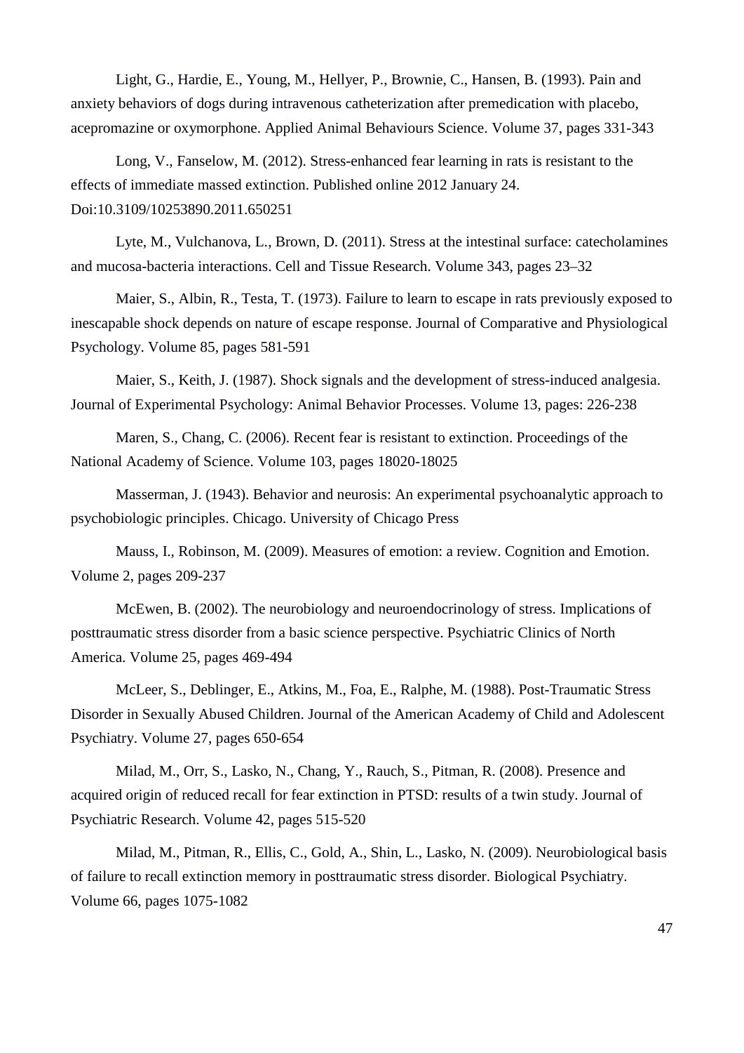Light, G., Hardie, E., Young, M., Hellyer, P., Brownie, C., Hansen, B. (1993). Pain and anxiety behaviors of dogs during intravenous catheterization after premedication with placebo, acepromazine or oxymorphone. Applied Animal Behaviours Science. Volume 37, pages 331-343

Long, V., Fanselow, M. (2012). Stress-enhanced fear learning in rats is resistant to the effects of immediate massed extinction. Published online 2012 January 24. Doi:10.3109/10253890.2011.650251

Lyte, M., Vulchanova, L., Brown, D. (2011). Stress at the intestinal surface: catecholamines and mucosa-bacteria interactions. Cell and Tissue Research. Volume 343, pages 23–32

Maier, S., Albin, R., Testa, T. (1973). Failure to learn to escape in rats previously exposed to inescapable shock depends on nature of escape response. Journal of Comparative and Physiological Psychology. Volume 85, pages 581-591

Maier, S., Keith, J. (1987). Shock signals and the development of stress-induced analgesia. Journal of Experimental Psychology: Animal Behavior Processes. Volume 13, pages: 226-238

Maren, S., Chang, C. (2006). Recent fear is resistant to extinction. Proceedings of the National Academy of Science. Volume 103, pages 18020-18025

Masserman, J. (1943). Behavior and neurosis: An experimental psychoanalytic approach to psychobiologic principles. Chicago. University of Chicago Press

Mauss, I., Robinson, M. (2009). Measures of emotion: a review. Cognition and Emotion. Volume 2, pages 209-237

McEwen, B. (2002). The neurobiology and neuroendocrinology of stress. Implications of posttraumatic stress disorder from a basic science perspective. Psychiatric Clinics of North America. Volume 25, pages 469-494

McLeer, S., Deblinger, E., Atkins, M., Foa, E., Ralphe, M. (1988). Post-Traumatic Stress Disorder in Sexually Abused Children. Journal of the American Academy of Child and Adolescent Psychiatry. Volume 27, pages 650-654

Milad, M., Orr, S., Lasko, N., Chang, Y., Rauch, S., Pitman, R. (2008). Presence and acquired origin of reduced recall for fear extinction in PTSD: results of a twin study. Journal of Psychiatric Research. Volume 42, pages 515-520

Milad, M., Pitman, R., Ellis, C., Gold, A., Shin, L., Lasko, N. (2009). Neurobiological basis of failure to recall extinction memory in posttraumatic stress disorder. Biological Psychiatry. Volume 66, pages 1075-1082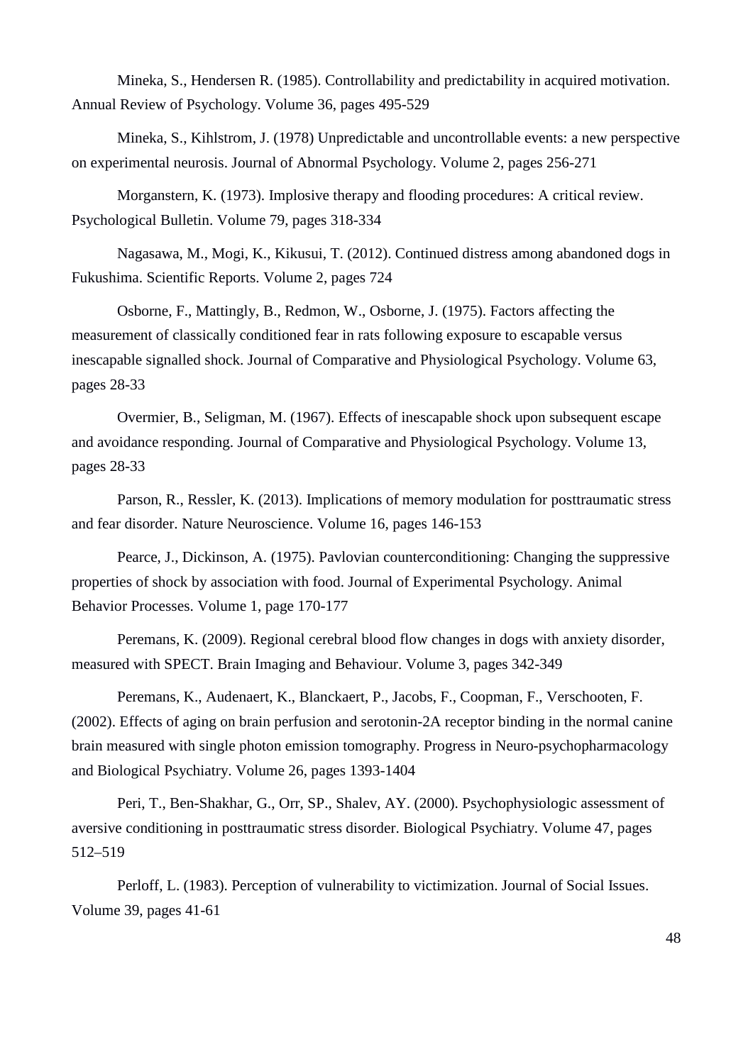Mineka, S., Hendersen R. (1985). Controllability and predictability in acquired motivation. Annual Review of Psychology. Volume 36, pages 495-529

Mineka, S., Kihlstrom, J. (1978) Unpredictable and uncontrollable events: a new perspective on experimental neurosis. Journal of Abnormal Psychology. Volume 2, pages 256-271

Morganstern, K. (1973). Implosive therapy and flooding procedures: A critical review. Psychological Bulletin. Volume 79, pages 318-334

Nagasawa, M., Mogi, K., Kikusui, T. (2012). Continued distress among abandoned dogs in Fukushima. Scientific Reports. Volume 2, pages 724

Osborne, F., Mattingly, B., Redmon, W., Osborne, J. (1975). Factors affecting the measurement of classically conditioned fear in rats following exposure to escapable versus inescapable signalled shock. Journal of Comparative and Physiological Psychology. Volume 63, pages 28-33

Overmier, B., Seligman, M. (1967). Effects of inescapable shock upon subsequent escape and avoidance responding. Journal of Comparative and Physiological Psychology. Volume 13, pages 28-33

Parson, R., Ressler, K. (2013). Implications of memory modulation for posttraumatic stress and fear disorder. Nature Neuroscience. Volume 16, pages 146-153

Pearce, J., Dickinson, A. (1975). Pavlovian counterconditioning: Changing the suppressive properties of shock by association with food. Journal of Experimental Psychology. Animal Behavior Processes. Volume 1, page 170-177

Peremans, K. (2009). Regional cerebral blood flow changes in dogs with anxiety disorder, measured with SPECT. Brain Imaging and Behaviour. Volume 3, pages 342-349

Peremans, K., Audenaert, K., Blanckaert, P., Jacobs, F., Coopman, F., Verschooten, F. (2002). Effects of aging on brain perfusion and serotonin-2A receptor binding in the normal canine brain measured with single photon emission tomography. Progress in Neuro-psychopharmacology and Biological Psychiatry. Volume 26, pages 1393-1404

Peri, T., Ben-Shakhar, G., Orr, SP., Shalev, AY. (2000). Psychophysiologic assessment of aversive conditioning in posttraumatic stress disorder. Biological Psychiatry. Volume 47, pages 512–519

Perloff, L. (1983). Perception of vulnerability to victimization. Journal of Social Issues. Volume 39, pages 41-61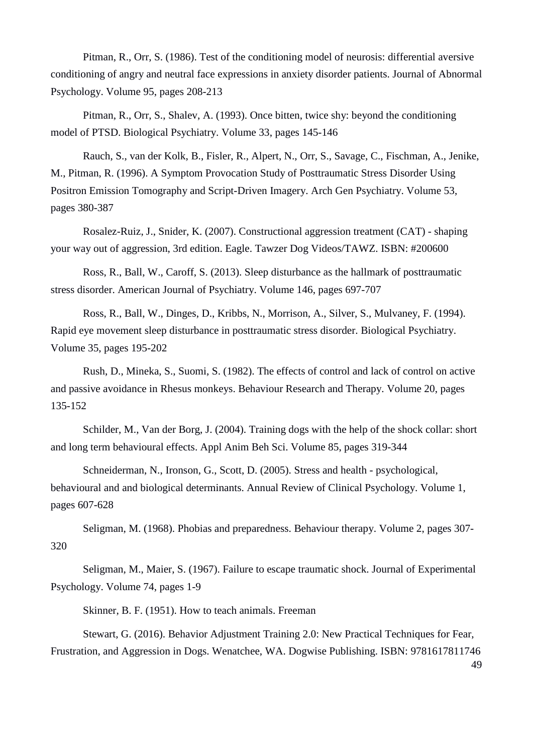Pitman, R., Orr, S. (1986). Test of the conditioning model of neurosis: differential aversive conditioning of angry and neutral face expressions in anxiety disorder patients. Journal of Abnormal Psychology. Volume 95, pages 208-213

Pitman, R., Orr, S., Shalev, A. (1993). Once bitten, twice shy: beyond the conditioning model of PTSD. Biological Psychiatry. Volume 33, pages 145-146

Rauch, S., van der Kolk, B., Fisler, R., Alpert, N., Orr, S., Savage, C., Fischman, A., Jenike, M., Pitman, R. (1996). A Symptom Provocation Study of Posttraumatic Stress Disorder Using Positron Emission Tomography and Script-Driven Imagery. Arch Gen Psychiatry. Volume 53, pages 380-387

Rosalez-Ruiz, J., Snider, K. (2007). Constructional aggression treatment (CAT) - shaping your way out of aggression, 3rd edition. Eagle. Tawzer Dog Videos/TAWZ. ISBN: #200600

Ross, R., Ball, W., Caroff, S. (2013). Sleep disturbance as the hallmark of posttraumatic stress disorder. American Journal of Psychiatry. Volume 146, pages 697-707

Ross, R., Ball, W., Dinges, D., Kribbs, N., Morrison, A., Silver, S., Mulvaney, F. (1994). Rapid eye movement sleep disturbance in posttraumatic stress disorder. Biological Psychiatry. Volume 35, pages 195-202

Rush, D., Mineka, S., Suomi, S. (1982). The effects of control and lack of control on active and passive avoidance in Rhesus monkeys. Behaviour Research and Therapy. Volume 20, pages 135-152

Schilder, M., Van der Borg, J. (2004). Training dogs with the help of the shock collar: short and long term behavioural effects. Appl Anim Beh Sci. Volume 85, pages 319-344

Schneiderman, N., Ironson, G., Scott, D. (2005). Stress and health - psychological, behavioural and and biological determinants. Annual Review of Clinical Psychology. Volume 1, pages 607-628

Seligman, M. (1968). Phobias and preparedness. Behaviour therapy. Volume 2, pages 307-320

Seligman, M., Maier, S. (1967). Failure to escape traumatic shock. Journal of Experimental Psychology. Volume 74, pages 1-9

Skinner, B. F. (1951). How to teach animals. Freeman

Stewart, G. (2016). Behavior Adjustment Training 2.0: New Practical Techniques for Fear, Frustration, and Aggression in Dogs. Wenatchee, WA. Dogwise Publishing. ISBN: 9781617811746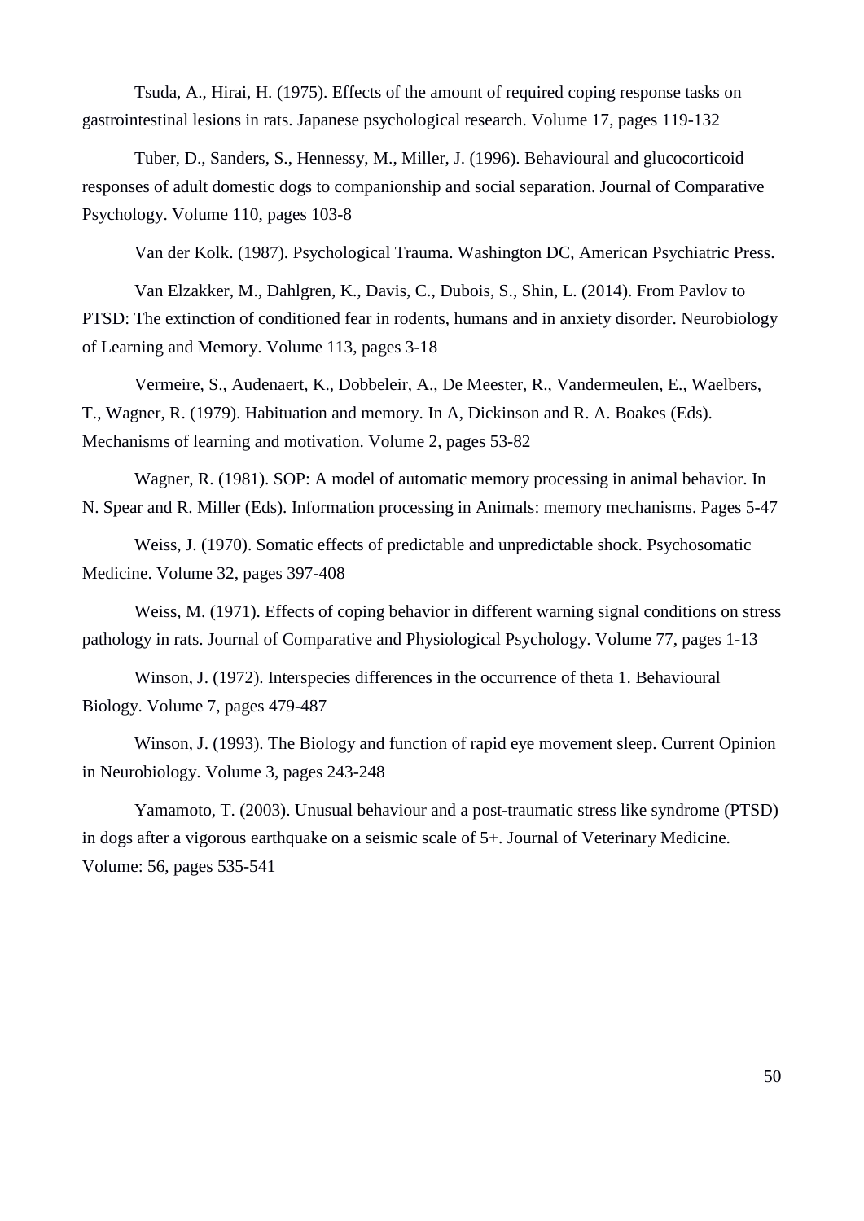Tsuda, A., Hirai, H. (1975). Effects of the amount of required coping response tasks on gastrointestinal lesions in rats. Japanese psychological research. Volume 17, pages 119-132

Tuber, D., Sanders, S., Hennessy, M., Miller, J. (1996). Behavioural and glucocorticoid responses of adult domestic dogs to companionship and social separation. Journal of Comparative Psychology. Volume 110, pages 103-8

Van der Kolk. (1987). Psychological Trauma. Washington DC, American Psychiatric Press.

Van Elzakker, M., Dahlgren, K., Davis, C., Dubois, S., Shin, L. (2014). From Pavlov to PTSD: The extinction of conditioned fear in rodents, humans and in anxiety disorder. Neurobiology of Learning and Memory. Volume 113, pages 3-18

Vermeire, S., Audenaert, K., Dobbeleir, A., De Meester, R., Vandermeulen, E., Waelbers, T., Wagner, R. (1979). Habituation and memory. In A, Dickinson and R. A. Boakes (Eds). Mechanisms of learning and motivation. Volume 2, pages 53-82

Wagner, R. (1981). SOP: A model of automatic memory processing in animal behavior. In N. Spear and R. Miller (Eds). Information processing in Animals: memory mechanisms. Pages 5-47

Weiss, J. (1970). Somatic effects of predictable and unpredictable shock. Psychosomatic Medicine. Volume 32, pages 397-408

Weiss, M. (1971). Effects of coping behavior in different warning signal conditions on stress pathology in rats. Journal of Comparative and Physiological Psychology. Volume 77, pages 1-13

Winson, J. (1972). Interspecies differences in the occurrence of theta 1. Behavioural Biology. Volume 7, pages 479-487

Winson, J. (1993). The Biology and function of rapid eye movement sleep. Current Opinion in Neurobiology. Volume 3, pages 243-248

Yamamoto, T. (2003). Unusual behaviour and a post-traumatic stress like syndrome (PTSD) in dogs after a vigorous earthquake on a seismic scale of 5+. Journal of Veterinary Medicine. Volume: 56, pages 535-541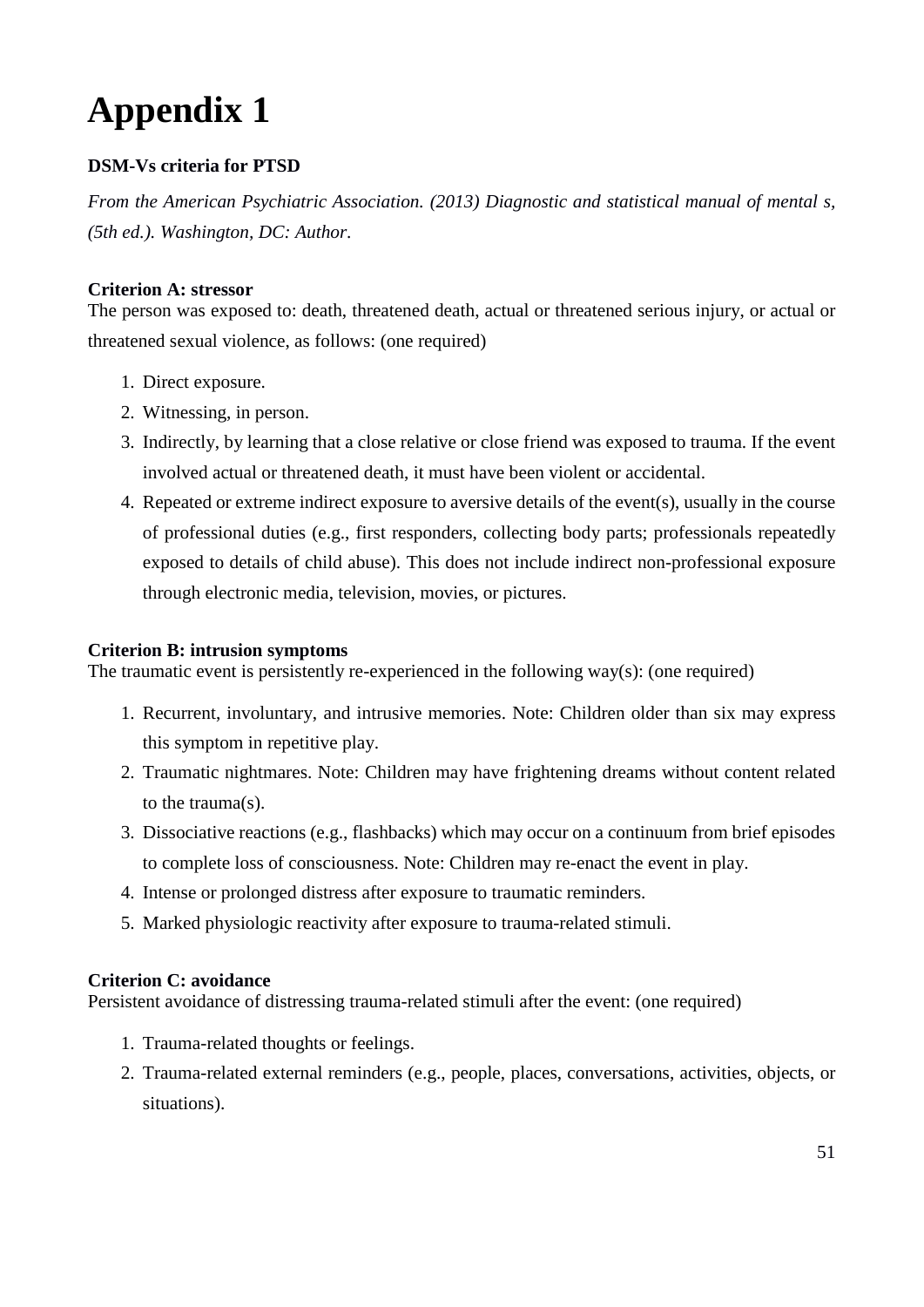# Appendix 1

**DSM-Vs criteria for PTSD**

*From the American Psychiatric Association. (2013) Diagnostic and statistical manual of mental s, (5th ed.). Washington, DC: Author.*

**Criterion A: stressor**
The person was exposed to: death, threatened death, actual or threatened serious injury, or actual or threatened sexual violence, as follows: (one required)

1. Direct exposure.
2. Witnessing, in person.
3. Indirectly, by learning that a close relative or close friend was exposed to trauma. If the event involved actual or threatened death, it must have been violent or accidental.
4. Repeated or extreme indirect exposure to aversive details of the event(s), usually in the course of professional duties (e.g., first responders, collecting body parts; professionals repeatedly exposed to details of child abuse). This does not include indirect non-professional exposure through electronic media, television, movies, or pictures.

**Criterion B: intrusion symptoms**
The traumatic event is persistently re-experienced in the following way(s): (one required)

1. Recurrent, involuntary, and intrusive memories. Note: Children older than six may express this symptom in repetitive play.
2. Traumatic nightmares. Note: Children may have frightening dreams without content related to the trauma(s).
3. Dissociative reactions (e.g., flashbacks) which may occur on a continuum from brief episodes to complete loss of consciousness. Note: Children may re-enact the event in play.
4. Intense or prolonged distress after exposure to traumatic reminders.
5. Marked physiologic reactivity after exposure to trauma-related stimuli.

**Criterion C: avoidance**
Persistent avoidance of distressing trauma-related stimuli after the event: (one required)

1. Trauma-related thoughts or feelings.
2. Trauma-related external reminders (e.g., people, places, conversations, activities, objects, or situations).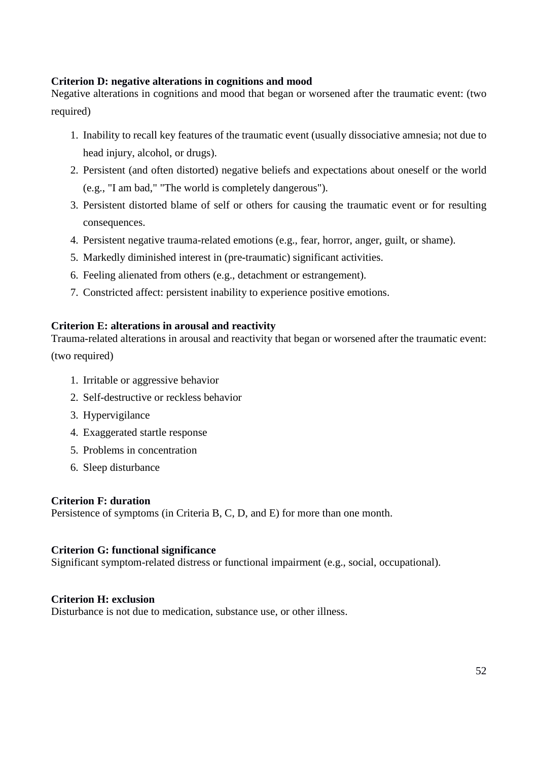**Criterion D: negative alterations in cognitions and mood**

Negative alterations in cognitions and mood that began or worsened after the traumatic event: (two required)

1. Inability to recall key features of the traumatic event (usually dissociative amnesia; not due to head injury, alcohol, or drugs).
2. Persistent (and often distorted) negative beliefs and expectations about oneself or the world (e.g., "I am bad," "The world is completely dangerous").
3. Persistent distorted blame of self or others for causing the traumatic event or for resulting consequences.
4. Persistent negative trauma-related emotions (e.g., fear, horror, anger, guilt, or shame).
5. Markedly diminished interest in (pre-traumatic) significant activities.
6. Feeling alienated from others (e.g., detachment or estrangement).
7. Constricted affect: persistent inability to experience positive emotions.

**Criterion E: alterations in arousal and reactivity**

Trauma-related alterations in arousal and reactivity that began or worsened after the traumatic event: (two required)

1. Irritable or aggressive behavior
2. Self-destructive or reckless behavior
3. Hypervigilance
4. Exaggerated startle response
5. Problems in concentration
6. Sleep disturbance

**Criterion F: duration**

Persistence of symptoms (in Criteria B, C, D, and E) for more than one month.

**Criterion G: functional significance**

Significant symptom-related distress or functional impairment (e.g., social, occupational).

**Criterion H: exclusion**

Disturbance is not due to medication, substance use, or other illness.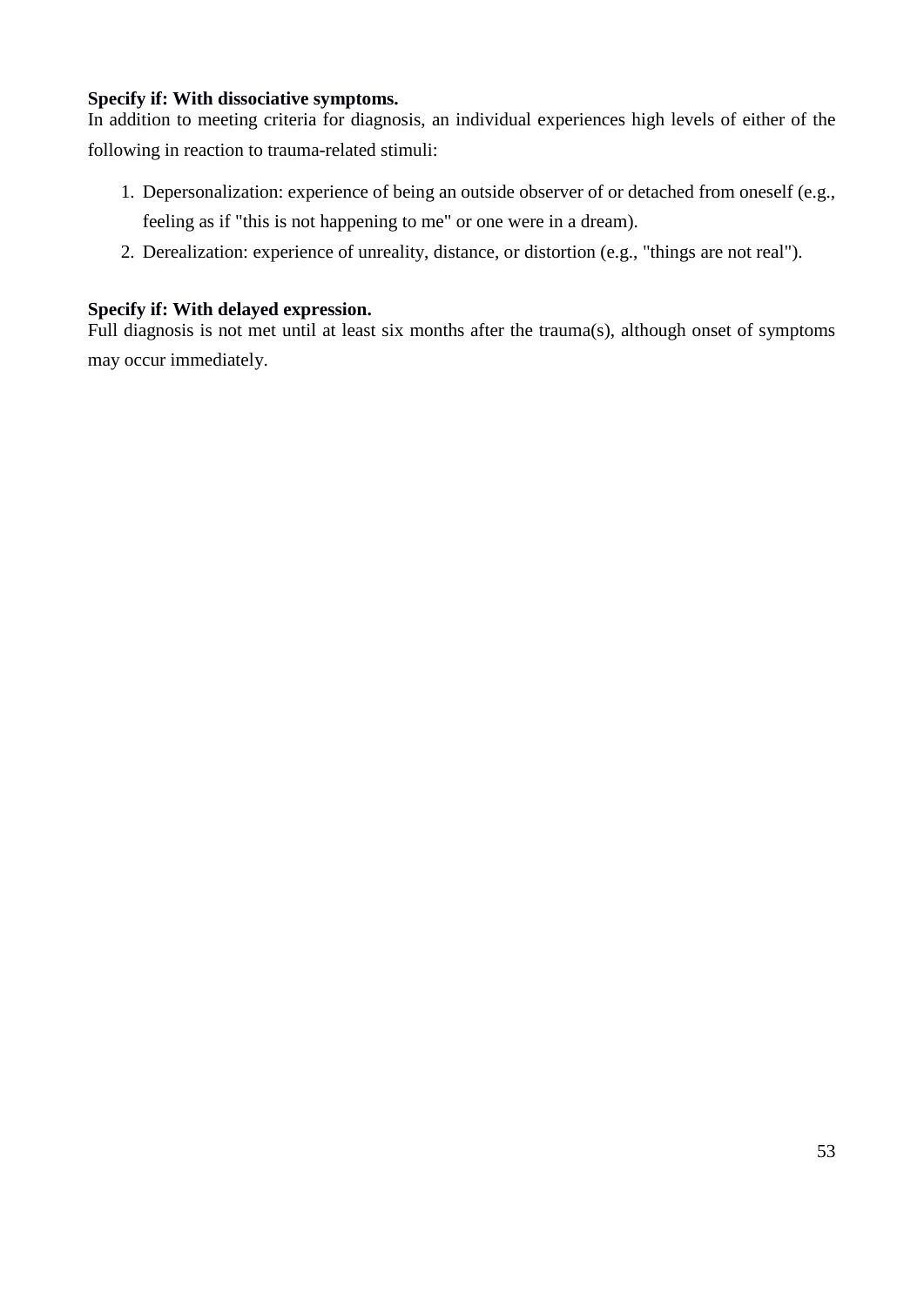**Specify if: With dissociative symptoms.**
In addition to meeting criteria for diagnosis, an individual experiences high levels of either of the following in reaction to trauma-related stimuli:

1. Depersonalization: experience of being an outside observer of or detached from oneself (e.g., feeling as if "this is not happening to me" or one were in a dream).
2. Derealization: experience of unreality, distance, or distortion (e.g., "things are not real").

**Specify if: With delayed expression.**
Full diagnosis is not met until at least six months after the trauma(s), although onset of symptoms may occur immediately.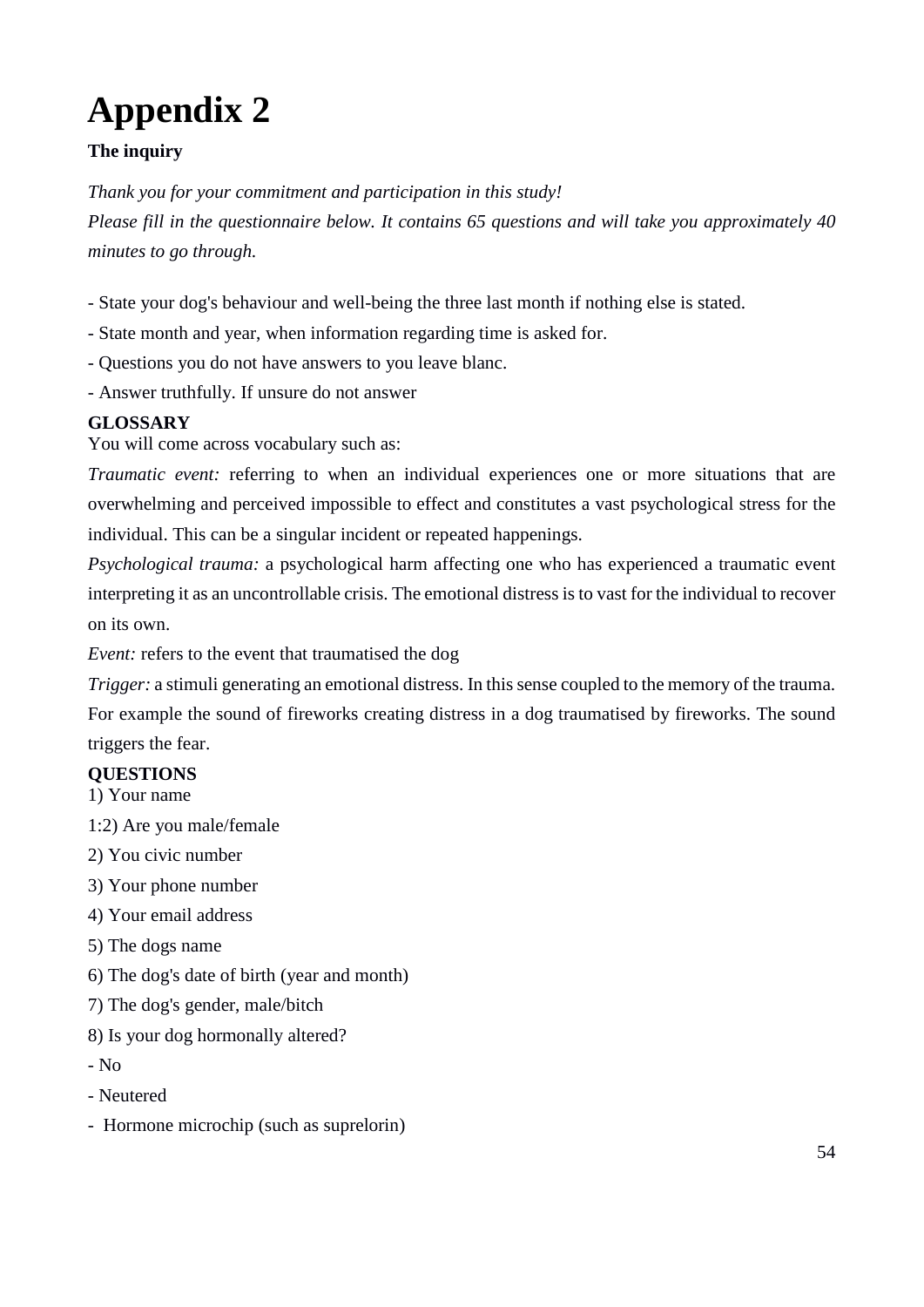# Appendix 2

**The inquiry**

*Thank you for your commitment and participation in this study!*

*Please fill in the questionnaire below. It contains 65 questions and will take you approximately 40 minutes to go through.*

- State your dog's behaviour and well-being the three last month if nothing else is stated.
- State month and year, when information regarding time is asked for.
- Questions you do not have answers to you leave blanc.
- Answer truthfully. If unsure do not answer

**GLOSSARY**

You will come across vocabulary such as:

*Traumatic event:* referring to when an individual experiences one or more situations that are overwhelming and perceived impossible to effect and constitutes a vast psychological stress for the individual. This can be a singular incident or repeated happenings.

*Psychological trauma:* a psychological harm affecting one who has experienced a traumatic event interpreting it as an uncontrollable crisis. The emotional distress is to vast for the individual to recover on its own.

*Event:* refers to the event that traumatised the dog

*Trigger:* a stimuli generating an emotional distress. In this sense coupled to the memory of the trauma. For example the sound of fireworks creating distress in a dog traumatised by fireworks. The sound triggers the fear.

**QUESTIONS**

1) Your name

1:2) Are you male/female

2) You civic number

3) Your phone number

4) Your email address

5) The dogs name

6) The dog's date of birth (year and month)

7) The dog's gender, male/bitch

8) Is your dog hormonally altered?

- No
- Neutered
- Hormone microchip (such as suprelorin)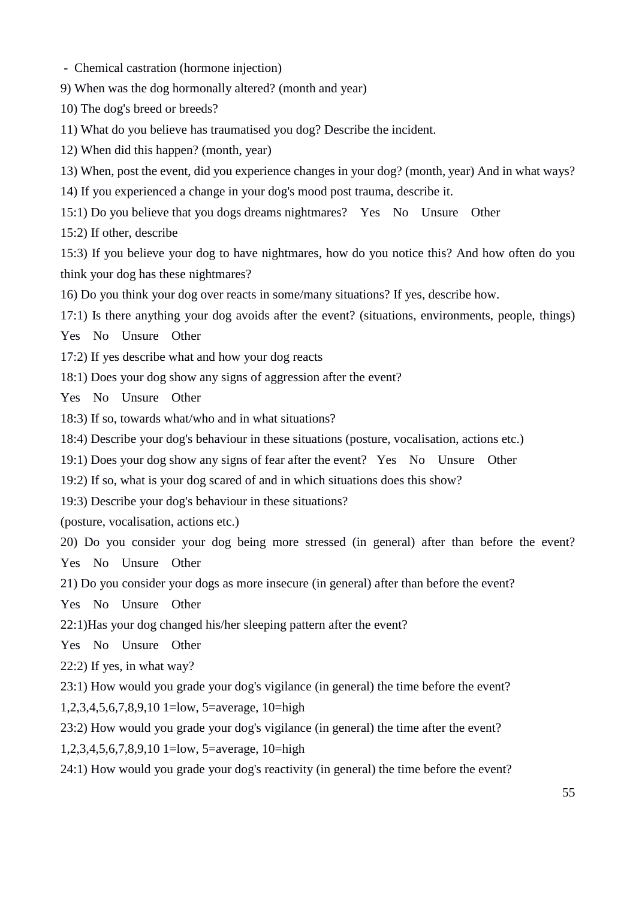- Chemical castration (hormone injection)

9) When was the dog hormonally altered? (month and year)

10) The dog's breed or breeds?

11) What do you believe has traumatised you dog? Describe the incident.

12) When did this happen? (month, year)

13) When, post the event, did you experience changes in your dog? (month, year) And in what ways?

14) If you experienced a change in your dog's mood post trauma, describe it.

15:1) Do you believe that you dogs dreams nightmares? Yes No Unsure Other

15:2) If other, describe

15:3) If you believe your dog to have nightmares, how do you notice this? And how often do you think your dog has these nightmares?

16) Do you think your dog over reacts in some/many situations? If yes, describe how.

17:1) Is there anything your dog avoids after the event? (situations, environments, people, things) Yes No Unsure Other

17:2) If yes describe what and how your dog reacts

18:1) Does your dog show any signs of aggression after the event?

Yes No Unsure Other

18:3) If so, towards what/who and in what situations?

18:4) Describe your dog's behaviour in these situations (posture, vocalisation, actions etc.)

19:1) Does your dog show any signs of fear after the event? Yes No Unsure Other

19:2) If so, what is your dog scared of and in which situations does this show?

19:3) Describe your dog's behaviour in these situations?

(posture, vocalisation, actions etc.)

20) Do you consider your dog being more stressed (in general) after than before the event? Yes No Unsure Other

21) Do you consider your dogs as more insecure (in general) after than before the event?

Yes No Unsure Other

22:1)Has your dog changed his/her sleeping pattern after the event?

Yes No Unsure Other

22:2) If yes, in what way?

23:1) How would you grade your dog's vigilance (in general) the time before the event?

1,2,3,4,5,6,7,8,9,10 1=low, 5=average, 10=high

23:2) How would you grade your dog's vigilance (in general) the time after the event?

1,2,3,4,5,6,7,8,9,10 1=low, 5=average, 10=high

24:1) How would you grade your dog's reactivity (in general) the time before the event?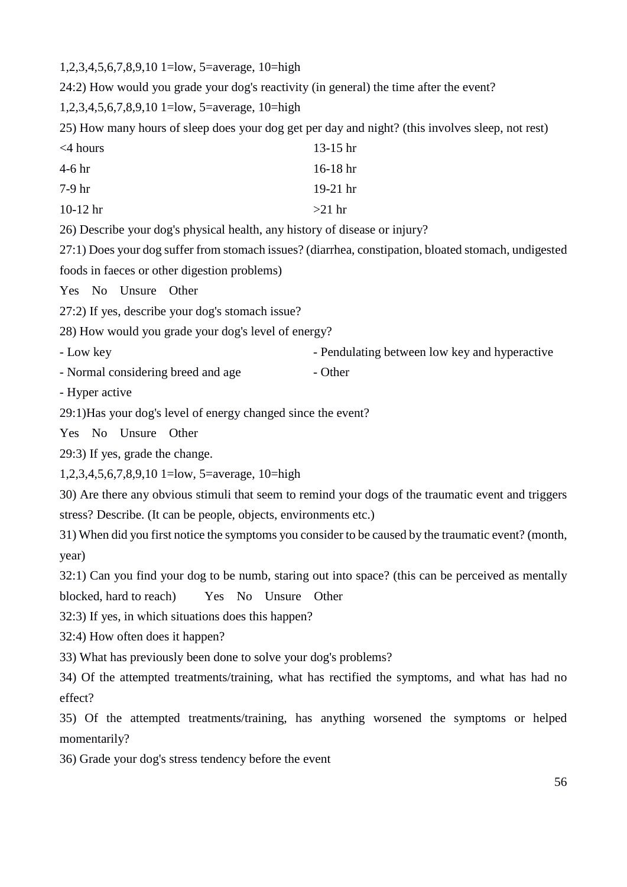1,2,3,4,5,6,7,8,9,10 1=low, 5=average, 10=high

24:2) How would you grade your dog's reactivity (in general) the time after the event?

1,2,3,4,5,6,7,8,9,10 1=low, 5=average, 10=high

25) How many hours of sleep does your dog get per day and night? (this involves sleep, not rest)

<4 hours

4-6 hr

7-9 hr

10-12 hr

13-15 hr

16-18 hr

19-21 hr

>21 hr

26) Describe your dog's physical health, any history of disease or injury?

27:1) Does your dog suffer from stomach issues? (diarrhea, constipation, bloated stomach, undigested foods in faeces or other digestion problems)

Yes No Unsure Other

27:2) If yes, describe your dog's stomach issue?

28) How would you grade your dog's level of energy?

- Low key
- Normal considering breed and age
- Hyper active
- Pendulating between low key and hyperactive
- Other

29:1)Has your dog's level of energy changed since the event?

Yes No Unsure Other

29:3) If yes, grade the change.

1,2,3,4,5,6,7,8,9,10 1=low, 5=average, 10=high

30) Are there any obvious stimuli that seem to remind your dogs of the traumatic event and triggers stress? Describe. (It can be people, objects, environments etc.)

31) When did you first notice the symptoms you consider to be caused by the traumatic event? (month, year)

32:1) Can you find your dog to be numb, staring out into space? (this can be perceived as mentally blocked, hard to reach) Yes No Unsure Other

32:3) If yes, in which situations does this happen?

32:4) How often does it happen?

33) What has previously been done to solve your dog's problems?

34) Of the attempted treatments/training, what has rectified the symptoms, and what has had no effect?

35) Of the attempted treatments/training, has anything worsened the symptoms or helped momentarily?

36) Grade your dog's stress tendency before the event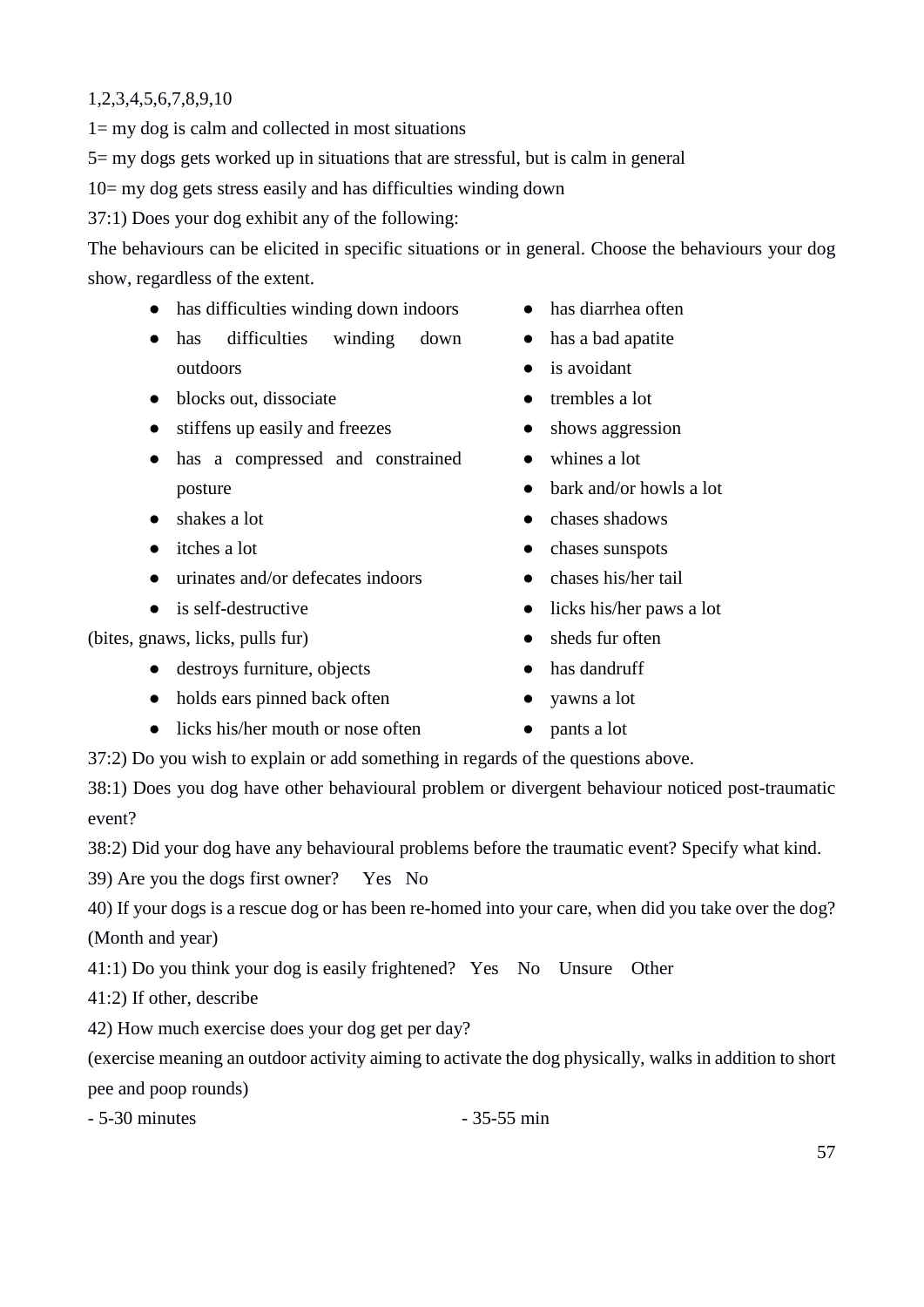1,2,3,4,5,6,7,8,9,10

1= my dog is calm and collected in most situations

5= my dogs gets worked up in situations that are stressful, but is calm in general

10= my dog gets stress easily and has difficulties winding down

37:1) Does your dog exhibit any of the following:

The behaviours can be elicited in specific situations or in general. Choose the behaviours your dog show, regardless of the extent.

- has difficulties winding down indoors
- has difficulties winding down outdoors
- blocks out, dissociate
- stiffens up easily and freezes
- has a compressed and constrained posture
- shakes a lot
- itches a lot
- urinates and/or defecates indoors
- is self-destructive

(bites, gnaws, licks, pulls fur)

- destroys furniture, objects
- holds ears pinned back often
- licks his/her mouth or nose often
- has diarrhea often
- has a bad apatite
- is avoidant
- trembles a lot
- shows aggression
- whines a lot
- bark and/or howls a lot
- chases shadows
- chases sunspots
- chases his/her tail
- licks his/her paws a lot
- sheds fur often
- has dandruff
- yawns a lot
- pants a lot

37:2) Do you wish to explain or add something in regards of the questions above.

38:1) Does you dog have other behavioural problem or divergent behaviour noticed post-traumatic event?

38:2) Did your dog have any behavioural problems before the traumatic event? Specify what kind.

39) Are you the dogs first owner? Yes No

40) If your dogs is a rescue dog or has been re-homed into your care, when did you take over the dog? (Month and year)

41:1) Do you think your dog is easily frightened? Yes No Unsure Other

41:2) If other, describe

42) How much exercise does your dog get per day?

(exercise meaning an outdoor activity aiming to activate the dog physically, walks in addition to short pee and poop rounds)

- 5-30 minutes
- 35-55 min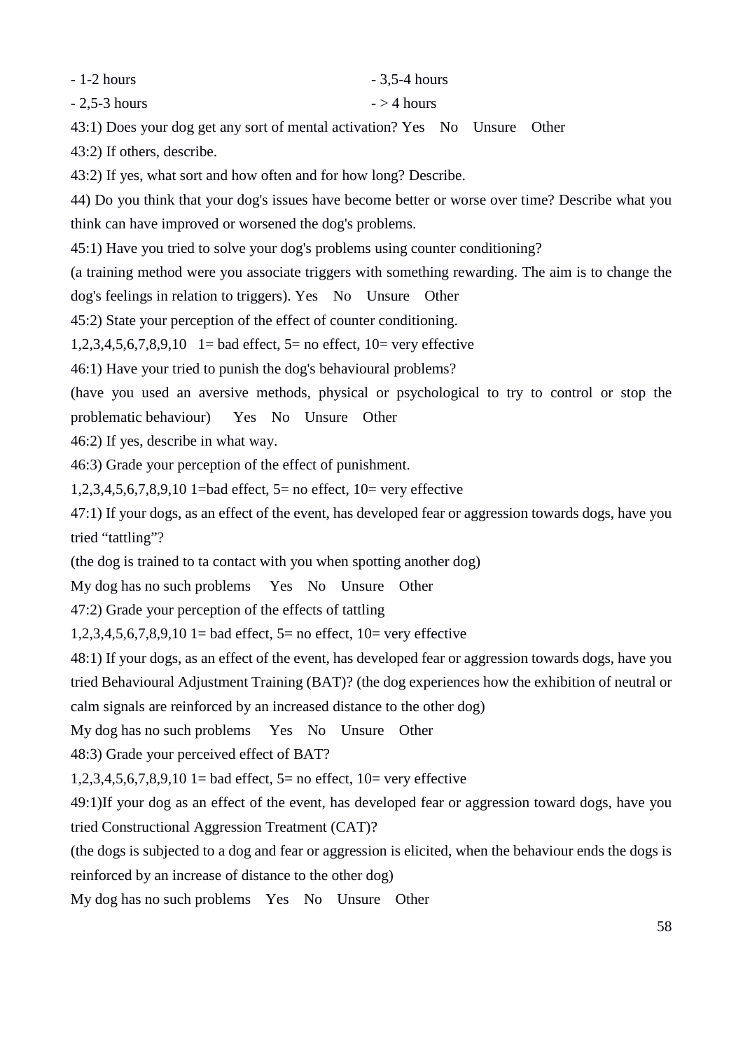- 1-2 hours
- 2,5-3 hours
- 3,5-4 hours
- > 4 hours

43:1) Does your dog get any sort of mental activation? Yes No Unsure Other

43:2) If others, describe.

43:2) If yes, what sort and how often and for how long? Describe.

44) Do you think that your dog's issues have become better or worse over time? Describe what you think can have improved or worsened the dog's problems.

45:1) Have you tried to solve your dog's problems using counter conditioning?

(a training method were you associate triggers with something rewarding. The aim is to change the dog's feelings in relation to triggers). Yes No Unsure Other

45:2) State your perception of the effect of counter conditioning.

1,2,3,4,5,6,7,8,9,10 1= bad effect, 5= no effect, 10= very effective

46:1) Have your tried to punish the dog's behavioural problems?

(have you used an aversive methods, physical or psychological to try to control or stop the problematic behaviour) Yes No Unsure Other

46:2) If yes, describe in what way.

46:3) Grade your perception of the effect of punishment.

1,2,3,4,5,6,7,8,9,10 1=bad effect, 5= no effect, 10= very effective

47:1) If your dogs, as an effect of the event, has developed fear or aggression towards dogs, have you tried "tattling"?

(the dog is trained to ta contact with you when spotting another dog)

My dog has no such problems Yes No Unsure Other

47:2) Grade your perception of the effects of tattling

1,2,3,4,5,6,7,8,9,10 1= bad effect, 5= no effect, 10= very effective

48:1) If your dogs, as an effect of the event, has developed fear or aggression towards dogs, have you tried Behavioural Adjustment Training (BAT)? (the dog experiences how the exhibition of neutral or calm signals are reinforced by an increased distance to the other dog)

My dog has no such problems Yes No Unsure Other

48:3) Grade your perceived effect of BAT?

1,2,3,4,5,6,7,8,9,10 1= bad effect, 5= no effect, 10= very effective

49:1)If your dog as an effect of the event, has developed fear or aggression toward dogs, have you tried Constructional Aggression Treatment (CAT)?

(the dogs is subjected to a dog and fear or aggression is elicited, when the behaviour ends the dogs is reinforced by an increase of distance to the other dog)

My dog has no such problems Yes No Unsure Other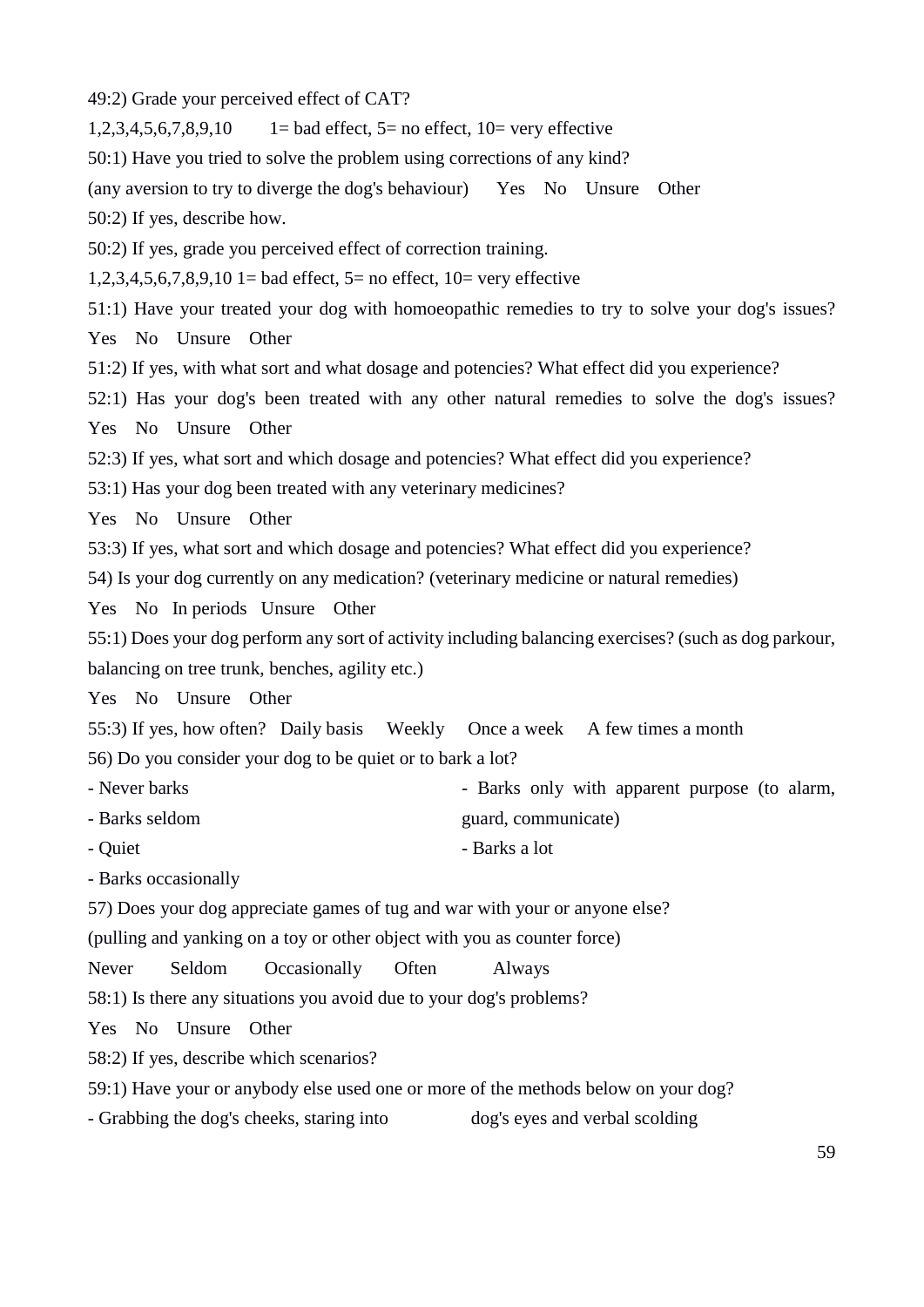49:2) Grade your perceived effect of CAT?

1,2,3,4,5,6,7,8,9,10 1= bad effect, 5= no effect, 10= very effective

50:1) Have you tried to solve the problem using corrections of any kind?

(any aversion to try to diverge the dog's behaviour) Yes No Unsure Other

50:2) If yes, describe how.

50:2) If yes, grade you perceived effect of correction training.

1,2,3,4,5,6,7,8,9,10 1= bad effect, 5= no effect, 10= very effective

51:1) Have your treated your dog with homoeopathic remedies to try to solve your dog's issues? Yes No Unsure Other

51:2) If yes, with what sort and what dosage and potencies? What effect did you experience?

52:1) Has your dog's been treated with any other natural remedies to solve the dog's issues? Yes No Unsure Other

52:3) If yes, what sort and which dosage and potencies? What effect did you experience?

53:1) Has your dog been treated with any veterinary medicines?

Yes No Unsure Other

53:3) If yes, what sort and which dosage and potencies? What effect did you experience?

54) Is your dog currently on any medication? (veterinary medicine or natural remedies)

Yes No In periods Unsure Other

55:1) Does your dog perform any sort of activity including balancing exercises? (such as dog parkour, balancing on tree trunk, benches, agility etc.)

Yes No Unsure Other

55:3) If yes, how often? Daily basis Weekly Once a week A few times a month

56) Do you consider your dog to be quiet or to bark a lot?

- Never barks
- Barks seldom
- Quiet
- Barks occasionally
- Barks only with apparent purpose (to alarm, guard, communicate)
- Barks a lot

57) Does your dog appreciate games of tug and war with your or anyone else?

(pulling and yanking on a toy or other object with you as counter force)

Never Seldom Occasionally Often Always

58:1) Is there any situations you avoid due to your dog's problems?

Yes No Unsure Other

58:2) If yes, describe which scenarios?

59:1) Have your or anybody else used one or more of the methods below on your dog?

- Grabbing the dog's cheeks, staring into dog's eyes and verbal scolding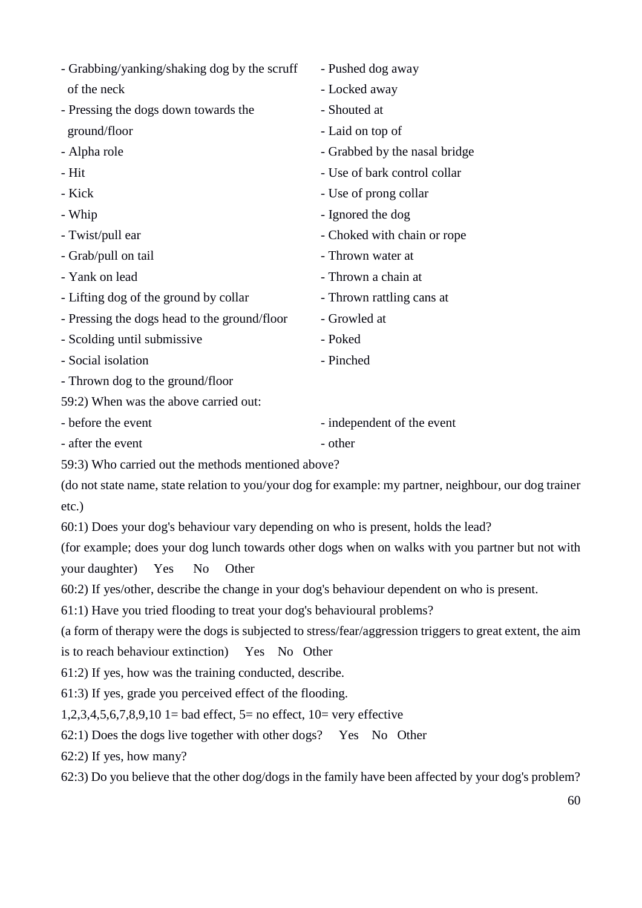- Grabbing/yanking/shaking dog by the scruff of the neck
- Pressing the dogs down towards the ground/floor
- Alpha role
- Hit
- Kick
- Whip
- Twist/pull ear
- Grab/pull on tail
- Yank on lead
- Lifting dog of the ground by collar
- Pressing the dogs head to the ground/floor
- Scolding until submissive
- Social isolation
- Thrown dog to the ground/floor
- Pushed dog away
- Locked away
- Shouted at
- Laid on top of
- Grabbed by the nasal bridge
- Use of bark control collar
- Use of prong collar
- Ignored the dog
- Choked with chain or rope
- Thrown water at
- Thrown a chain at
- Thrown rattling cans at
- Growled at
- Poked
- Pinched

59:2) When was the above carried out:

- before the event
- after the event
- independent of the event
- other

59:3) Who carried out the methods mentioned above?

(do not state name, state relation to you/your dog for example: my partner, neighbour, our dog trainer etc.)

60:1) Does your dog's behaviour vary depending on who is present, holds the lead?

(for example; does your dog lunch towards other dogs when on walks with you partner but not with your daughter) Yes No Other

60:2) If yes/other, describe the change in your dog's behaviour dependent on who is present.

61:1) Have you tried flooding to treat your dog's behavioural problems?

(a form of therapy were the dogs is subjected to stress/fear/aggression triggers to great extent, the aim is to reach behaviour extinction) Yes No Other

61:2) If yes, how was the training conducted, describe.

61:3) If yes, grade you perceived effect of the flooding.

1,2,3,4,5,6,7,8,9,10 1= bad effect, 5= no effect, 10= very effective

62:1) Does the dogs live together with other dogs? Yes No Other

62:2) If yes, how many?

62:3) Do you believe that the other dog/dogs in the family have been affected by your dog's problem?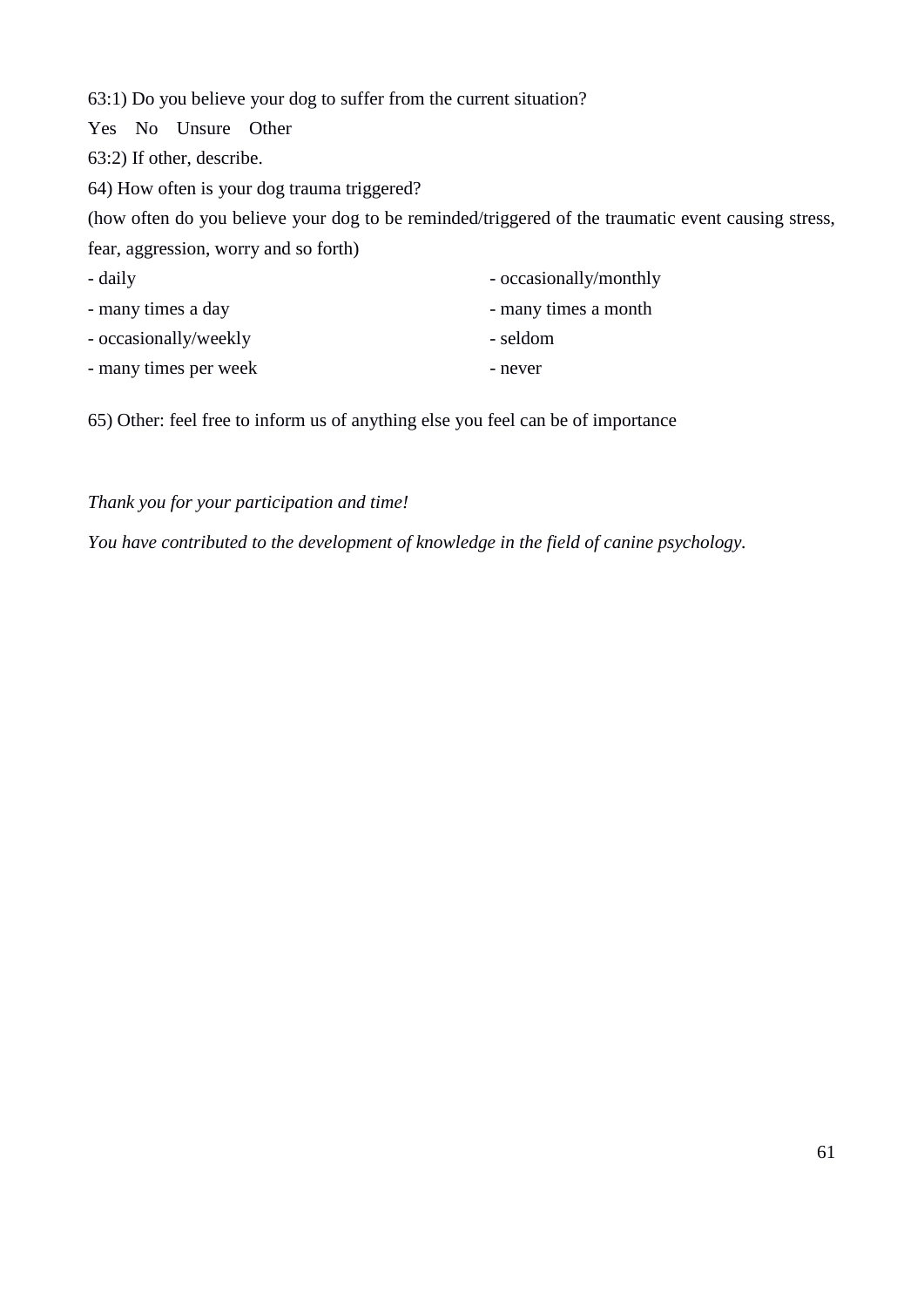63:1) Do you believe your dog to suffer from the current situation?

Yes No Unsure Other

63:2) If other, describe.

64) How often is your dog trauma triggered?

(how often do you believe your dog to be reminded/triggered of the traumatic event causing stress, fear, aggression, worry and so forth)

- daily
- many times a day
- occasionally/weekly
- many times per week
- occasionally/monthly
- many times a month
- seldom
- never

65) Other: feel free to inform us of anything else you feel can be of importance

*Thank you for your participation and time!*

*You have contributed to the development of knowledge in the field of canine psychology*.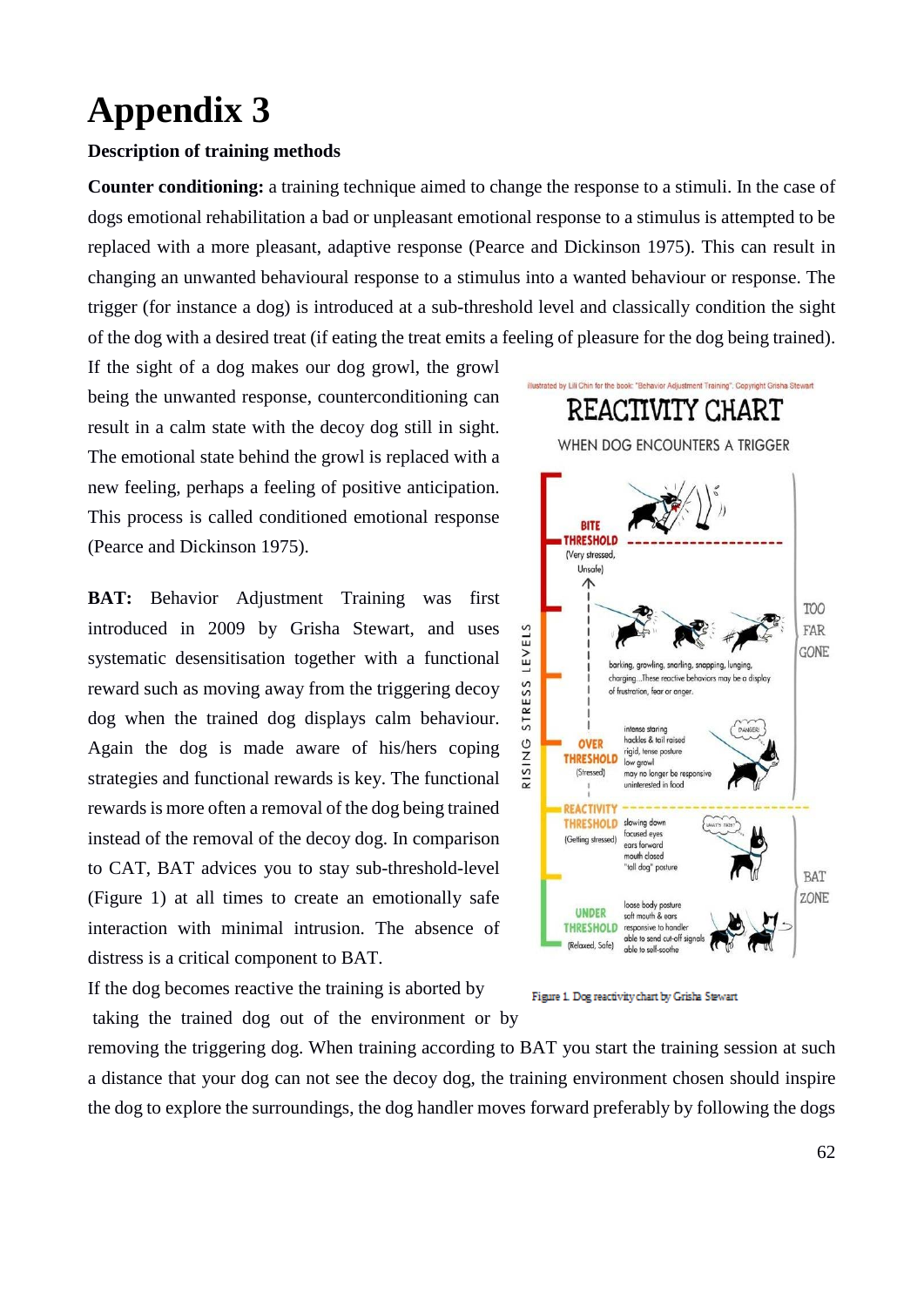# Appendix 3

**Description of training methods**

**Counter conditioning:** a training technique aimed to change the response to a stimuli. In the case of dogs emotional rehabilitation a bad or unpleasant emotional response to a stimulus is attempted to be replaced with a more pleasant, adaptive response (Pearce and Dickinson 1975). This can result in changing an unwanted behavioural response to a stimulus into a wanted behaviour or response. The trigger (for instance a dog) is introduced at a sub-threshold level and classically condition the sight of the dog with a desired treat (if eating the treat emits a feeling of pleasure for the dog being trained). If the sight of a dog makes our dog growl, the growl being the unwanted response, counterconditioning can result in a calm state with the decoy dog still in sight. The emotional state behind the growl is replaced with a new feeling, perhaps a feeling of positive anticipation. This process is called conditioned emotional response (Pearce and Dickinson 1975).

**BAT:** Behavior Adjustment Training was first introduced in 2009 by Grisha Stewart, and uses systematic desensitisation together with a functional reward such as moving away from the triggering decoy dog when the trained dog displays calm behaviour. Again the dog is made aware of his/hers coping strategies and functional rewards is key. The functional rewards is more often a removal of the dog being trained instead of the removal of the decoy dog. In comparison to CAT, BAT advices you to stay sub-threshold-level (Figure 1) at all times to create an emotionally safe interaction with minimal intrusion. The absence of distress is a critical component to BAT.

If the dog becomes reactive the training is aborted by taking the trained dog out of the environment or by removing the triggering dog. When training according to BAT you start the training session at such a distance that your dog can not see the decoy dog, the training environment chosen should inspire the dog to explore the surroundings, the dog handler moves forward preferably by following the dogs

Figure 1. Dog reactivity chart by Grisha Stewart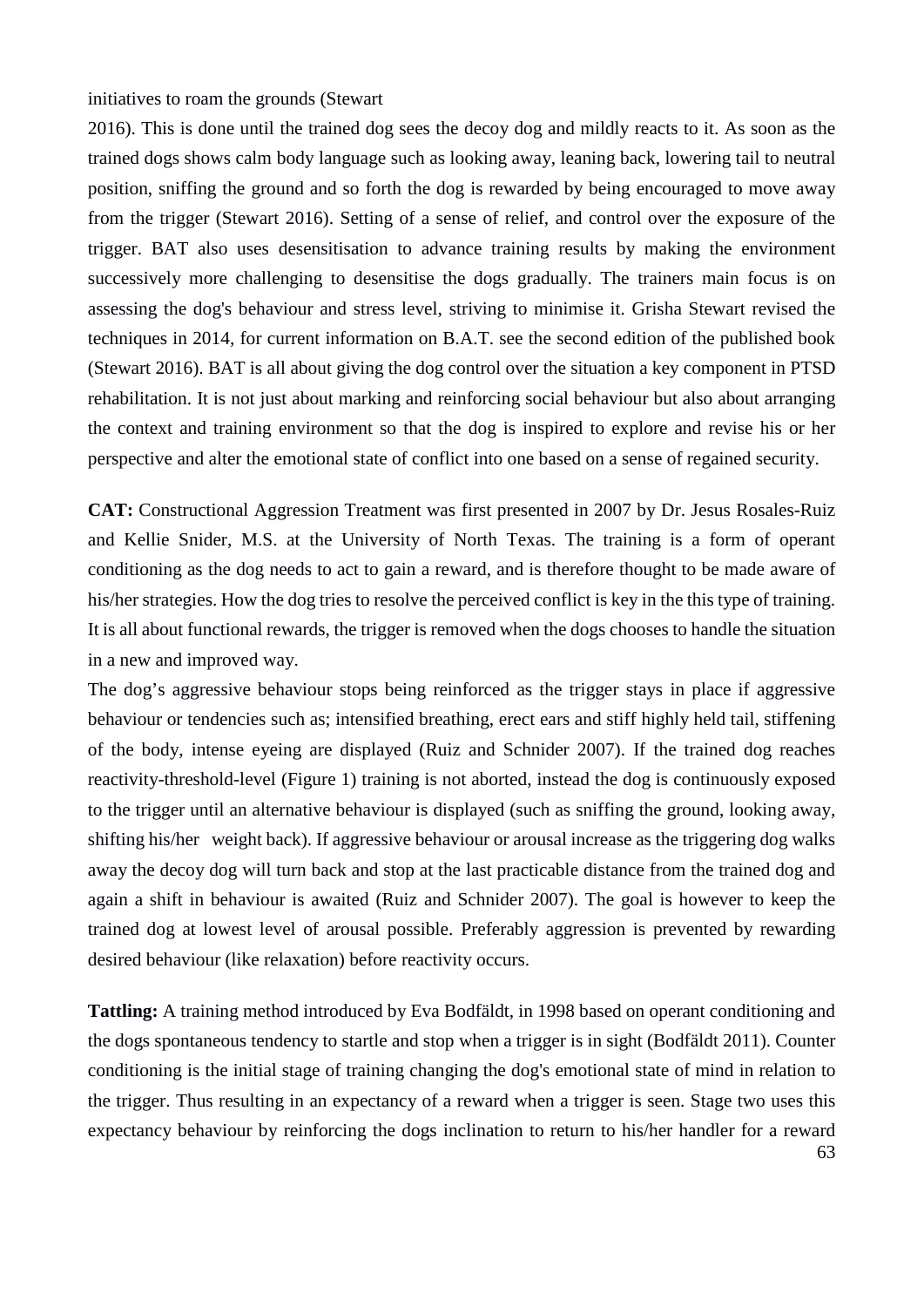initiatives to roam the grounds (Stewart 2016). This is done until the trained dog sees the decoy dog and mildly reacts to it. As soon as the trained dogs shows calm body language such as looking away, leaning back, lowering tail to neutral position, sniffing the ground and so forth the dog is rewarded by being encouraged to move away from the trigger (Stewart 2016). Setting of a sense of relief, and control over the exposure of the trigger. BAT also uses desensitisation to advance training results by making the environment successively more challenging to desensitise the dogs gradually. The trainers main focus is on assessing the dog's behaviour and stress level, striving to minimise it. Grisha Stewart revised the techniques in 2014, for current information on B.A.T. see the second edition of the published book (Stewart 2016). BAT is all about giving the dog control over the situation a key component in PTSD rehabilitation. It is not just about marking and reinforcing social behaviour but also about arranging the context and training environment so that the dog is inspired to explore and revise his or her perspective and alter the emotional state of conflict into one based on a sense of regained security.

**CAT:** Constructional Aggression Treatment was first presented in 2007 by Dr. Jesus Rosales-Ruiz and Kellie Snider, M.S. at the University of North Texas. The training is a form of operant conditioning as the dog needs to act to gain a reward, and is therefore thought to be made aware of his/her strategies. How the dog tries to resolve the perceived conflict is key in the this type of training. It is all about functional rewards, the trigger is removed when the dogs chooses to handle the situation in a new and improved way.

The dog's aggressive behaviour stops being reinforced as the trigger stays in place if aggressive behaviour or tendencies such as; intensified breathing, erect ears and stiff highly held tail, stiffening of the body, intense eyeing are displayed (Ruiz and Schnider 2007). If the trained dog reaches reactivity-threshold-level (Figure 1) training is not aborted, instead the dog is continuously exposed to the trigger until an alternative behaviour is displayed (such as sniffing the ground, looking away, shifting his/her weight back). If aggressive behaviour or arousal increase as the triggering dog walks away the decoy dog will turn back and stop at the last practicable distance from the trained dog and again a shift in behaviour is awaited (Ruiz and Schnider 2007). The goal is however to keep the trained dog at lowest level of arousal possible. Preferably aggression is prevented by rewarding desired behaviour (like relaxation) before reactivity occurs.

**Tattling:** A training method introduced by Eva Bodfäldt, in 1998 based on operant conditioning and the dogs spontaneous tendency to startle and stop when a trigger is in sight (Bodfäldt 2011). Counter conditioning is the initial stage of training changing the dog's emotional state of mind in relation to the trigger. Thus resulting in an expectancy of a reward when a trigger is seen. Stage two uses this expectancy behaviour by reinforcing the dogs inclination to return to his/her handler for a reward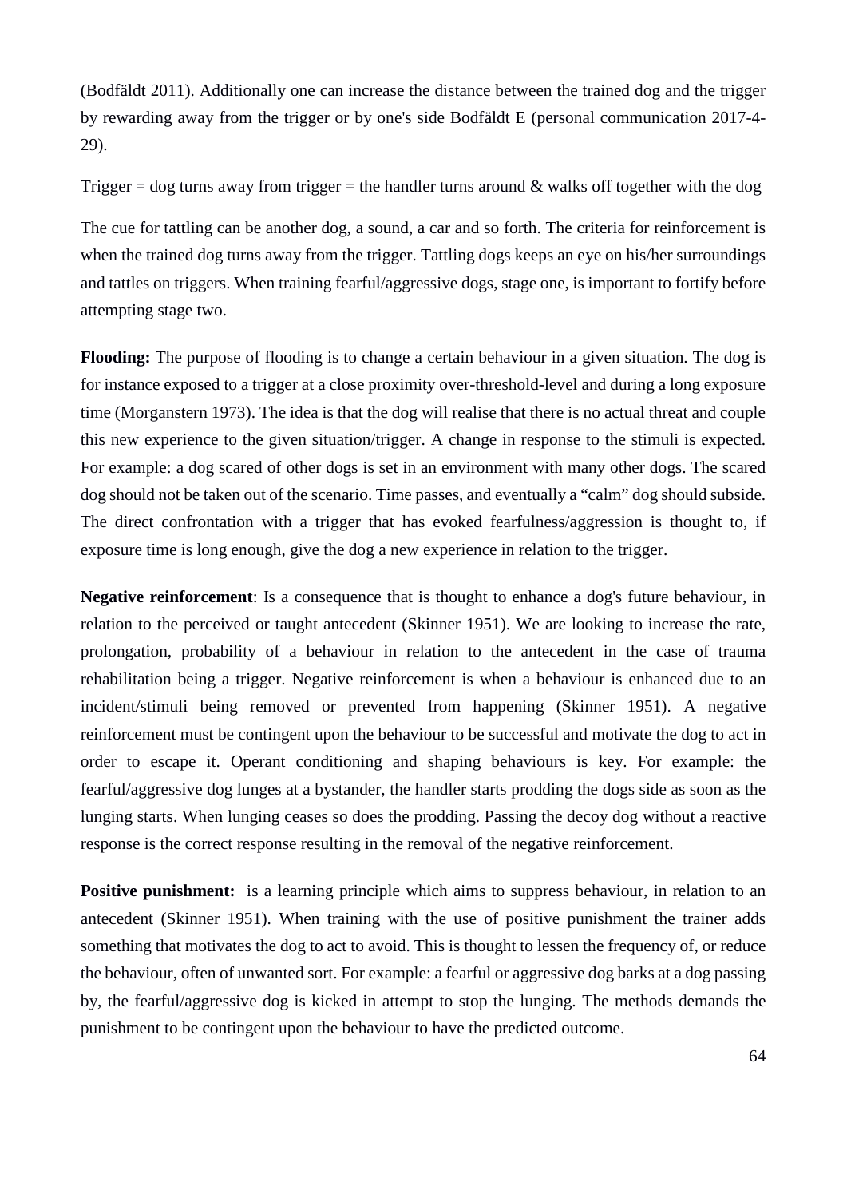(Bodfäldt 2011). Additionally one can increase the distance between the trained dog and the trigger by rewarding away from the trigger or by one's side Bodfäldt E (personal communication 2017-4-29).

Trigger = dog turns away from trigger = the handler turns around & walks off together with the dog

The cue for tattling can be another dog, a sound, a car and so forth. The criteria for reinforcement is when the trained dog turns away from the trigger. Tattling dogs keeps an eye on his/her surroundings and tattles on triggers. When training fearful/aggressive dogs, stage one, is important to fortify before attempting stage two.

**Flooding:** The purpose of flooding is to change a certain behaviour in a given situation. The dog is for instance exposed to a trigger at a close proximity over-threshold-level and during a long exposure time (Morganstern 1973). The idea is that the dog will realise that there is no actual threat and couple this new experience to the given situation/trigger. A change in response to the stimuli is expected. For example: a dog scared of other dogs is set in an environment with many other dogs. The scared dog should not be taken out of the scenario. Time passes, and eventually a "calm" dog should subside. The direct confrontation with a trigger that has evoked fearfulness/aggression is thought to, if exposure time is long enough, give the dog a new experience in relation to the trigger.

**Negative reinforcement**: Is a consequence that is thought to enhance a dog's future behaviour, in relation to the perceived or taught antecedent (Skinner 1951). We are looking to increase the rate, prolongation, probability of a behaviour in relation to the antecedent in the case of trauma rehabilitation being a trigger. Negative reinforcement is when a behaviour is enhanced due to an incident/stimuli being removed or prevented from happening (Skinner 1951). A negative reinforcement must be contingent upon the behaviour to be successful and motivate the dog to act in order to escape it. Operant conditioning and shaping behaviours is key. For example: the fearful/aggressive dog lunges at a bystander, the handler starts prodding the dogs side as soon as the lunging starts. When lunging ceases so does the prodding. Passing the decoy dog without a reactive response is the correct response resulting in the removal of the negative reinforcement.

**Positive punishment:** is a learning principle which aims to suppress behaviour, in relation to an antecedent (Skinner 1951). When training with the use of positive punishment the trainer adds something that motivates the dog to act to avoid. This is thought to lessen the frequency of, or reduce the behaviour, often of unwanted sort. For example: a fearful or aggressive dog barks at a dog passing by, the fearful/aggressive dog is kicked in attempt to stop the lunging. The methods demands the punishment to be contingent upon the behaviour to have the predicted outcome.